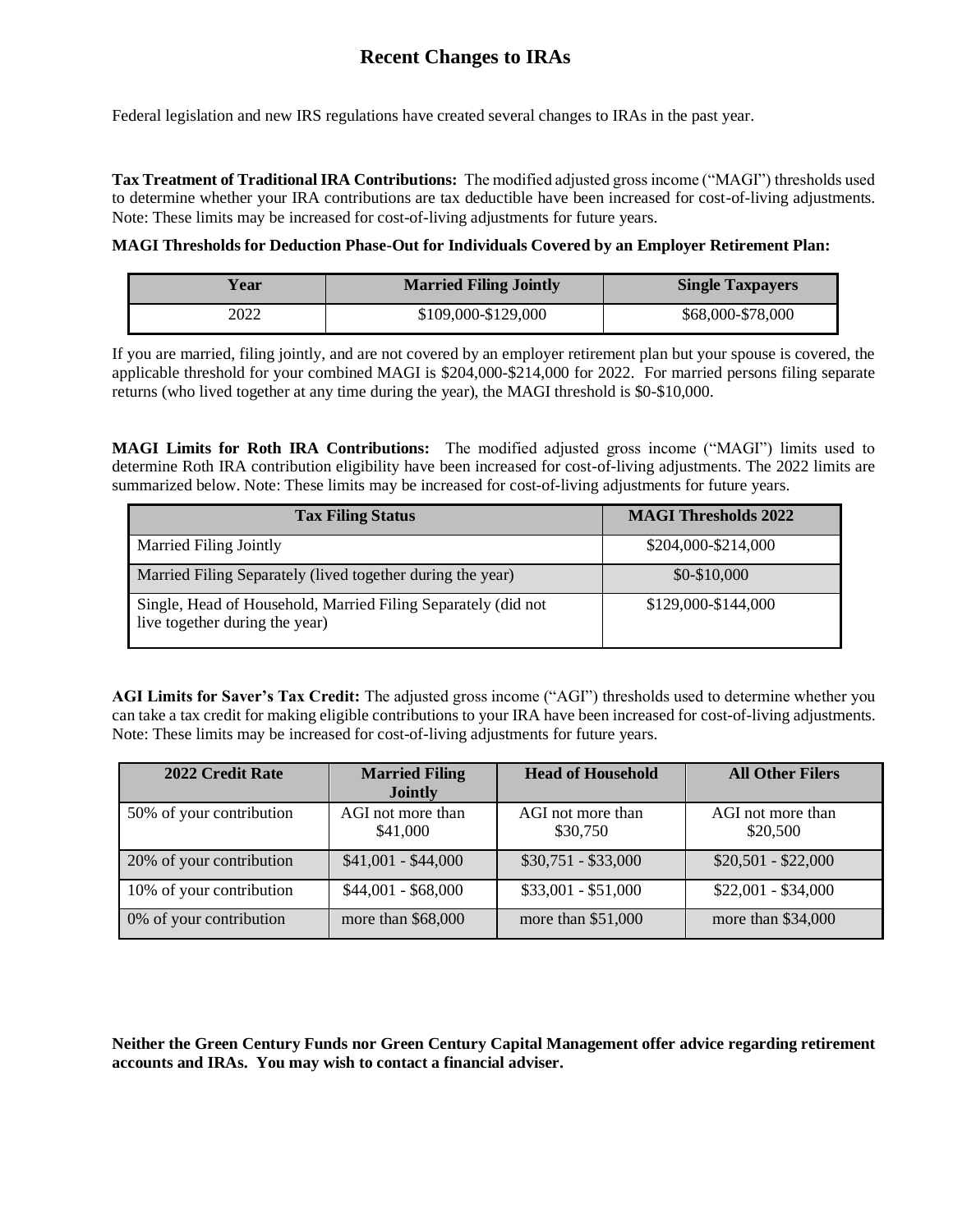# Recent Changes to IRAs

Federal legislation and new IRS regulations have created several changes to IRAs in the past year.

**Tax Treatment of Traditional IRA Contributions:** The modified adjusted gross income ("MAGI") thresholds used to determine whether your IRA contributions are tax deductible have been increased for cost-of-living adjustments. Note: These limits may be increased for cost-of-living adjustments for future years.

**MAGI Thresholds for Deduction Phase-Out for Individuals Covered by an Employer Retirement Plan:**

| Year | Married Filing Jointly | Single Taxpayers |
|---|---|---|
| 2022 | $109,000-$129,000 | $68,000-$78,000 |

If you are married, filing jointly, and are not covered by an employer retirement plan but your spouse is covered, the applicable threshold for your combined MAGI is $204,000-$214,000 for 2022. For married persons filing separate returns (who lived together at any time during the year), the MAGI threshold is $0-$10,000.

**MAGI Limits for Roth IRA Contributions:** The modified adjusted gross income ("MAGI") limits used to determine Roth IRA contribution eligibility have been increased for cost-of-living adjustments. The 2022 limits are summarized below. Note: These limits may be increased for cost-of-living adjustments for future years.

| Tax Filing Status | MAGI Thresholds 2022 |
|---|---|
| Married Filing Jointly | $204,000-$214,000 |
| Married Filing Separately (lived together during the year) | $0-$10,000 |
| Single, Head of Household, Married Filing Separately (did not live together during the year) | $129,000-$144,000 |

**AGI Limits for Saver's Tax Credit:** The adjusted gross income ("AGI") thresholds used to determine whether you can take a tax credit for making eligible contributions to your IRA have been increased for cost-of-living adjustments. Note: These limits may be increased for cost-of-living adjustments for future years.

| 2022 Credit Rate | Married Filing Jointly | Head of Household | All Other Filers |
|---|---|---|---|
| 50% of your contribution | AGI not more than $41,000 | AGI not more than $30,750 | AGI not more than $20,500 |
| 20% of your contribution | $41,001 - $44,000 | $30,751 - $33,000 | $20,501 - $22,000 |
| 10% of your contribution | $44,001 - $68,000 | $33,001 - $51,000 | $22,001 - $34,000 |
| 0% of your contribution | more than $68,000 | more than $51,000 | more than $34,000 |

**Neither the Green Century Funds nor Green Century Capital Management offer advice regarding retirement accounts and IRAs. You may wish to contact a financial adviser.**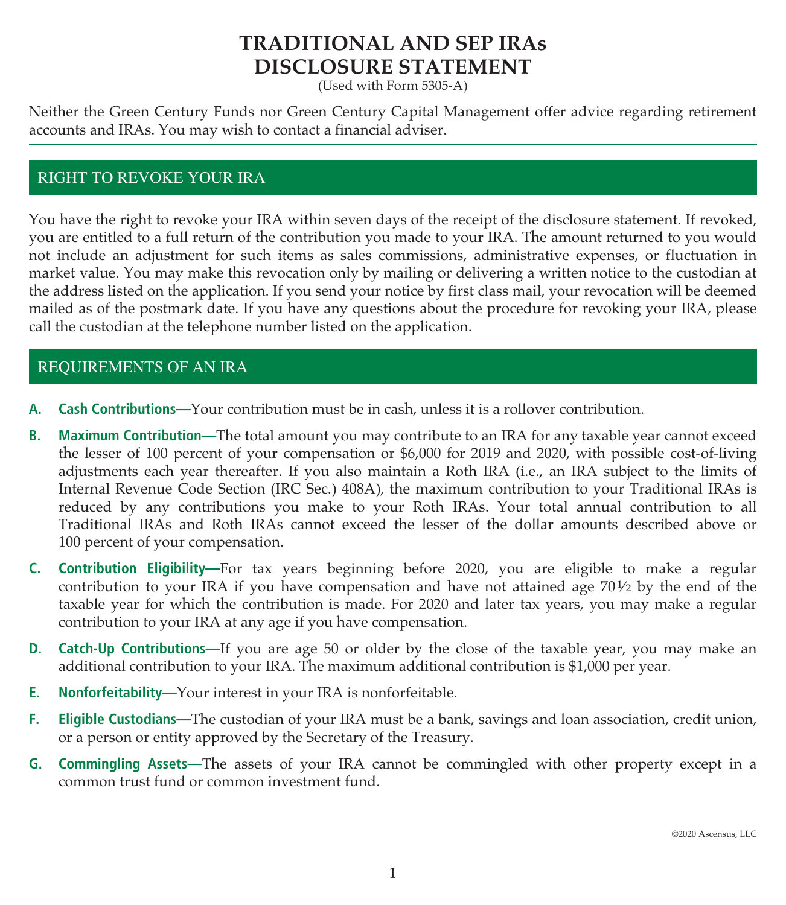# TRADITIONAL AND SEP IRAs DISCLOSURE STATEMENT

(Used with Form 5305-A)

Neither the Green Century Funds nor Green Century Capital Management offer advice regarding retirement accounts and IRAs. You may wish to contact a financial adviser.

## RIGHT TO REVOKE YOUR IRA

You have the right to revoke your IRA within seven days of the receipt of the disclosure statement. If revoked, you are entitled to a full return of the contribution you made to your IRA. The amount returned to you would not include an adjustment for such items as sales commissions, administrative expenses, or fluctuation in market value. You may make this revocation only by mailing or delivering a written notice to the custodian at the address listed on the application. If you send your notice by first class mail, your revocation will be deemed mailed as of the postmark date. If you have any questions about the procedure for revoking your IRA, please call the custodian at the telephone number listed on the application.

## REQUIREMENTS OF AN IRA

**A. Cash Contributions—**Your contribution must be in cash, unless it is a rollover contribution.

**B. Maximum Contribution—**The total amount you may contribute to an IRA for any taxable year cannot exceed the lesser of 100 percent of your compensation or $6,000 for 2019 and 2020, with possible cost-of-living adjustments each year thereafter. If you also maintain a Roth IRA (i.e., an IRA subject to the limits of Internal Revenue Code Section (IRC Sec.) 408A), the maximum contribution to your Traditional IRAs is reduced by any contributions you make to your Roth IRAs. Your total annual contribution to all Traditional IRAs and Roth IRAs cannot exceed the lesser of the dollar amounts described above or 100 percent of your compensation.

**C. Contribution Eligibility—**For tax years beginning before 2020, you are eligible to make a regular contribution to your IRA if you have compensation and have not attained age 70½ by the end of the taxable year for which the contribution is made. For 2020 and later tax years, you may make a regular contribution to your IRA at any age if you have compensation.

**D. Catch-Up Contributions—**If you are age 50 or older by the close of the taxable year, you may make an additional contribution to your IRA. The maximum additional contribution is $1,000 per year.

**E. Nonforfeitability—**Your interest in your IRA is nonforfeitable.

**F. Eligible Custodians—**The custodian of your IRA must be a bank, savings and loan association, credit union, or a person or entity approved by the Secretary of the Treasury.

**G. Commingling Assets—**The assets of your IRA cannot be commingled with other property except in a common trust fund or common investment fund.

©2020 Ascensus, LLC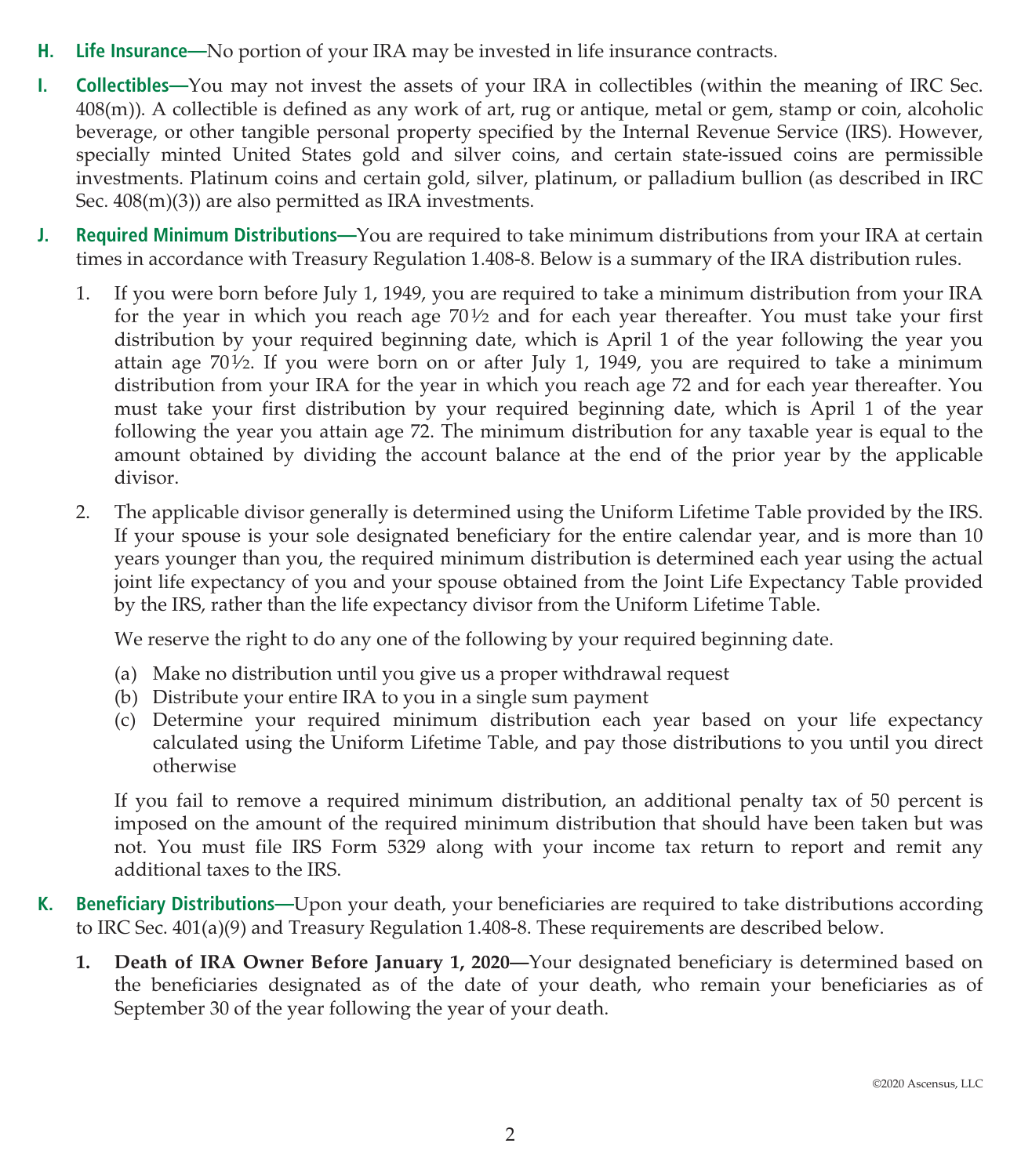**H. Life Insurance—**No portion of your IRA may be invested in life insurance contracts.

**I. Collectibles—**You may not invest the assets of your IRA in collectibles (within the meaning of IRC Sec. 408(m)). A collectible is defined as any work of art, rug or antique, metal or gem, stamp or coin, alcoholic beverage, or other tangible personal property specified by the Internal Revenue Service (IRS). However, specially minted United States gold and silver coins, and certain state-issued coins are permissible investments. Platinum coins and certain gold, silver, platinum, or palladium bullion (as described in IRC Sec. 408(m)(3)) are also permitted as IRA investments.

**J. Required Minimum Distributions—**You are required to take minimum distributions from your IRA at certain times in accordance with Treasury Regulation 1.408-8. Below is a summary of the IRA distribution rules.

1. If you were born before July 1, 1949, you are required to take a minimum distribution from your IRA for the year in which you reach age 70½ and for each year thereafter. You must take your first distribution by your required beginning date, which is April 1 of the year following the year you attain age 70½. If you were born on or after July 1, 1949, you are required to take a minimum distribution from your IRA for the year in which you reach age 72 and for each year thereafter. You must take your first distribution by your required beginning date, which is April 1 of the year following the year you attain age 72. The minimum distribution for any taxable year is equal to the amount obtained by dividing the account balance at the end of the prior year by the applicable divisor.

2. The applicable divisor generally is determined using the Uniform Lifetime Table provided by the IRS. If your spouse is your sole designated beneficiary for the entire calendar year, and is more than 10 years younger than you, the required minimum distribution is determined each year using the actual joint life expectancy of you and your spouse obtained from the Joint Life Expectancy Table provided by the IRS, rather than the life expectancy divisor from the Uniform Lifetime Table.

   We reserve the right to do any one of the following by your required beginning date.

   (a) Make no distribution until you give us a proper withdrawal request
   (b) Distribute your entire IRA to you in a single sum payment
   (c) Determine your required minimum distribution each year based on your life expectancy calculated using the Uniform Lifetime Table, and pay those distributions to you until you direct otherwise

   If you fail to remove a required minimum distribution, an additional penalty tax of 50 percent is imposed on the amount of the required minimum distribution that should have been taken but was not. You must file IRS Form 5329 along with your income tax return to report and remit any additional taxes to the IRS.

**K. Beneficiary Distributions—**Upon your death, your beneficiaries are required to take distributions according to IRC Sec. 401(a)(9) and Treasury Regulation 1.408-8. These requirements are described below.

1. **Death of IRA Owner Before January 1, 2020—**Your designated beneficiary is determined based on the beneficiaries designated as of the date of your death, who remain your beneficiaries as of September 30 of the year following the year of your death.

©2020 Ascensus, LLC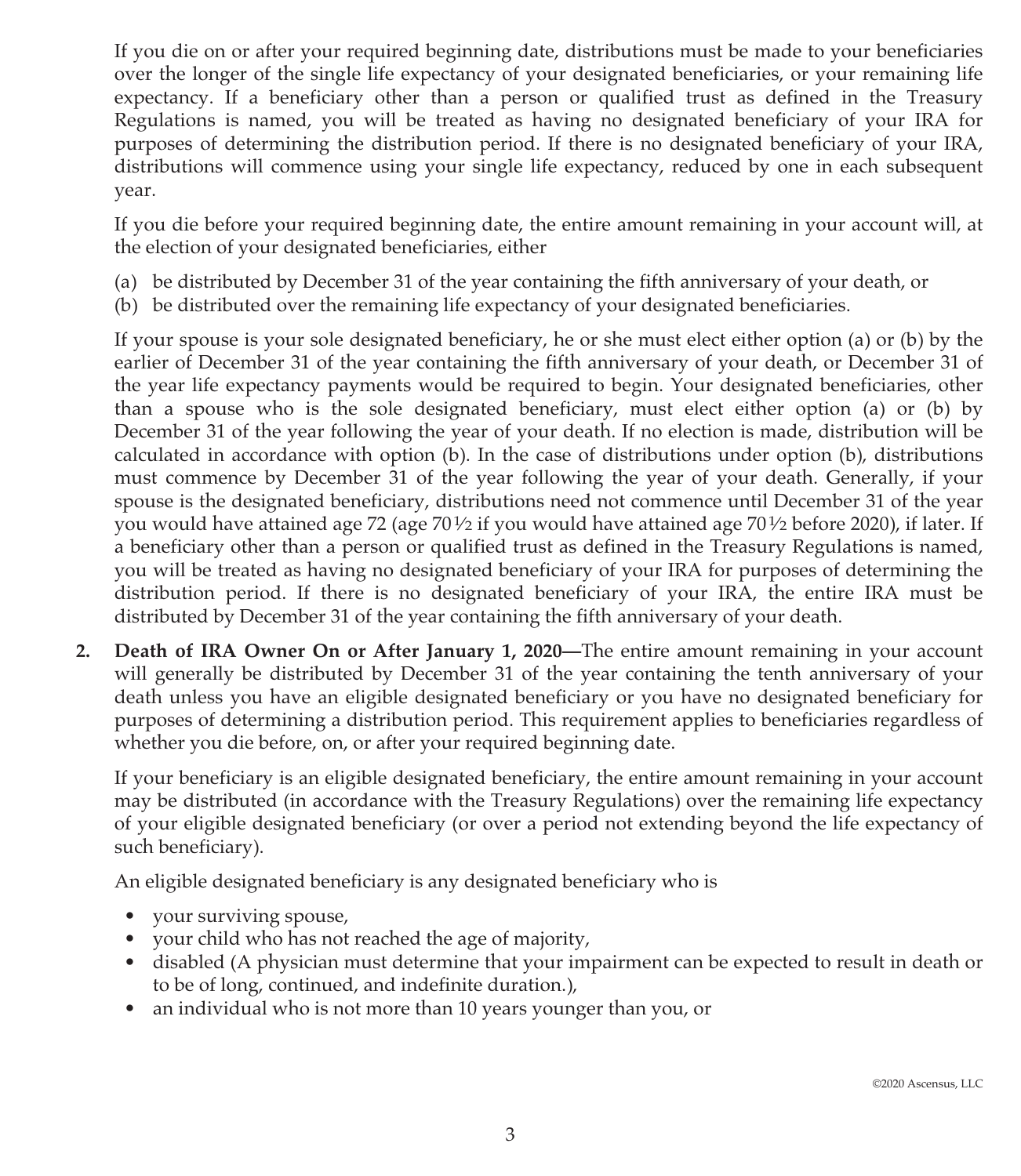If you die on or after your required beginning date, distributions must be made to your beneficiaries over the longer of the single life expectancy of your designated beneficiaries, or your remaining life expectancy. If a beneficiary other than a person or qualified trust as defined in the Treasury Regulations is named, you will be treated as having no designated beneficiary of your IRA for purposes of determining the distribution period. If there is no designated beneficiary of your IRA, distributions will commence using your single life expectancy, reduced by one in each subsequent year.

If you die before your required beginning date, the entire amount remaining in your account will, at the election of your designated beneficiaries, either

(a) be distributed by December 31 of the year containing the fifth anniversary of your death, or
(b) be distributed over the remaining life expectancy of your designated beneficiaries.

If your spouse is your sole designated beneficiary, he or she must elect either option (a) or (b) by the earlier of December 31 of the year containing the fifth anniversary of your death, or December 31 of the year life expectancy payments would be required to begin. Your designated beneficiaries, other than a spouse who is the sole designated beneficiary, must elect either option (a) or (b) by December 31 of the year following the year of your death. If no election is made, distribution will be calculated in accordance with option (b). In the case of distributions under option (b), distributions must commence by December 31 of the year following the year of your death. Generally, if your spouse is the designated beneficiary, distributions need not commence until December 31 of the year you would have attained age 72 (age 70½ if you would have attained age 70½ before 2020), if later. If a beneficiary other than a person or qualified trust as defined in the Treasury Regulations is named, you will be treated as having no designated beneficiary of your IRA for purposes of determining the distribution period. If there is no designated beneficiary of your IRA, the entire IRA must be distributed by December 31 of the year containing the fifth anniversary of your death.

2. **Death of IRA Owner On or After January 1, 2020—**The entire amount remaining in your account will generally be distributed by December 31 of the year containing the tenth anniversary of your death unless you have an eligible designated beneficiary or you have no designated beneficiary for purposes of determining a distribution period. This requirement applies to beneficiaries regardless of whether you die before, on, or after your required beginning date.

   If your beneficiary is an eligible designated beneficiary, the entire amount remaining in your account may be distributed (in accordance with the Treasury Regulations) over the remaining life expectancy of your eligible designated beneficiary (or over a period not extending beyond the life expectancy of such beneficiary).

   An eligible designated beneficiary is any designated beneficiary who is

   - your surviving spouse,
   - your child who has not reached the age of majority,
   - disabled (A physician must determine that your impairment can be expected to result in death or to be of long, continued, and indefinite duration.),
   - an individual who is not more than 10 years younger than you, or

©2020 Ascensus, LLC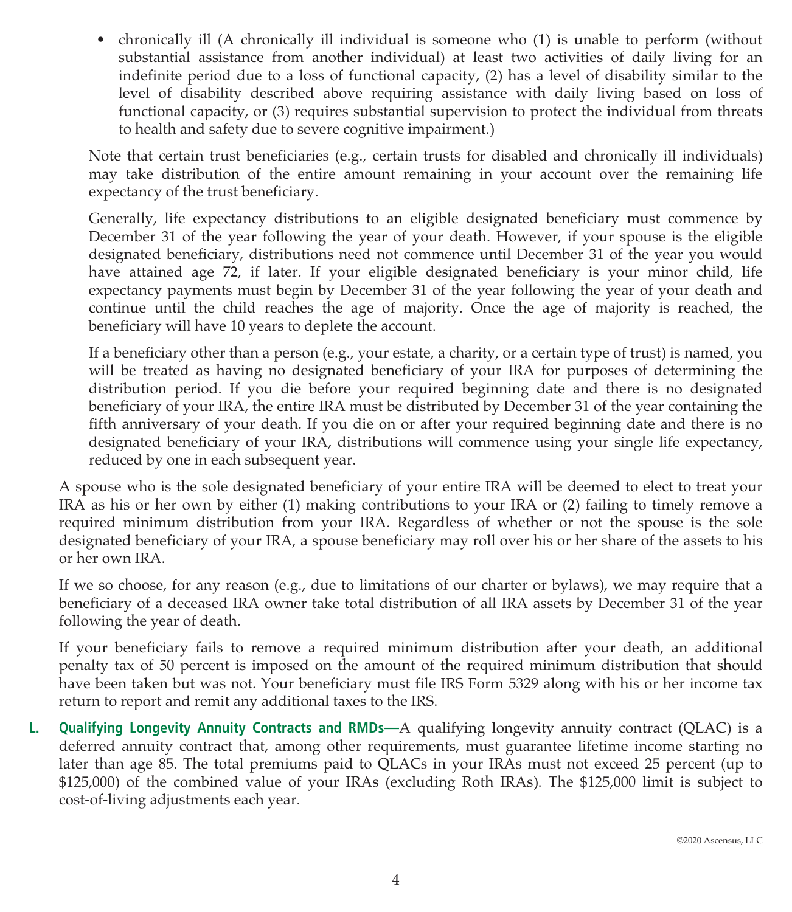- chronically ill (A chronically ill individual is someone who (1) is unable to perform (without substantial assistance from another individual) at least two activities of daily living for an indefinite period due to a loss of functional capacity, (2) has a level of disability similar to the level of disability described above requiring assistance with daily living based on loss of functional capacity, or (3) requires substantial supervision to protect the individual from threats to health and safety due to severe cognitive impairment.)

Note that certain trust beneficiaries (e.g., certain trusts for disabled and chronically ill individuals) may take distribution of the entire amount remaining in your account over the remaining life expectancy of the trust beneficiary.

Generally, life expectancy distributions to an eligible designated beneficiary must commence by December 31 of the year following the year of your death. However, if your spouse is the eligible designated beneficiary, distributions need not commence until December 31 of the year you would have attained age 72, if later. If your eligible designated beneficiary is your minor child, life expectancy payments must begin by December 31 of the year following the year of your death and continue until the child reaches the age of majority. Once the age of majority is reached, the beneficiary will have 10 years to deplete the account.

If a beneficiary other than a person (e.g., your estate, a charity, or a certain type of trust) is named, you will be treated as having no designated beneficiary of your IRA for purposes of determining the distribution period. If you die before your required beginning date and there is no designated beneficiary of your IRA, the entire IRA must be distributed by December 31 of the year containing the fifth anniversary of your death. If you die on or after your required beginning date and there is no designated beneficiary of your IRA, distributions will commence using your single life expectancy, reduced by one in each subsequent year.

A spouse who is the sole designated beneficiary of your entire IRA will be deemed to elect to treat your IRA as his or her own by either (1) making contributions to your IRA or (2) failing to timely remove a required minimum distribution from your IRA. Regardless of whether or not the spouse is the sole designated beneficiary of your IRA, a spouse beneficiary may roll over his or her share of the assets to his or her own IRA.

If we so choose, for any reason (e.g., due to limitations of our charter or bylaws), we may require that a beneficiary of a deceased IRA owner take total distribution of all IRA assets by December 31 of the year following the year of death.

If your beneficiary fails to remove a required minimum distribution after your death, an additional penalty tax of 50 percent is imposed on the amount of the required minimum distribution that should have been taken but was not. Your beneficiary must file IRS Form 5329 along with his or her income tax return to report and remit any additional taxes to the IRS.

**L. Qualifying Longevity Annuity Contracts and RMDs—**A qualifying longevity annuity contract (QLAC) is a deferred annuity contract that, among other requirements, must guarantee lifetime income starting no later than age 85. The total premiums paid to QLACs in your IRAs must not exceed 25 percent (up to $125,000) of the combined value of your IRAs (excluding Roth IRAs). The $125,000 limit is subject to cost-of-living adjustments each year.

©2020 Ascensus, LLC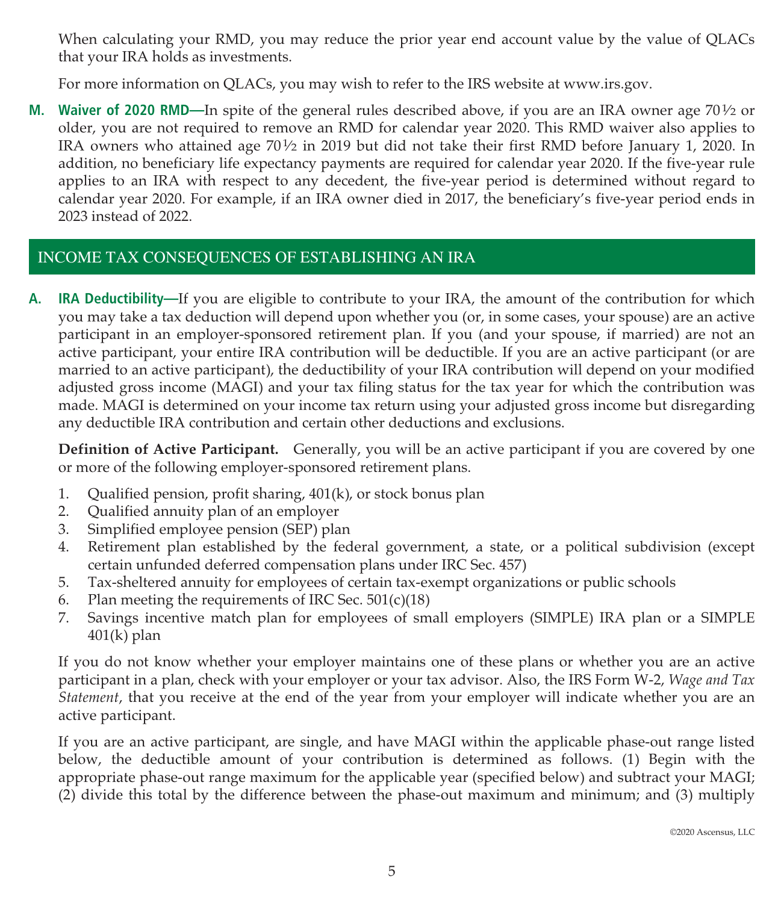When calculating your RMD, you may reduce the prior year end account value by the value of QLACs that your IRA holds as investments.

For more information on QLACs, you may wish to refer to the IRS website at www.irs.gov.

**M. Waiver of 2020 RMD—**In spite of the general rules described above, if you are an IRA owner age 70½ or older, you are not required to remove an RMD for calendar year 2020. This RMD waiver also applies to IRA owners who attained age 70½ in 2019 but did not take their first RMD before January 1, 2020. In addition, no beneficiary life expectancy payments are required for calendar year 2020. If the five-year rule applies to an IRA with respect to any decedent, the five-year period is determined without regard to calendar year 2020. For example, if an IRA owner died in 2017, the beneficiary's five-year period ends in 2023 instead of 2022.

## INCOME TAX CONSEQUENCES OF ESTABLISHING AN IRA

**A. IRA Deductibility—**If you are eligible to contribute to your IRA, the amount of the contribution for which you may take a tax deduction will depend upon whether you (or, in some cases, your spouse) are an active participant in an employer-sponsored retirement plan. If you (and your spouse, if married) are not an active participant, your entire IRA contribution will be deductible. If you are an active participant (or are married to an active participant), the deductibility of your IRA contribution will depend on your modified adjusted gross income (MAGI) and your tax filing status for the tax year for which the contribution was made. MAGI is determined on your income tax return using your adjusted gross income but disregarding any deductible IRA contribution and certain other deductions and exclusions.

**Definition of Active Participant.** Generally, you will be an active participant if you are covered by one or more of the following employer-sponsored retirement plans.

1. Qualified pension, profit sharing, 401(k), or stock bonus plan
2. Qualified annuity plan of an employer
3. Simplified employee pension (SEP) plan
4. Retirement plan established by the federal government, a state, or a political subdivision (except certain unfunded deferred compensation plans under IRC Sec. 457)
5. Tax-sheltered annuity for employees of certain tax-exempt organizations or public schools
6. Plan meeting the requirements of IRC Sec. 501(c)(18)
7. Savings incentive match plan for employees of small employers (SIMPLE) IRA plan or a SIMPLE 401(k) plan

If you do not know whether your employer maintains one of these plans or whether you are an active participant in a plan, check with your employer or your tax advisor. Also, the IRS Form W-2, *Wage and Tax Statement*, that you receive at the end of the year from your employer will indicate whether you are an active participant.

If you are an active participant, are single, and have MAGI within the applicable phase-out range listed below, the deductible amount of your contribution is determined as follows. (1) Begin with the appropriate phase-out range maximum for the applicable year (specified below) and subtract your MAGI; (2) divide this total by the difference between the phase-out maximum and minimum; and (3) multiply

©2020 Ascensus, LLC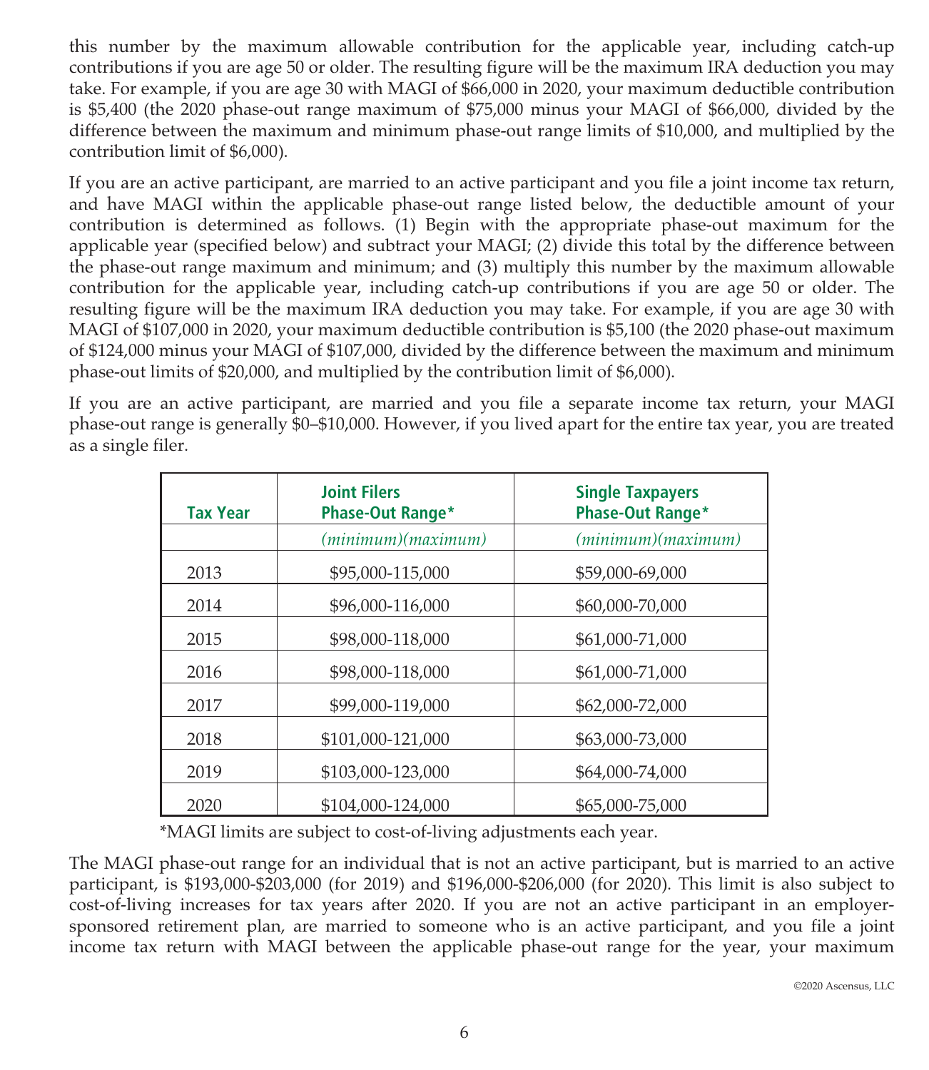this number by the maximum allowable contribution for the applicable year, including catch-up contributions if you are age 50 or older. The resulting figure will be the maximum IRA deduction you may take. For example, if you are age 30 with MAGI of $66,000 in 2020, your maximum deductible contribution is $5,400 (the 2020 phase-out range maximum of $75,000 minus your MAGI of $66,000, divided by the difference between the maximum and minimum phase-out range limits of $10,000, and multiplied by the contribution limit of $6,000).

If you are an active participant, are married to an active participant and you file a joint income tax return, and have MAGI within the applicable phase-out range listed below, the deductible amount of your contribution is determined as follows. (1) Begin with the appropriate phase-out maximum for the applicable year (specified below) and subtract your MAGI; (2) divide this total by the difference between the phase-out range maximum and minimum; and (3) multiply this number by the maximum allowable contribution for the applicable year, including catch-up contributions if you are age 50 or older. The resulting figure will be the maximum IRA deduction you may take. For example, if you are age 30 with MAGI of $107,000 in 2020, your maximum deductible contribution is $5,100 (the 2020 phase-out maximum of $124,000 minus your MAGI of $107,000, divided by the difference between the maximum and minimum phase-out limits of $20,000, and multiplied by the contribution limit of $6,000).

If you are an active participant, are married and you file a separate income tax return, your MAGI phase-out range is generally $0–$10,000. However, if you lived apart for the entire tax year, you are treated as a single filer.

| Tax Year | Joint Filers Phase-Out Range* | Single Taxpayers Phase-Out Range* |
|---|---|---|
| | *(minimum)(maximum)* | *(minimum)(maximum)* |
| 2013 | $95,000-115,000 | $59,000-69,000 |
| 2014 | $96,000-116,000 | $60,000-70,000 |
| 2015 | $98,000-118,000 | $61,000-71,000 |
| 2016 | $98,000-118,000 | $61,000-71,000 |
| 2017 | $99,000-119,000 | $62,000-72,000 |
| 2018 | $101,000-121,000 | $63,000-73,000 |
| 2019 | $103,000-123,000 | $64,000-74,000 |
| 2020 | $104,000-124,000 | $65,000-75,000 |

*MAGI limits are subject to cost-of-living adjustments each year.

The MAGI phase-out range for an individual that is not an active participant, but is married to an active participant, is $193,000-$203,000 (for 2019) and $196,000-$206,000 (for 2020). This limit is also subject to cost-of-living increases for tax years after 2020. If you are not an active participant in an employer-sponsored retirement plan, are married to someone who is an active participant, and you file a joint income tax return with MAGI between the applicable phase-out range for the year, your maximum

©2020 Ascensus, LLC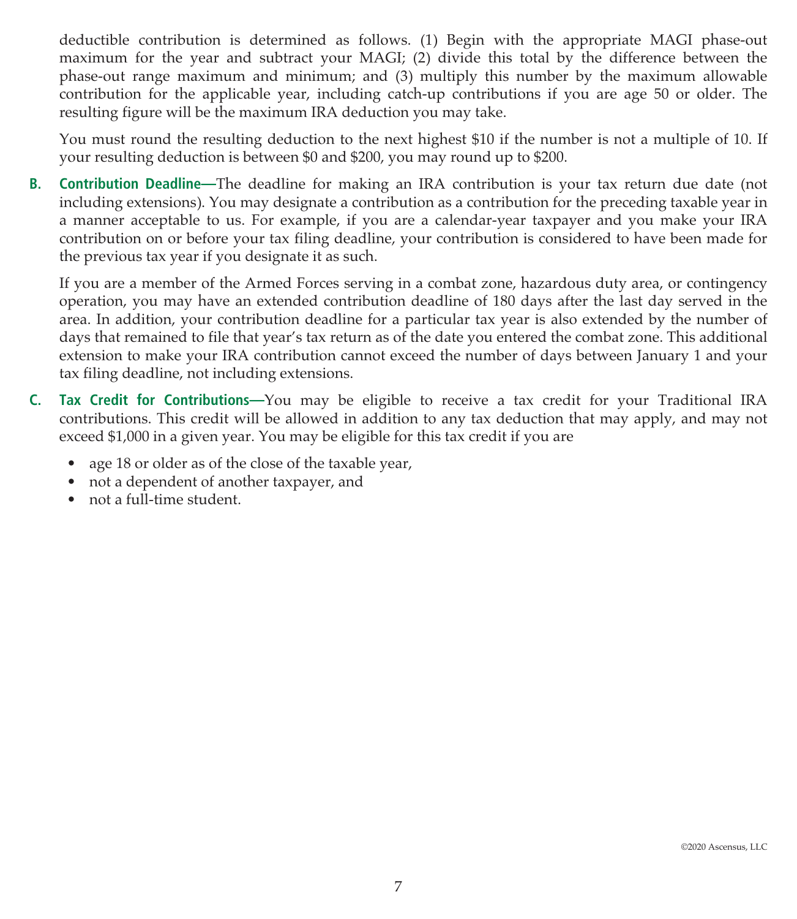deductible contribution is determined as follows. (1) Begin with the appropriate MAGI phase-out maximum for the year and subtract your MAGI; (2) divide this total by the difference between the phase-out range maximum and minimum; and (3) multiply this number by the maximum allowable contribution for the applicable year, including catch-up contributions if you are age 50 or older. The resulting figure will be the maximum IRA deduction you may take.

You must round the resulting deduction to the next highest $10 if the number is not a multiple of 10. If your resulting deduction is between $0 and $200, you may round up to $200.

**B. Contribution Deadline—**The deadline for making an IRA contribution is your tax return due date (not including extensions). You may designate a contribution as a contribution for the preceding taxable year in a manner acceptable to us. For example, if you are a calendar-year taxpayer and you make your IRA contribution on or before your tax filing deadline, your contribution is considered to have been made for the previous tax year if you designate it as such.

If you are a member of the Armed Forces serving in a combat zone, hazardous duty area, or contingency operation, you may have an extended contribution deadline of 180 days after the last day served in the area. In addition, your contribution deadline for a particular tax year is also extended by the number of days that remained to file that year's tax return as of the date you entered the combat zone. This additional extension to make your IRA contribution cannot exceed the number of days between January 1 and your tax filing deadline, not including extensions.

**C. Tax Credit for Contributions—**You may be eligible to receive a tax credit for your Traditional IRA contributions. This credit will be allowed in addition to any tax deduction that may apply, and may not exceed $1,000 in a given year. You may be eligible for this tax credit if you are

- age 18 or older as of the close of the taxable year,
- not a dependent of another taxpayer, and
- not a full-time student.

©2020 Ascensus, LLC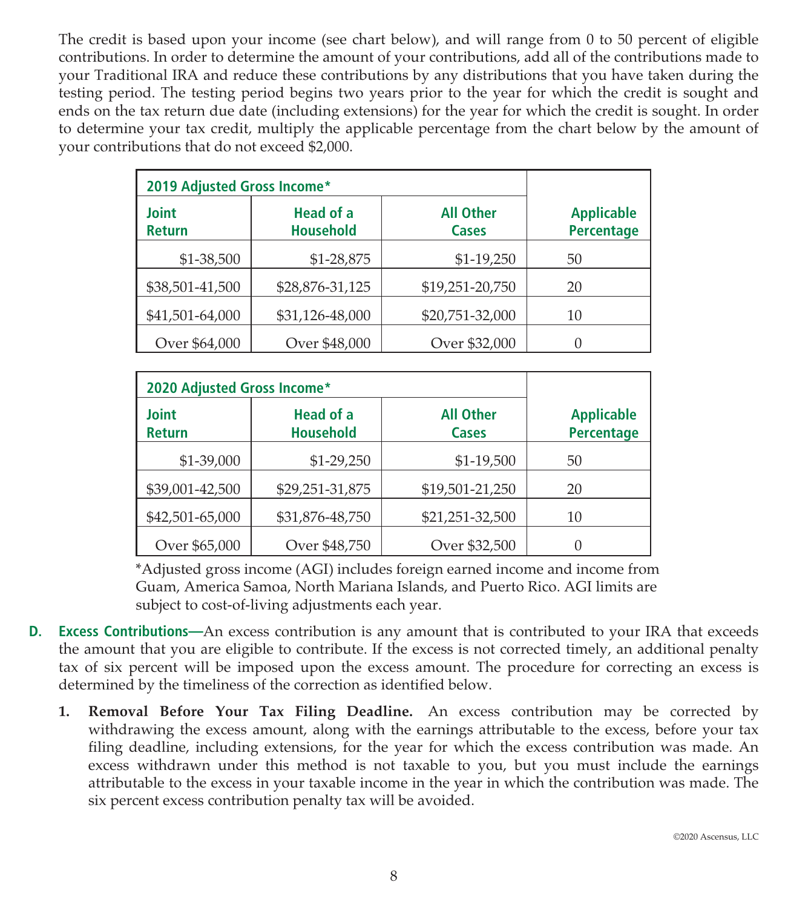The credit is based upon your income (see chart below), and will range from 0 to 50 percent of eligible contributions. In order to determine the amount of your contributions, add all of the contributions made to your Traditional IRA and reduce these contributions by any distributions that you have taken during the testing period. The testing period begins two years prior to the year for which the credit is sought and ends on the tax return due date (including extensions) for the year for which the credit is sought. In order to determine your tax credit, multiply the applicable percentage from the chart below by the amount of your contributions that do not exceed $2,000.

| 2019 Adjusted Gross Income* | | | |
|---|---|---|---|
| Joint Return | Head of a Household | All Other Cases | Applicable Percentage |
| $1-38,500 | $1-28,875 | $1-19,250 | 50 |
| $38,501-41,500 | $28,876-31,125 | $19,251-20,750 | 20 |
| $41,501-64,000 | $31,126-48,000 | $20,751-32,000 | 10 |
| Over $64,000 | Over $48,000 | Over $32,000 | 0 |

| 2020 Adjusted Gross Income* | | | |
|---|---|---|---|
| Joint Return | Head of a Household | All Other Cases | Applicable Percentage |
| $1-39,000 | $1-29,250 | $1-19,500 | 50 |
| $39,001-42,500 | $29,251-31,875 | $19,501-21,250 | 20 |
| $42,501-65,000 | $31,876-48,750 | $21,251-32,500 | 10 |
| Over $65,000 | Over $48,750 | Over $32,500 | 0 |

*Adjusted gross income (AGI) includes foreign earned income and income from Guam, America Samoa, North Mariana Islands, and Puerto Rico. AGI limits are subject to cost-of-living adjustments each year.

**D. Excess Contributions—**An excess contribution is any amount that is contributed to your IRA that exceeds the amount that you are eligible to contribute. If the excess is not corrected timely, an additional penalty tax of six percent will be imposed upon the excess amount. The procedure for correcting an excess is determined by the timeliness of the correction as identified below.

1. **Removal Before Your Tax Filing Deadline.** An excess contribution may be corrected by withdrawing the excess amount, along with the earnings attributable to the excess, before your tax filing deadline, including extensions, for the year for which the excess contribution was made. An excess withdrawn under this method is not taxable to you, but you must include the earnings attributable to the excess in your taxable income in the year in which the contribution was made. The six percent excess contribution penalty tax will be avoided.

©2020 Ascensus, LLC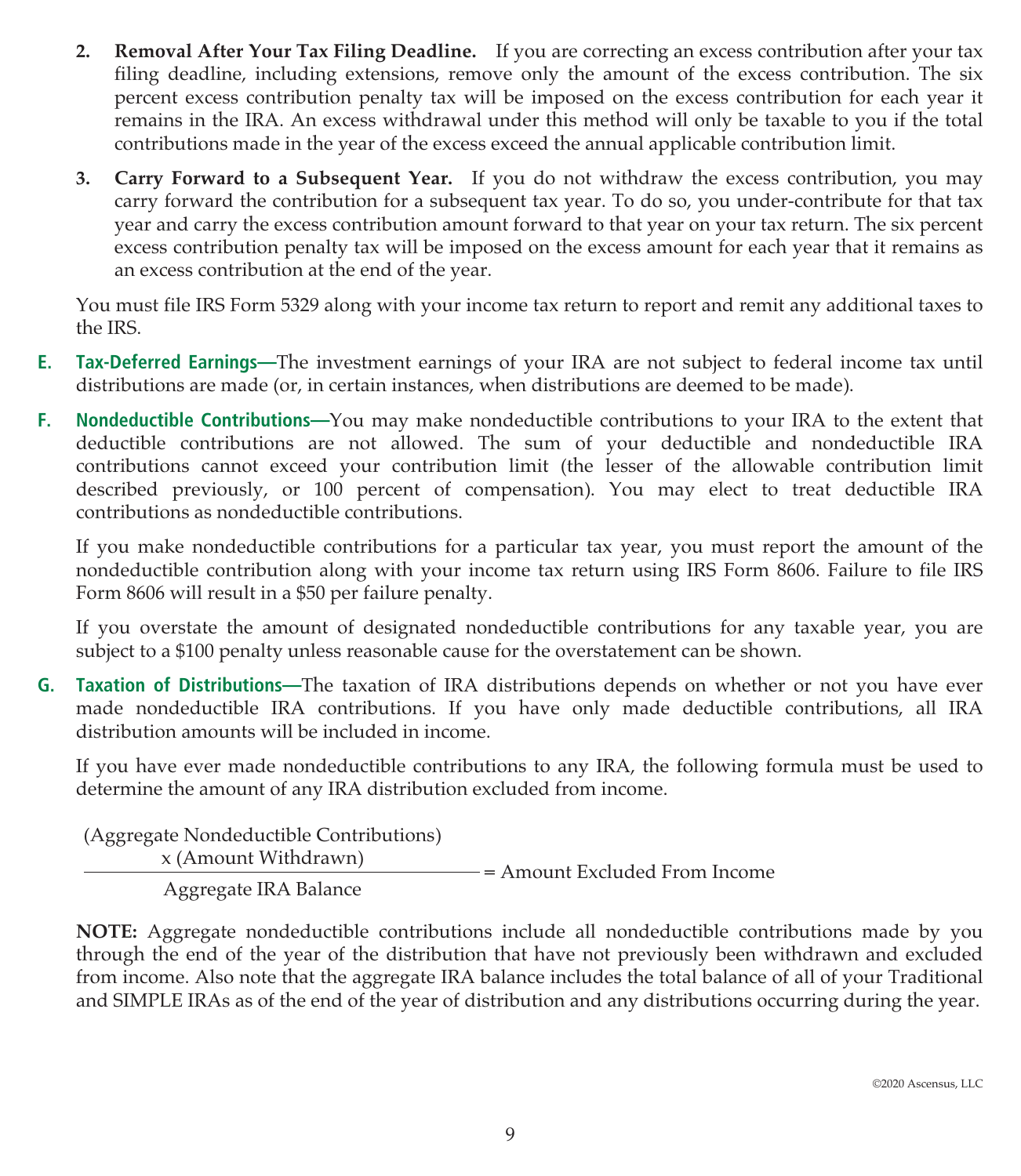2. **Removal After Your Tax Filing Deadline.** If you are correcting an excess contribution after your tax filing deadline, including extensions, remove only the amount of the excess contribution. The six percent excess contribution penalty tax will be imposed on the excess contribution for each year it remains in the IRA. An excess withdrawal under this method will only be taxable to you if the total contributions made in the year of the excess exceed the annual applicable contribution limit.

3. **Carry Forward to a Subsequent Year.** If you do not withdraw the excess contribution, you may carry forward the contribution for a subsequent tax year. To do so, you under-contribute for that tax year and carry the excess contribution amount forward to that year on your tax return. The six percent excess contribution penalty tax will be imposed on the excess amount for each year that it remains as an excess contribution at the end of the year.

You must file IRS Form 5329 along with your income tax return to report and remit any additional taxes to the IRS.

**E. Tax-Deferred Earnings—**The investment earnings of your IRA are not subject to federal income tax until distributions are made (or, in certain instances, when distributions are deemed to be made).

**F. Nondeductible Contributions—**You may make nondeductible contributions to your IRA to the extent that deductible contributions are not allowed. The sum of your deductible and nondeductible IRA contributions cannot exceed your contribution limit (the lesser of the allowable contribution limit described previously, or 100 percent of compensation). You may elect to treat deductible IRA contributions as nondeductible contributions.

If you make nondeductible contributions for a particular tax year, you must report the amount of the nondeductible contribution along with your income tax return using IRS Form 8606. Failure to file IRS Form 8606 will result in a $50 per failure penalty.

If you overstate the amount of designated nondeductible contributions for any taxable year, you are subject to a $100 penalty unless reasonable cause for the overstatement can be shown.

**G. Taxation of Distributions—**The taxation of IRA distributions depends on whether or not you have ever made nondeductible IRA contributions. If you have only made deductible contributions, all IRA distribution amounts will be included in income.

If you have ever made nondeductible contributions to any IRA, the following formula must be used to determine the amount of any IRA distribution excluded from income.

$$\frac{\text{(Aggregate Nondeductible Contributions)} \times \text{(Amount Withdrawn)}}{\text{Aggregate IRA Balance}} = \text{Amount Excluded From Income}$$

**NOTE:** Aggregate nondeductible contributions include all nondeductible contributions made by you through the end of the year of the distribution that have not previously been withdrawn and excluded from income. Also note that the aggregate IRA balance includes the total balance of all of your Traditional and SIMPLE IRAs as of the end of the year of distribution and any distributions occurring during the year.

©2020 Ascensus, LLC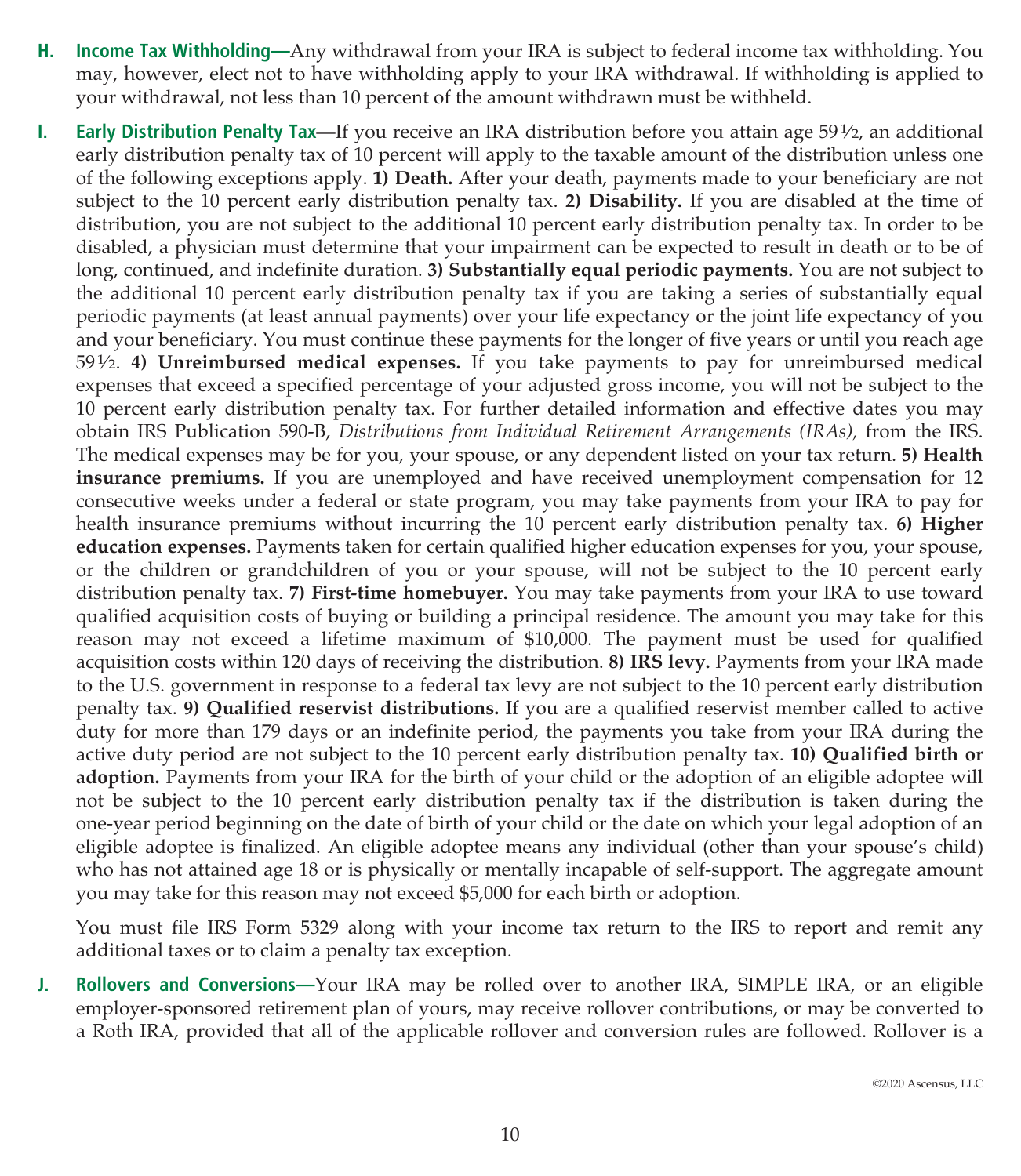**H. Income Tax Withholding—**Any withdrawal from your IRA is subject to federal income tax withholding. You may, however, elect not to have withholding apply to your IRA withdrawal. If withholding is applied to your withdrawal, not less than 10 percent of the amount withdrawn must be withheld.

**I. Early Distribution Penalty Tax**—If you receive an IRA distribution before you attain age 59½, an additional early distribution penalty tax of 10 percent will apply to the taxable amount of the distribution unless one of the following exceptions apply. **1) Death.** After your death, payments made to your beneficiary are not subject to the 10 percent early distribution penalty tax. **2) Disability.** If you are disabled at the time of distribution, you are not subject to the additional 10 percent early distribution penalty tax. In order to be disabled, a physician must determine that your impairment can be expected to result in death or to be of long, continued, and indefinite duration. **3) Substantially equal periodic payments.** You are not subject to the additional 10 percent early distribution penalty tax if you are taking a series of substantially equal periodic payments (at least annual payments) over your life expectancy or the joint life expectancy of you and your beneficiary. You must continue these payments for the longer of five years or until you reach age 59½. **4) Unreimbursed medical expenses.** If you take payments to pay for unreimbursed medical expenses that exceed a specified percentage of your adjusted gross income, you will not be subject to the 10 percent early distribution penalty tax. For further detailed information and effective dates you may obtain IRS Publication 590-B, *Distributions from Individual Retirement Arrangements (IRAs),* from the IRS. The medical expenses may be for you, your spouse, or any dependent listed on your tax return. **5) Health insurance premiums.** If you are unemployed and have received unemployment compensation for 12 consecutive weeks under a federal or state program, you may take payments from your IRA to pay for health insurance premiums without incurring the 10 percent early distribution penalty tax. **6) Higher education expenses.** Payments taken for certain qualified higher education expenses for you, your spouse, or the children or grandchildren of you or your spouse, will not be subject to the 10 percent early distribution penalty tax. **7) First-time homebuyer.** You may take payments from your IRA to use toward qualified acquisition costs of buying or building a principal residence. The amount you may take for this reason may not exceed a lifetime maximum of $10,000. The payment must be used for qualified acquisition costs within 120 days of receiving the distribution. **8) IRS levy.** Payments from your IRA made to the U.S. government in response to a federal tax levy are not subject to the 10 percent early distribution penalty tax. **9) Qualified reservist distributions.** If you are a qualified reservist member called to active duty for more than 179 days or an indefinite period, the payments you take from your IRA during the active duty period are not subject to the 10 percent early distribution penalty tax. **10) Qualified birth or adoption.** Payments from your IRA for the birth of your child or the adoption of an eligible adoptee will not be subject to the 10 percent early distribution penalty tax if the distribution is taken during the one-year period beginning on the date of birth of your child or the date on which your legal adoption of an eligible adoptee is finalized. An eligible adoptee means any individual (other than your spouse's child) who has not attained age 18 or is physically or mentally incapable of self-support. The aggregate amount you may take for this reason may not exceed $5,000 for each birth or adoption.

You must file IRS Form 5329 along with your income tax return to the IRS to report and remit any additional taxes or to claim a penalty tax exception.

**J. Rollovers and Conversions—**Your IRA may be rolled over to another IRA, SIMPLE IRA, or an eligible employer-sponsored retirement plan of yours, may receive rollover contributions, or may be converted to a Roth IRA, provided that all of the applicable rollover and conversion rules are followed. Rollover is a

©2020 Ascensus, LLC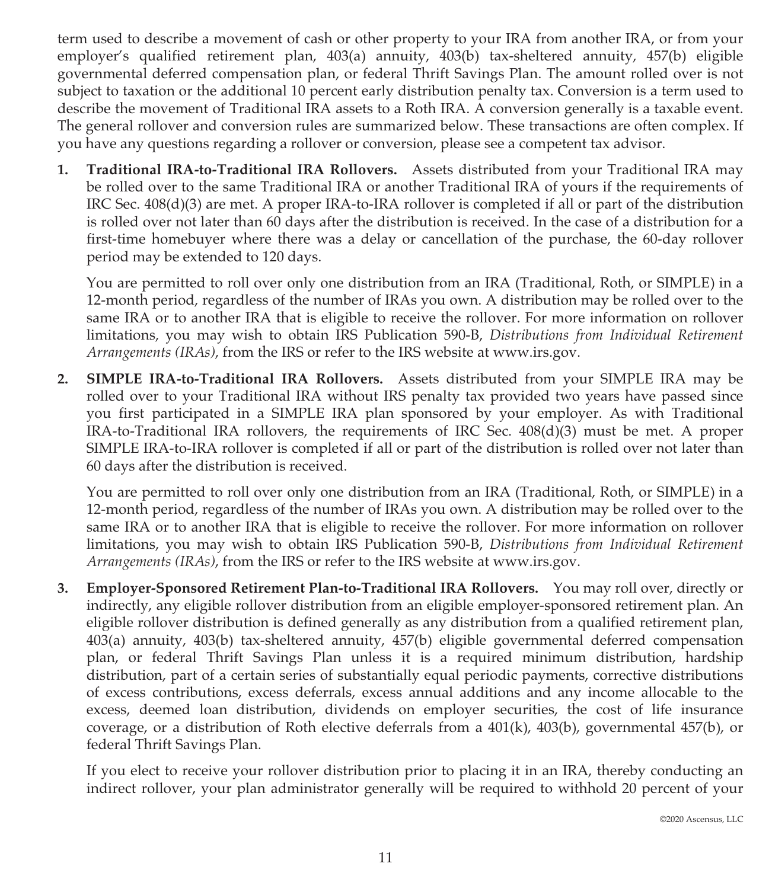term used to describe a movement of cash or other property to your IRA from another IRA, or from your employer's qualified retirement plan, 403(a) annuity, 403(b) tax-sheltered annuity, 457(b) eligible governmental deferred compensation plan, or federal Thrift Savings Plan. The amount rolled over is not subject to taxation or the additional 10 percent early distribution penalty tax. Conversion is a term used to describe the movement of Traditional IRA assets to a Roth IRA. A conversion generally is a taxable event. The general rollover and conversion rules are summarized below. These transactions are often complex. If you have any questions regarding a rollover or conversion, please see a competent tax advisor.

1. **Traditional IRA-to-Traditional IRA Rollovers.** Assets distributed from your Traditional IRA may be rolled over to the same Traditional IRA or another Traditional IRA of yours if the requirements of IRC Sec. 408(d)(3) are met. A proper IRA-to-IRA rollover is completed if all or part of the distribution is rolled over not later than 60 days after the distribution is received. In the case of a distribution for a first-time homebuyer where there was a delay or cancellation of the purchase, the 60-day rollover period may be extended to 120 days.

   You are permitted to roll over only one distribution from an IRA (Traditional, Roth, or SIMPLE) in a 12-month period, regardless of the number of IRAs you own. A distribution may be rolled over to the same IRA or to another IRA that is eligible to receive the rollover. For more information on rollover limitations, you may wish to obtain IRS Publication 590-B, *Distributions from Individual Retirement Arrangements (IRAs)*, from the IRS or refer to the IRS website at www.irs.gov.

2. **SIMPLE IRA-to-Traditional IRA Rollovers.** Assets distributed from your SIMPLE IRA may be rolled over to your Traditional IRA without IRS penalty tax provided two years have passed since you first participated in a SIMPLE IRA plan sponsored by your employer. As with Traditional IRA-to-Traditional IRA rollovers, the requirements of IRC Sec. 408(d)(3) must be met. A proper SIMPLE IRA-to-IRA rollover is completed if all or part of the distribution is rolled over not later than 60 days after the distribution is received.

   You are permitted to roll over only one distribution from an IRA (Traditional, Roth, or SIMPLE) in a 12-month period, regardless of the number of IRAs you own. A distribution may be rolled over to the same IRA or to another IRA that is eligible to receive the rollover. For more information on rollover limitations, you may wish to obtain IRS Publication 590-B, *Distributions from Individual Retirement Arrangements (IRAs)*, from the IRS or refer to the IRS website at www.irs.gov.

3. **Employer-Sponsored Retirement Plan-to-Traditional IRA Rollovers.** You may roll over, directly or indirectly, any eligible rollover distribution from an eligible employer-sponsored retirement plan. An eligible rollover distribution is defined generally as any distribution from a qualified retirement plan, 403(a) annuity, 403(b) tax-sheltered annuity, 457(b) eligible governmental deferred compensation plan, or federal Thrift Savings Plan unless it is a required minimum distribution, hardship distribution, part of a certain series of substantially equal periodic payments, corrective distributions of excess contributions, excess deferrals, excess annual additions and any income allocable to the excess, deemed loan distribution, dividends on employer securities, the cost of life insurance coverage, or a distribution of Roth elective deferrals from a 401(k), 403(b), governmental 457(b), or federal Thrift Savings Plan.

   If you elect to receive your rollover distribution prior to placing it in an IRA, thereby conducting an indirect rollover, your plan administrator generally will be required to withhold 20 percent of your

©2020 Ascensus, LLC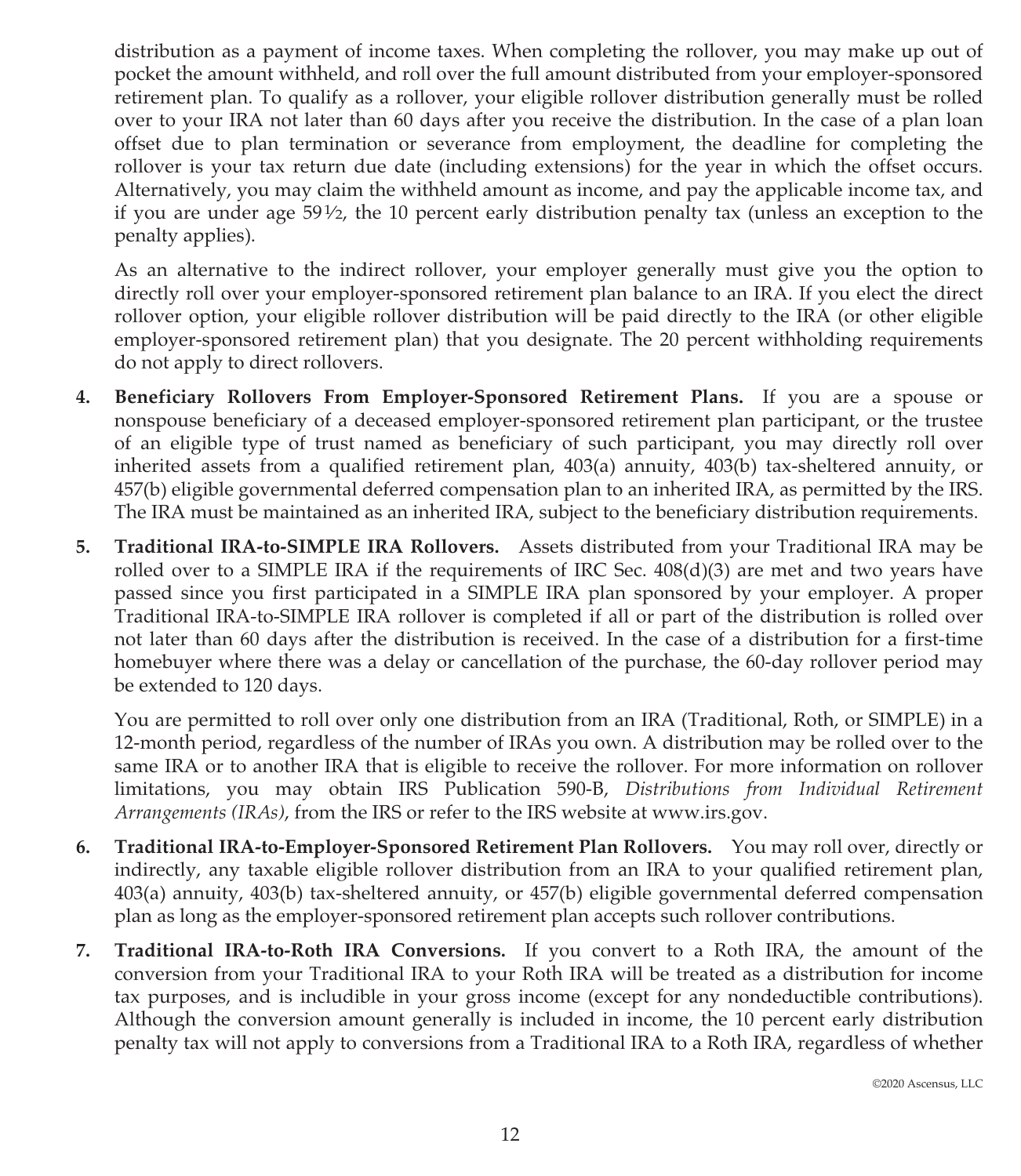distribution as a payment of income taxes. When completing the rollover, you may make up out of pocket the amount withheld, and roll over the full amount distributed from your employer-sponsored retirement plan. To qualify as a rollover, your eligible rollover distribution generally must be rolled over to your IRA not later than 60 days after you receive the distribution. In the case of a plan loan offset due to plan termination or severance from employment, the deadline for completing the rollover is your tax return due date (including extensions) for the year in which the offset occurs. Alternatively, you may claim the withheld amount as income, and pay the applicable income tax, and if you are under age 59½, the 10 percent early distribution penalty tax (unless an exception to the penalty applies).

As an alternative to the indirect rollover, your employer generally must give you the option to directly roll over your employer-sponsored retirement plan balance to an IRA. If you elect the direct rollover option, your eligible rollover distribution will be paid directly to the IRA (or other eligible employer-sponsored retirement plan) that you designate. The 20 percent withholding requirements do not apply to direct rollovers.

4. **Beneficiary Rollovers From Employer-Sponsored Retirement Plans.** If you are a spouse or nonspouse beneficiary of a deceased employer-sponsored retirement plan participant, or the trustee of an eligible type of trust named as beneficiary of such participant, you may directly roll over inherited assets from a qualified retirement plan, 403(a) annuity, 403(b) tax-sheltered annuity, or 457(b) eligible governmental deferred compensation plan to an inherited IRA, as permitted by the IRS. The IRA must be maintained as an inherited IRA, subject to the beneficiary distribution requirements.

5. **Traditional IRA-to-SIMPLE IRA Rollovers.** Assets distributed from your Traditional IRA may be rolled over to a SIMPLE IRA if the requirements of IRC Sec. 408(d)(3) are met and two years have passed since you first participated in a SIMPLE IRA plan sponsored by your employer. A proper Traditional IRA-to-SIMPLE IRA rollover is completed if all or part of the distribution is rolled over not later than 60 days after the distribution is received. In the case of a distribution for a first-time homebuyer where there was a delay or cancellation of the purchase, the 60-day rollover period may be extended to 120 days.

   You are permitted to roll over only one distribution from an IRA (Traditional, Roth, or SIMPLE) in a 12-month period, regardless of the number of IRAs you own. A distribution may be rolled over to the same IRA or to another IRA that is eligible to receive the rollover. For more information on rollover limitations, you may obtain IRS Publication 590-B, *Distributions from Individual Retirement Arrangements (IRAs)*, from the IRS or refer to the IRS website at www.irs.gov.

6. **Traditional IRA-to-Employer-Sponsored Retirement Plan Rollovers.** You may roll over, directly or indirectly, any taxable eligible rollover distribution from an IRA to your qualified retirement plan, 403(a) annuity, 403(b) tax-sheltered annuity, or 457(b) eligible governmental deferred compensation plan as long as the employer-sponsored retirement plan accepts such rollover contributions.

7. **Traditional IRA-to-Roth IRA Conversions.** If you convert to a Roth IRA, the amount of the conversion from your Traditional IRA to your Roth IRA will be treated as a distribution for income tax purposes, and is includible in your gross income (except for any nondeductible contributions). Although the conversion amount generally is included in income, the 10 percent early distribution penalty tax will not apply to conversions from a Traditional IRA to a Roth IRA, regardless of whether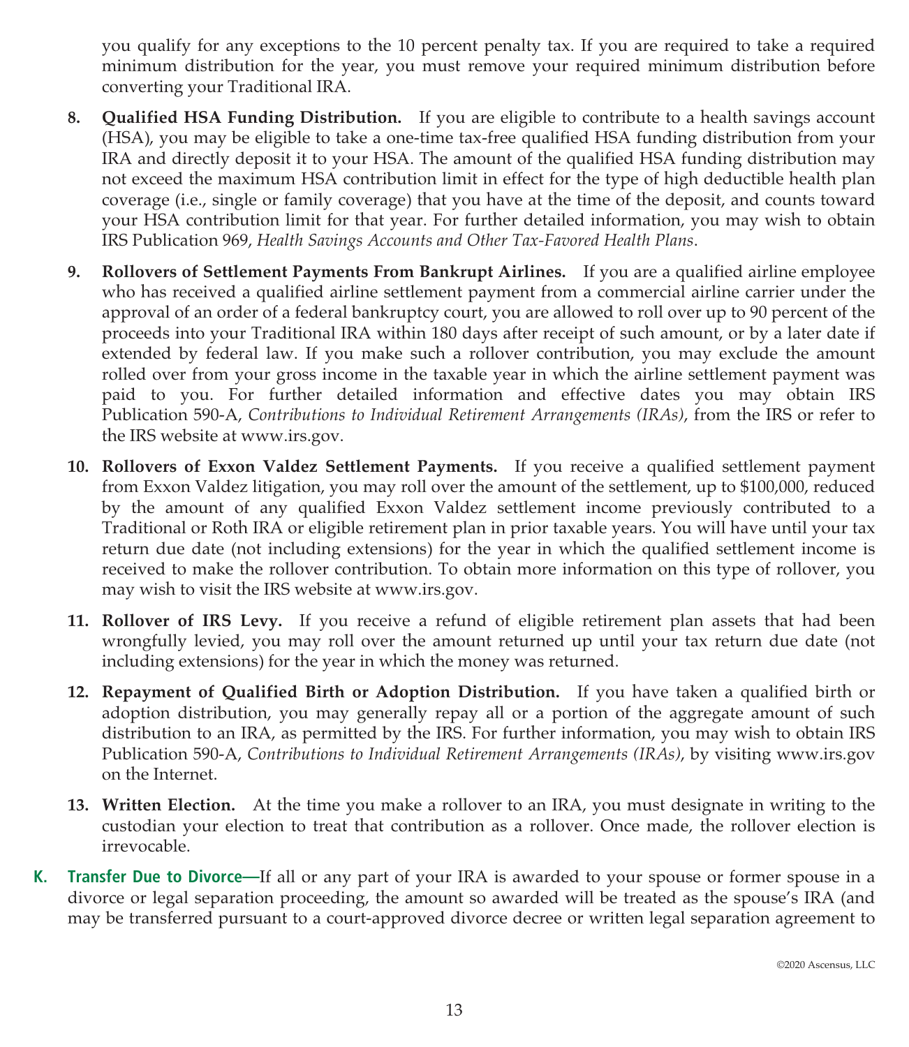you qualify for any exceptions to the 10 percent penalty tax. If you are required to take a required minimum distribution for the year, you must remove your required minimum distribution before converting your Traditional IRA.

8. **Qualified HSA Funding Distribution.** If you are eligible to contribute to a health savings account (HSA), you may be eligible to take a one-time tax-free qualified HSA funding distribution from your IRA and directly deposit it to your HSA. The amount of the qualified HSA funding distribution may not exceed the maximum HSA contribution limit in effect for the type of high deductible health plan coverage (i.e., single or family coverage) that you have at the time of the deposit, and counts toward your HSA contribution limit for that year. For further detailed information, you may wish to obtain IRS Publication 969, *Health Savings Accounts and Other Tax-Favored Health Plans*.

9. **Rollovers of Settlement Payments From Bankrupt Airlines.** If you are a qualified airline employee who has received a qualified airline settlement payment from a commercial airline carrier under the approval of an order of a federal bankruptcy court, you are allowed to roll over up to 90 percent of the proceeds into your Traditional IRA within 180 days after receipt of such amount, or by a later date if extended by federal law. If you make such a rollover contribution, you may exclude the amount rolled over from your gross income in the taxable year in which the airline settlement payment was paid to you. For further detailed information and effective dates you may obtain IRS Publication 590-A, *Contributions to Individual Retirement Arrangements (IRAs)*, from the IRS or refer to the IRS website at www.irs.gov.

10. **Rollovers of Exxon Valdez Settlement Payments.** If you receive a qualified settlement payment from Exxon Valdez litigation, you may roll over the amount of the settlement, up to $100,000, reduced by the amount of any qualified Exxon Valdez settlement income previously contributed to a Traditional or Roth IRA or eligible retirement plan in prior taxable years. You will have until your tax return due date (not including extensions) for the year in which the qualified settlement income is received to make the rollover contribution. To obtain more information on this type of rollover, you may wish to visit the IRS website at www.irs.gov.

11. **Rollover of IRS Levy.** If you receive a refund of eligible retirement plan assets that had been wrongfully levied, you may roll over the amount returned up until your tax return due date (not including extensions) for the year in which the money was returned.

12. **Repayment of Qualified Birth or Adoption Distribution.** If you have taken a qualified birth or adoption distribution, you may generally repay all or a portion of the aggregate amount of such distribution to an IRA, as permitted by the IRS. For further information, you may wish to obtain IRS Publication 590-A, *Contributions to Individual Retirement Arrangements (IRAs)*, by visiting www.irs.gov on the Internet.

13. **Written Election.** At the time you make a rollover to an IRA, you must designate in writing to the custodian your election to treat that contribution as a rollover. Once made, the rollover election is irrevocable.

**K. Transfer Due to Divorce—**If all or any part of your IRA is awarded to your spouse or former spouse in a divorce or legal separation proceeding, the amount so awarded will be treated as the spouse's IRA (and may be transferred pursuant to a court-approved divorce decree or written legal separation agreement to

©2020 Ascensus, LLC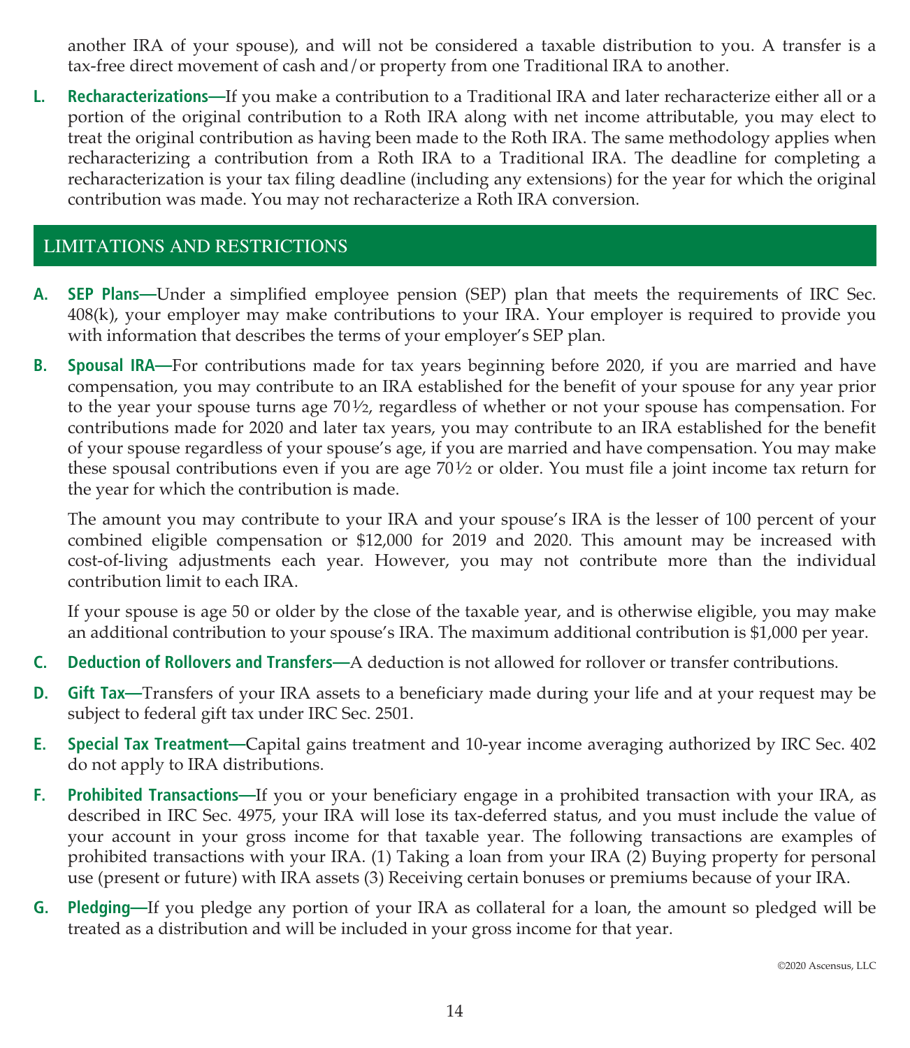another IRA of your spouse), and will not be considered a taxable distribution to you. A transfer is a tax-free direct movement of cash and/or property from one Traditional IRA to another.

L. **Recharacterizations**—If you make a contribution to a Traditional IRA and later recharacterize either all or a portion of the original contribution to a Roth IRA along with net income attributable, you may elect to treat the original contribution as having been made to the Roth IRA. The same methodology applies when recharacterizing a contribution from a Roth IRA to a Traditional IRA. The deadline for completing a recharacterization is your tax filing deadline (including any extensions) for the year for which the original contribution was made. You may not recharacterize a Roth IRA conversion.

## LIMITATIONS AND RESTRICTIONS

A. **SEP Plans**—Under a simplified employee pension (SEP) plan that meets the requirements of IRC Sec. 408(k), your employer may make contributions to your IRA. Your employer is required to provide you with information that describes the terms of your employer's SEP plan.

B. **Spousal IRA**—For contributions made for tax years beginning before 2020, if you are married and have compensation, you may contribute to an IRA established for the benefit of your spouse for any year prior to the year your spouse turns age 70½, regardless of whether or not your spouse has compensation. For contributions made for 2020 and later tax years, you may contribute to an IRA established for the benefit of your spouse regardless of your spouse's age, if you are married and have compensation. You may make these spousal contributions even if you are age 70½ or older. You must file a joint income tax return for the year for which the contribution is made.

   The amount you may contribute to your IRA and your spouse's IRA is the lesser of 100 percent of your combined eligible compensation or $12,000 for 2019 and 2020. This amount may be increased with cost-of-living adjustments each year. However, you may not contribute more than the individual contribution limit to each IRA.

   If your spouse is age 50 or older by the close of the taxable year, and is otherwise eligible, you may make an additional contribution to your spouse's IRA. The maximum additional contribution is $1,000 per year.

C. **Deduction of Rollovers and Transfers**—A deduction is not allowed for rollover or transfer contributions.

D. **Gift Tax**—Transfers of your IRA assets to a beneficiary made during your life and at your request may be subject to federal gift tax under IRC Sec. 2501.

E. **Special Tax Treatment**—Capital gains treatment and 10-year income averaging authorized by IRC Sec. 402 do not apply to IRA distributions.

F. **Prohibited Transactions**—If you or your beneficiary engage in a prohibited transaction with your IRA, as described in IRC Sec. 4975, your IRA will lose its tax-deferred status, and you must include the value of your account in your gross income for that taxable year. The following transactions are examples of prohibited transactions with your IRA. (1) Taking a loan from your IRA (2) Buying property for personal use (present or future) with IRA assets (3) Receiving certain bonuses or premiums because of your IRA.

G. **Pledging**—If you pledge any portion of your IRA as collateral for a loan, the amount so pledged will be treated as a distribution and will be included in your gross income for that year.

©2020 Ascensus, LLC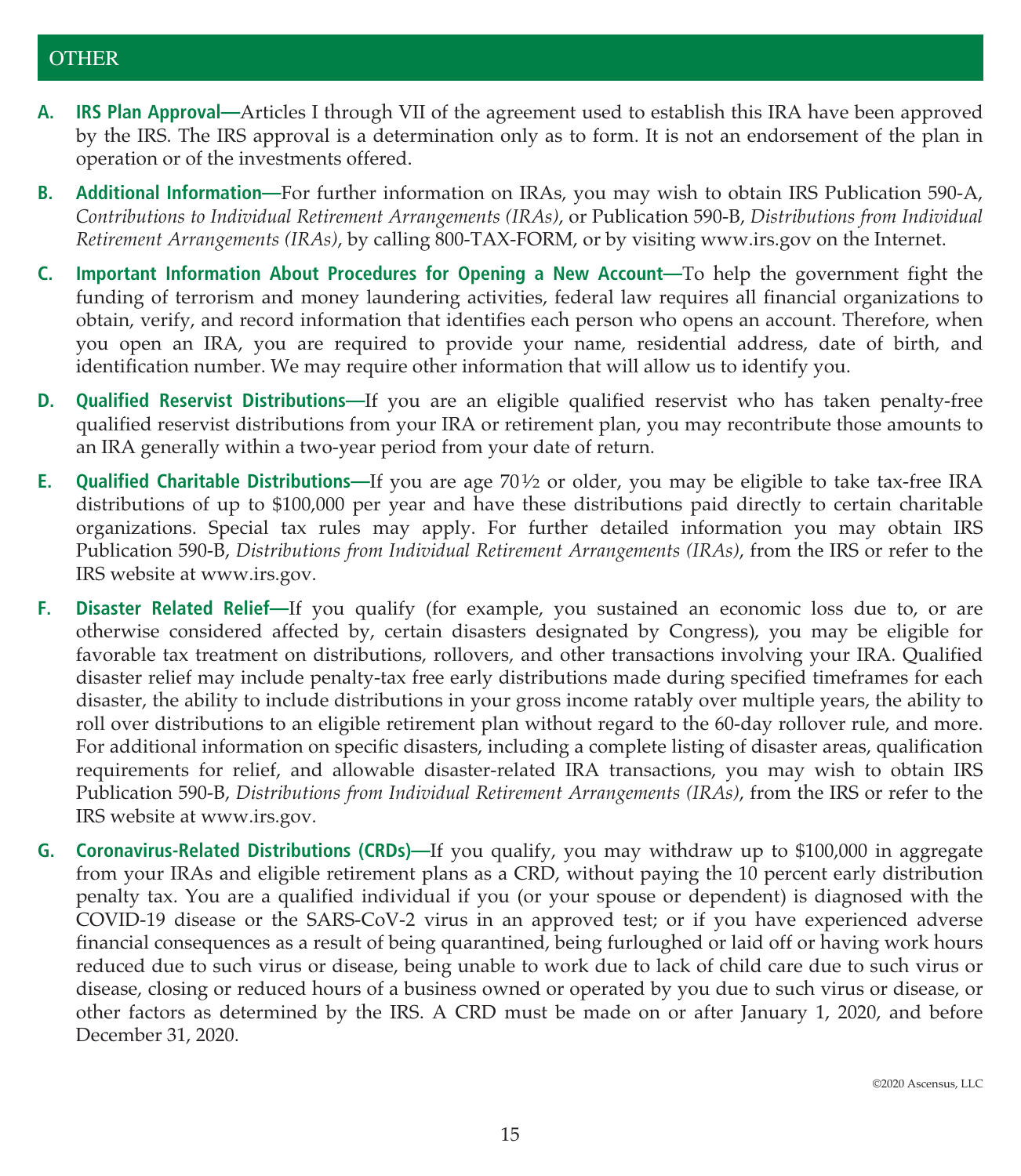## OTHER

**A. IRS Plan Approval—**Articles I through VII of the agreement used to establish this IRA have been approved by the IRS. The IRS approval is a determination only as to form. It is not an endorsement of the plan in operation or of the investments offered.

**B. Additional Information—**For further information on IRAs, you may wish to obtain IRS Publication 590-A, *Contributions to Individual Retirement Arrangements (IRAs)*, or Publication 590-B, *Distributions from Individual Retirement Arrangements (IRAs)*, by calling 800-TAX-FORM, or by visiting www.irs.gov on the Internet.

**C. Important Information About Procedures for Opening a New Account—**To help the government fight the funding of terrorism and money laundering activities, federal law requires all financial organizations to obtain, verify, and record information that identifies each person who opens an account. Therefore, when you open an IRA, you are required to provide your name, residential address, date of birth, and identification number. We may require other information that will allow us to identify you.

**D. Qualified Reservist Distributions—**If you are an eligible qualified reservist who has taken penalty-free qualified reservist distributions from your IRA or retirement plan, you may recontribute those amounts to an IRA generally within a two-year period from your date of return.

**E. Qualified Charitable Distributions—**If you are age 70½ or older, you may be eligible to take tax-free IRA distributions of up to $100,000 per year and have these distributions paid directly to certain charitable organizations. Special tax rules may apply. For further detailed information you may obtain IRS Publication 590-B, *Distributions from Individual Retirement Arrangements (IRAs)*, from the IRS or refer to the IRS website at www.irs.gov.

**F. Disaster Related Relief—**If you qualify (for example, you sustained an economic loss due to, or are otherwise considered affected by, certain disasters designated by Congress), you may be eligible for favorable tax treatment on distributions, rollovers, and other transactions involving your IRA. Qualified disaster relief may include penalty-tax free early distributions made during specified timeframes for each disaster, the ability to include distributions in your gross income ratably over multiple years, the ability to roll over distributions to an eligible retirement plan without regard to the 60-day rollover rule, and more. For additional information on specific disasters, including a complete listing of disaster areas, qualification requirements for relief, and allowable disaster-related IRA transactions, you may wish to obtain IRS Publication 590-B, *Distributions from Individual Retirement Arrangements (IRAs)*, from the IRS or refer to the IRS website at www.irs.gov.

**G. Coronavirus-Related Distributions (CRDs)—**If you qualify, you may withdraw up to $100,000 in aggregate from your IRAs and eligible retirement plans as a CRD, without paying the 10 percent early distribution penalty tax. You are a qualified individual if you (or your spouse or dependent) is diagnosed with the COVID-19 disease or the SARS-CoV-2 virus in an approved test; or if you have experienced adverse financial consequences as a result of being quarantined, being furloughed or laid off or having work hours reduced due to such virus or disease, being unable to work due to lack of child care due to such virus or disease, closing or reduced hours of a business owned or operated by you due to such virus or disease, or other factors as determined by the IRS. A CRD must be made on or after January 1, 2020, and before December 31, 2020.

©2020 Ascensus, LLC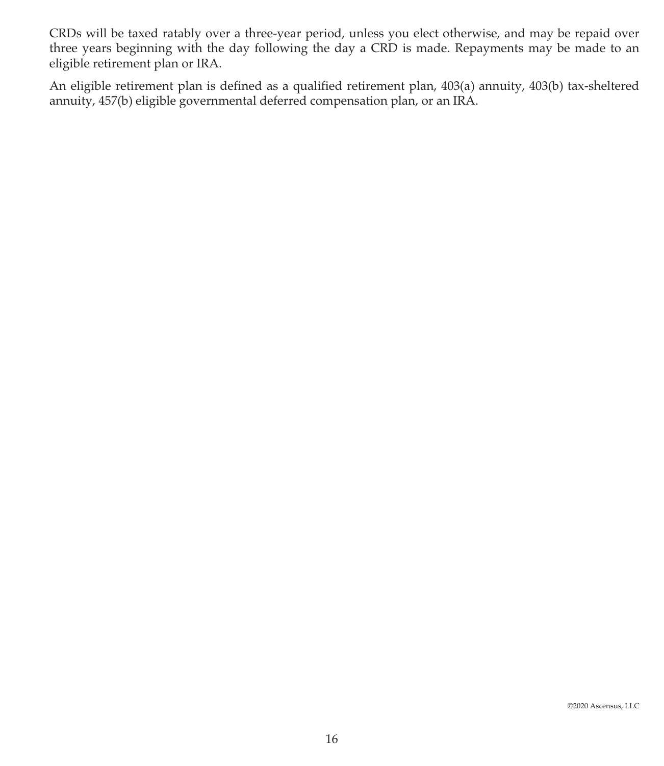CRDs will be taxed ratably over a three-year period, unless you elect otherwise, and may be repaid over three years beginning with the day following the day a CRD is made. Repayments may be made to an eligible retirement plan or IRA.

An eligible retirement plan is defined as a qualified retirement plan, 403(a) annuity, 403(b) tax-sheltered annuity, 457(b) eligible governmental deferred compensation plan, or an IRA.

©2020 Ascensus, LLC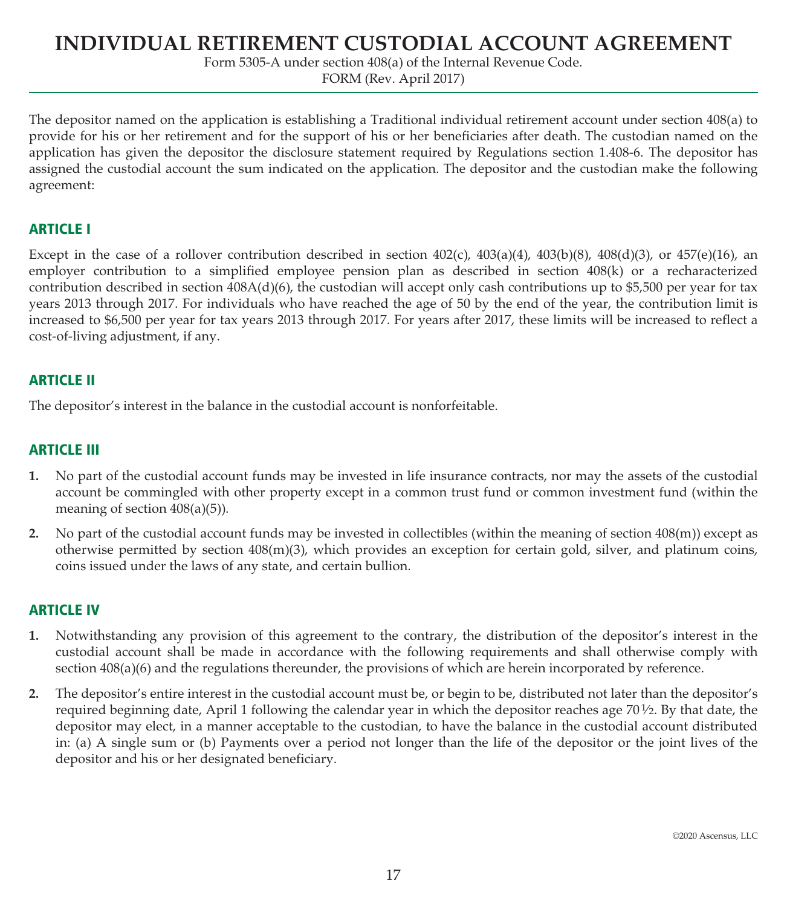# INDIVIDUAL RETIREMENT CUSTODIAL ACCOUNT AGREEMENT

Form 5305-A under section 408(a) of the Internal Revenue Code.
FORM (Rev. April 2017)

The depositor named on the application is establishing a Traditional individual retirement account under section 408(a) to provide for his or her retirement and for the support of his or her beneficiaries after death. The custodian named on the application has given the depositor the disclosure statement required by Regulations section 1.408-6. The depositor has assigned the custodial account the sum indicated on the application. The depositor and the custodian make the following agreement:

## ARTICLE I

Except in the case of a rollover contribution described in section 402(c), 403(a)(4), 403(b)(8), 408(d)(3), or 457(e)(16), an employer contribution to a simplified employee pension plan as described in section 408(k) or a recharacterized contribution described in section 408A(d)(6), the custodian will accept only cash contributions up to $5,500 per year for tax years 2013 through 2017. For individuals who have reached the age of 50 by the end of the year, the contribution limit is increased to $6,500 per year for tax years 2013 through 2017. For years after 2017, these limits will be increased to reflect a cost-of-living adjustment, if any.

## ARTICLE II

The depositor's interest in the balance in the custodial account is nonforfeitable.

## ARTICLE III

1. No part of the custodial account funds may be invested in life insurance contracts, nor may the assets of the custodial account be commingled with other property except in a common trust fund or common investment fund (within the meaning of section 408(a)(5)).
2. No part of the custodial account funds may be invested in collectibles (within the meaning of section 408(m)) except as otherwise permitted by section 408(m)(3), which provides an exception for certain gold, silver, and platinum coins, coins issued under the laws of any state, and certain bullion.

## ARTICLE IV

1. Notwithstanding any provision of this agreement to the contrary, the distribution of the depositor's interest in the custodial account shall be made in accordance with the following requirements and shall otherwise comply with section 408(a)(6) and the regulations thereunder, the provisions of which are herein incorporated by reference.
2. The depositor's entire interest in the custodial account must be, or begin to be, distributed not later than the depositor's required beginning date, April 1 following the calendar year in which the depositor reaches age 70½. By that date, the depositor may elect, in a manner acceptable to the custodian, to have the balance in the custodial account distributed in: (a) A single sum or (b) Payments over a period not longer than the life of the depositor or the joint lives of the depositor and his or her designated beneficiary.

©2020 Ascensus, LLC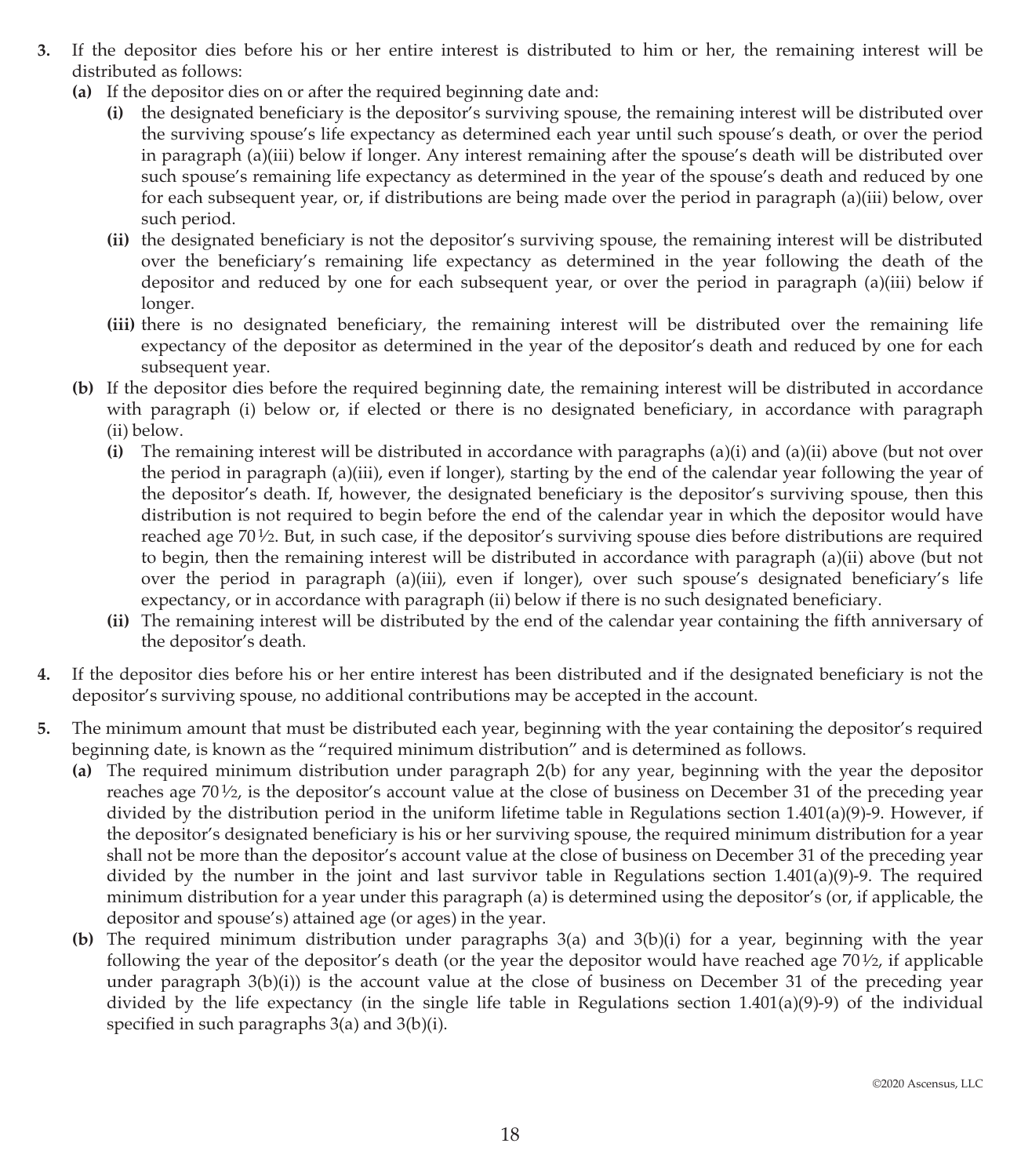3. If the depositor dies before his or her entire interest is distributed to him or her, the remaining interest will be distributed as follows:
   - **(a)** If the depositor dies on or after the required beginning date and:
     - **(i)** the designated beneficiary is the depositor's surviving spouse, the remaining interest will be distributed over the surviving spouse's life expectancy as determined each year until such spouse's death, or over the period in paragraph (a)(iii) below if longer. Any interest remaining after the spouse's death will be distributed over such spouse's remaining life expectancy as determined in the year of the spouse's death and reduced by one for each subsequent year, or, if distributions are being made over the period in paragraph (a)(iii) below, over such period.
     - **(ii)** the designated beneficiary is not the depositor's surviving spouse, the remaining interest will be distributed over the beneficiary's remaining life expectancy as determined in the year following the death of the depositor and reduced by one for each subsequent year, or over the period in paragraph (a)(iii) below if longer.
     - **(iii)** there is no designated beneficiary, the remaining interest will be distributed over the remaining life expectancy of the depositor as determined in the year of the depositor's death and reduced by one for each subsequent year.
   - **(b)** If the depositor dies before the required beginning date, the remaining interest will be distributed in accordance with paragraph (i) below or, if elected or there is no designated beneficiary, in accordance with paragraph (ii) below.
     - **(i)** The remaining interest will be distributed in accordance with paragraphs (a)(i) and (a)(ii) above (but not over the period in paragraph (a)(iii), even if longer), starting by the end of the calendar year following the year of the depositor's death. If, however, the designated beneficiary is the depositor's surviving spouse, then this distribution is not required to begin before the end of the calendar year in which the depositor would have reached age 70½. But, in such case, if the depositor's surviving spouse dies before distributions are required to begin, then the remaining interest will be distributed in accordance with paragraph (a)(ii) above (but not over the period in paragraph (a)(iii), even if longer), over such spouse's designated beneficiary's life expectancy, or in accordance with paragraph (ii) below if there is no such designated beneficiary.
     - **(ii)** The remaining interest will be distributed by the end of the calendar year containing the fifth anniversary of the depositor's death.

4. If the depositor dies before his or her entire interest has been distributed and if the designated beneficiary is not the depositor's surviving spouse, no additional contributions may be accepted in the account.

5. The minimum amount that must be distributed each year, beginning with the year containing the depositor's required beginning date, is known as the "required minimum distribution" and is determined as follows.
   - **(a)** The required minimum distribution under paragraph 2(b) for any year, beginning with the year the depositor reaches age 70½, is the depositor's account value at the close of business on December 31 of the preceding year divided by the distribution period in the uniform lifetime table in Regulations section 1.401(a)(9)-9. However, if the depositor's designated beneficiary is his or her surviving spouse, the required minimum distribution for a year shall not be more than the depositor's account value at the close of business on December 31 of the preceding year divided by the number in the joint and last survivor table in Regulations section 1.401(a)(9)-9. The required minimum distribution for a year under this paragraph (a) is determined using the depositor's (or, if applicable, the depositor and spouse's) attained age (or ages) in the year.
   - **(b)** The required minimum distribution under paragraphs 3(a) and 3(b)(i) for a year, beginning with the year following the year of the depositor's death (or the year the depositor would have reached age 70½, if applicable under paragraph 3(b)(i)) is the account value at the close of business on December 31 of the preceding year divided by the life expectancy (in the single life table in Regulations section 1.401(a)(9)-9) of the individual specified in such paragraphs 3(a) and 3(b)(i).

©2020 Ascensus, LLC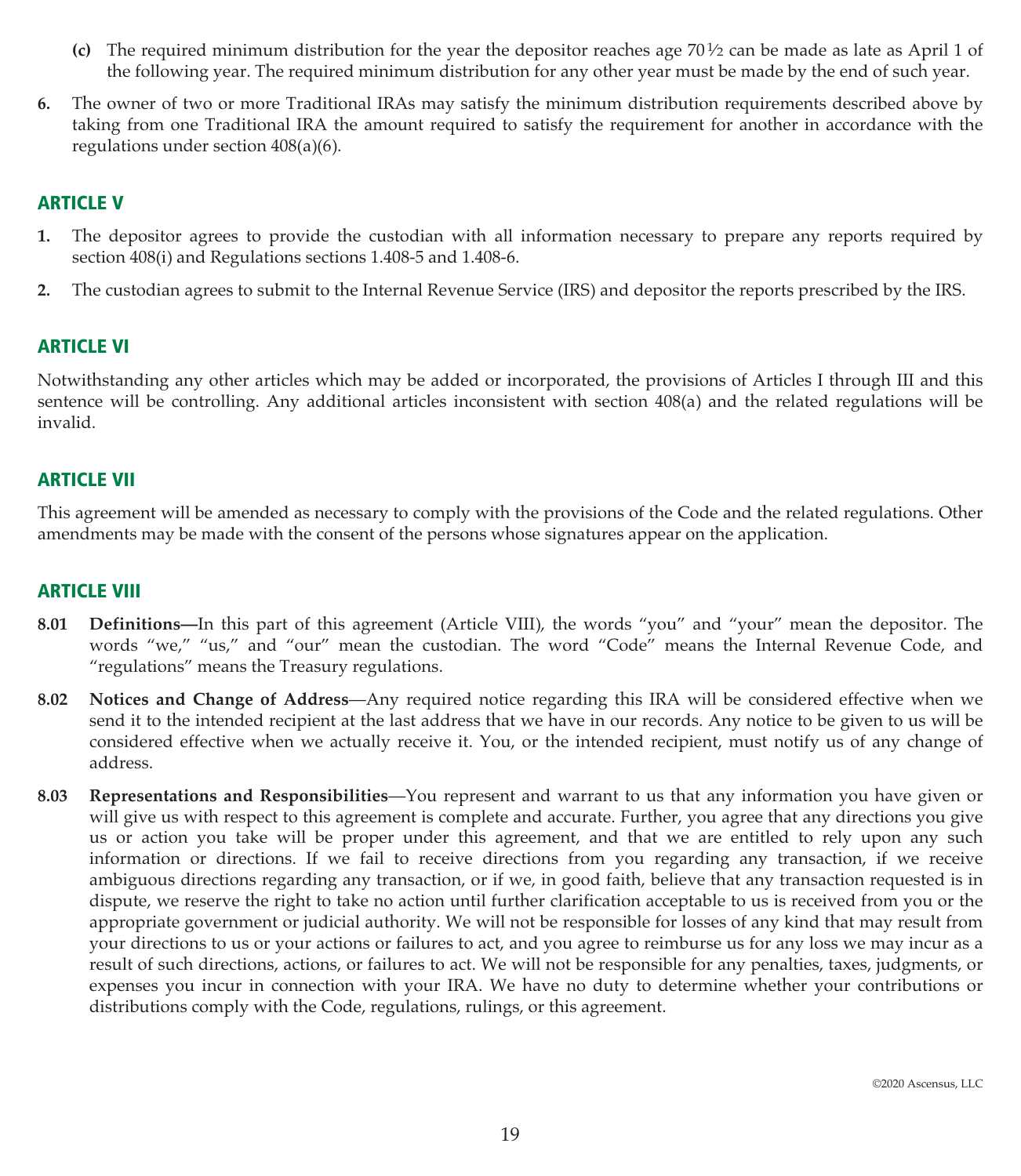**(c)** The required minimum distribution for the year the depositor reaches age 70½ can be made as late as April 1 of the following year. The required minimum distribution for any other year must be made by the end of such year.

**6.** The owner of two or more Traditional IRAs may satisfy the minimum distribution requirements described above by taking from one Traditional IRA the amount required to satisfy the requirement for another in accordance with the regulations under section 408(a)(6).

## ARTICLE V

**1.** The depositor agrees to provide the custodian with all information necessary to prepare any reports required by section 408(i) and Regulations sections 1.408-5 and 1.408-6.

**2.** The custodian agrees to submit to the Internal Revenue Service (IRS) and depositor the reports prescribed by the IRS.

## ARTICLE VI

Notwithstanding any other articles which may be added or incorporated, the provisions of Articles I through III and this sentence will be controlling. Any additional articles inconsistent with section 408(a) and the related regulations will be invalid.

## ARTICLE VII

This agreement will be amended as necessary to comply with the provisions of the Code and the related regulations. Other amendments may be made with the consent of the persons whose signatures appear on the application.

## ARTICLE VIII

**8.01 Definitions—**In this part of this agreement (Article VIII), the words "you" and "your" mean the depositor. The words "we," "us," and "our" mean the custodian. The word "Code" means the Internal Revenue Code, and "regulations" means the Treasury regulations.

**8.02 Notices and Change of Address**—Any required notice regarding this IRA will be considered effective when we send it to the intended recipient at the last address that we have in our records. Any notice to be given to us will be considered effective when we actually receive it. You, or the intended recipient, must notify us of any change of address.

**8.03 Representations and Responsibilities**—You represent and warrant to us that any information you have given or will give us with respect to this agreement is complete and accurate. Further, you agree that any directions you give us or action you take will be proper under this agreement, and that we are entitled to rely upon any such information or directions. If we fail to receive directions from you regarding any transaction, if we receive ambiguous directions regarding any transaction, or if we, in good faith, believe that any transaction requested is in dispute, we reserve the right to take no action until further clarification acceptable to us is received from you or the appropriate government or judicial authority. We will not be responsible for losses of any kind that may result from your directions to us or your actions or failures to act, and you agree to reimburse us for any loss we may incur as a result of such directions, actions, or failures to act. We will not be responsible for any penalties, taxes, judgments, or expenses you incur in connection with your IRA. We have no duty to determine whether your contributions or distributions comply with the Code, regulations, rulings, or this agreement.

©2020 Ascensus, LLC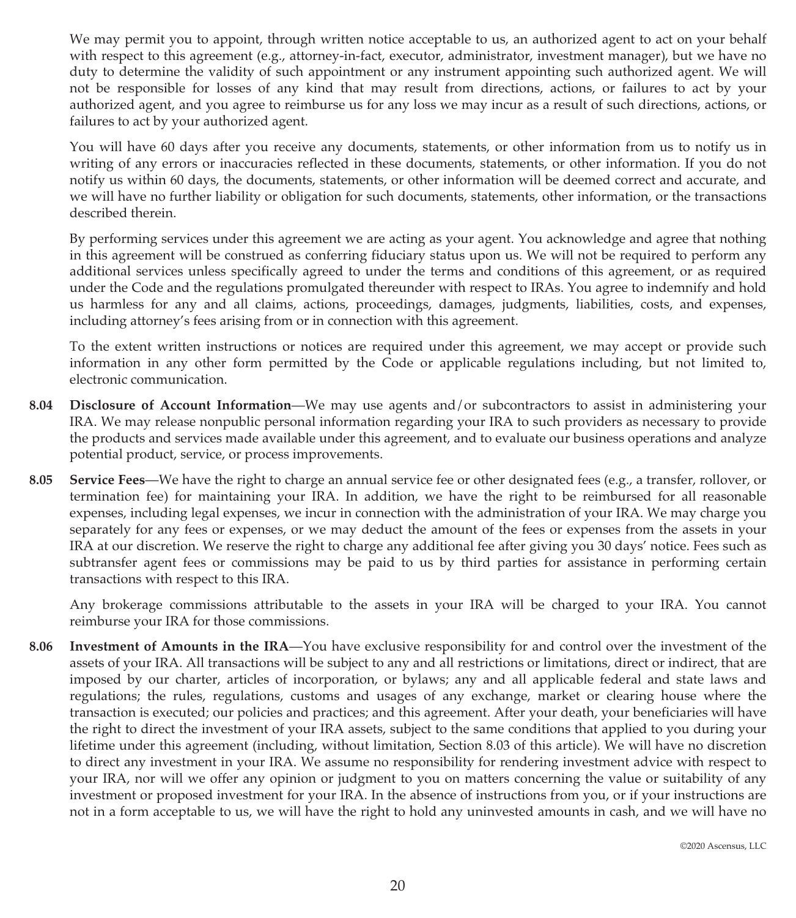We may permit you to appoint, through written notice acceptable to us, an authorized agent to act on your behalf with respect to this agreement (e.g., attorney-in-fact, executor, administrator, investment manager), but we have no duty to determine the validity of such appointment or any instrument appointing such authorized agent. We will not be responsible for losses of any kind that may result from directions, actions, or failures to act by your authorized agent, and you agree to reimburse us for any loss we may incur as a result of such directions, actions, or failures to act by your authorized agent.

You will have 60 days after you receive any documents, statements, or other information from us to notify us in writing of any errors or inaccuracies reflected in these documents, statements, or other information. If you do not notify us within 60 days, the documents, statements, or other information will be deemed correct and accurate, and we will have no further liability or obligation for such documents, statements, other information, or the transactions described therein.

By performing services under this agreement we are acting as your agent. You acknowledge and agree that nothing in this agreement will be construed as conferring fiduciary status upon us. We will not be required to perform any additional services unless specifically agreed to under the terms and conditions of this agreement, or as required under the Code and the regulations promulgated thereunder with respect to IRAs. You agree to indemnify and hold us harmless for any and all claims, actions, proceedings, damages, judgments, liabilities, costs, and expenses, including attorney's fees arising from or in connection with this agreement.

To the extent written instructions or notices are required under this agreement, we may accept or provide such information in any other form permitted by the Code or applicable regulations including, but not limited to, electronic communication.

**8.04 Disclosure of Account Information**—We may use agents and/or subcontractors to assist in administering your IRA. We may release nonpublic personal information regarding your IRA to such providers as necessary to provide the products and services made available under this agreement, and to evaluate our business operations and analyze potential product, service, or process improvements.

**8.05 Service Fees**—We have the right to charge an annual service fee or other designated fees (e.g., a transfer, rollover, or termination fee) for maintaining your IRA. In addition, we have the right to be reimbursed for all reasonable expenses, including legal expenses, we incur in connection with the administration of your IRA. We may charge you separately for any fees or expenses, or we may deduct the amount of the fees or expenses from the assets in your IRA at our discretion. We reserve the right to charge any additional fee after giving you 30 days' notice. Fees such as subtransfer agent fees or commissions may be paid to us by third parties for assistance in performing certain transactions with respect to this IRA.

Any brokerage commissions attributable to the assets in your IRA will be charged to your IRA. You cannot reimburse your IRA for those commissions.

**8.06 Investment of Amounts in the IRA**—You have exclusive responsibility for and control over the investment of the assets of your IRA. All transactions will be subject to any and all restrictions or limitations, direct or indirect, that are imposed by our charter, articles of incorporation, or bylaws; any and all applicable federal and state laws and regulations; the rules, regulations, customs and usages of any exchange, market or clearing house where the transaction is executed; our policies and practices; and this agreement. After your death, your beneficiaries will have the right to direct the investment of your IRA assets, subject to the same conditions that applied to you during your lifetime under this agreement (including, without limitation, Section 8.03 of this article). We will have no discretion to direct any investment in your IRA. We assume no responsibility for rendering investment advice with respect to your IRA, nor will we offer any opinion or judgment to you on matters concerning the value or suitability of any investment or proposed investment for your IRA. In the absence of instructions from you, or if your instructions are not in a form acceptable to us, we will have the right to hold any uninvested amounts in cash, and we will have no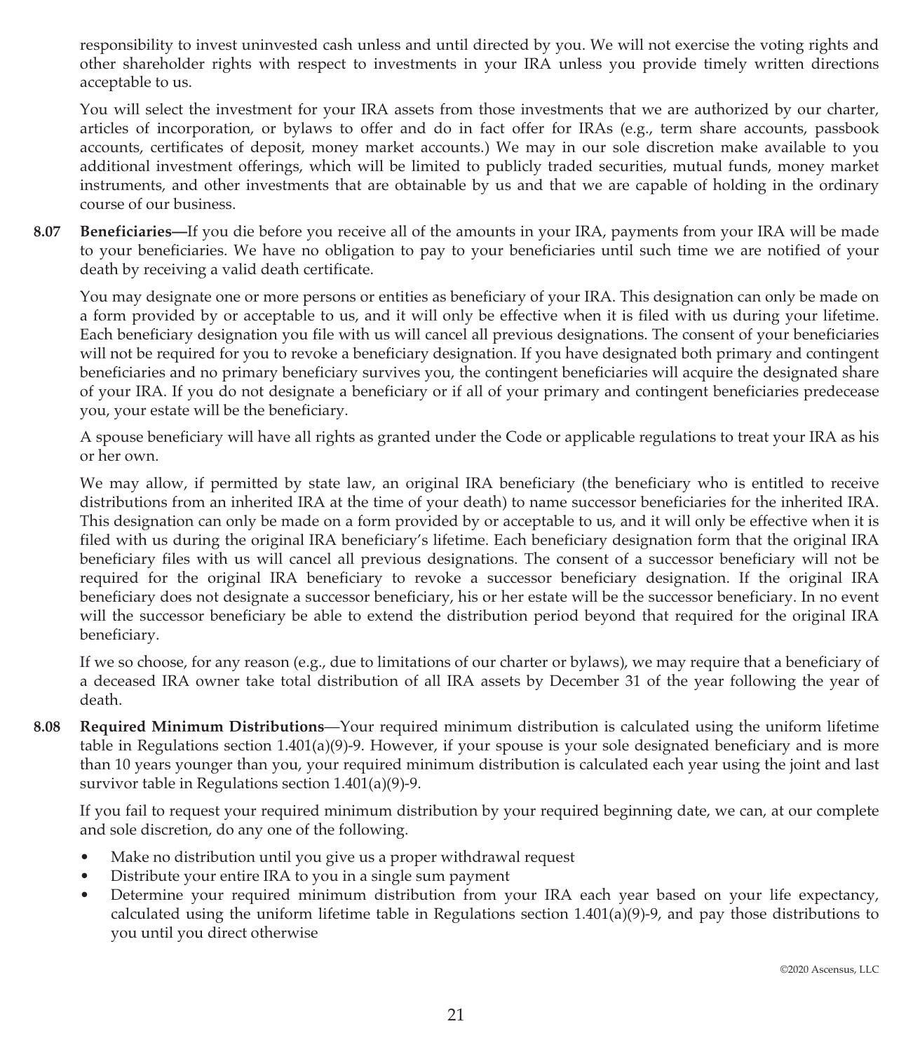responsibility to invest uninvested cash unless and until directed by you. We will not exercise the voting rights and other shareholder rights with respect to investments in your IRA unless you provide timely written directions acceptable to us.

You will select the investment for your IRA assets from those investments that we are authorized by our charter, articles of incorporation, or bylaws to offer and do in fact offer for IRAs (e.g., term share accounts, passbook accounts, certificates of deposit, money market accounts.) We may in our sole discretion make available to you additional investment offerings, which will be limited to publicly traded securities, mutual funds, money market instruments, and other investments that are obtainable by us and that we are capable of holding in the ordinary course of our business.

**8.07 Beneficiaries—**If you die before you receive all of the amounts in your IRA, payments from your IRA will be made to your beneficiaries. We have no obligation to pay to your beneficiaries until such time we are notified of your death by receiving a valid death certificate.

You may designate one or more persons or entities as beneficiary of your IRA. This designation can only be made on a form provided by or acceptable to us, and it will only be effective when it is filed with us during your lifetime. Each beneficiary designation you file with us will cancel all previous designations. The consent of your beneficiaries will not be required for you to revoke a beneficiary designation. If you have designated both primary and contingent beneficiaries and no primary beneficiary survives you, the contingent beneficiaries will acquire the designated share of your IRA. If you do not designate a beneficiary or if all of your primary and contingent beneficiaries predecease you, your estate will be the beneficiary.

A spouse beneficiary will have all rights as granted under the Code or applicable regulations to treat your IRA as his or her own.

We may allow, if permitted by state law, an original IRA beneficiary (the beneficiary who is entitled to receive distributions from an inherited IRA at the time of your death) to name successor beneficiaries for the inherited IRA. This designation can only be made on a form provided by or acceptable to us, and it will only be effective when it is filed with us during the original IRA beneficiary's lifetime. Each beneficiary designation form that the original IRA beneficiary files with us will cancel all previous designations. The consent of a successor beneficiary will not be required for the original IRA beneficiary to revoke a successor beneficiary designation. If the original IRA beneficiary does not designate a successor beneficiary, his or her estate will be the successor beneficiary. In no event will the successor beneficiary be able to extend the distribution period beyond that required for the original IRA beneficiary.

If we so choose, for any reason (e.g., due to limitations of our charter or bylaws), we may require that a beneficiary of a deceased IRA owner take total distribution of all IRA assets by December 31 of the year following the year of death.

**8.08 Required Minimum Distributions**—Your required minimum distribution is calculated using the uniform lifetime table in Regulations section 1.401(a)(9)-9. However, if your spouse is your sole designated beneficiary and is more than 10 years younger than you, your required minimum distribution is calculated each year using the joint and last survivor table in Regulations section 1.401(a)(9)-9.

If you fail to request your required minimum distribution by your required beginning date, we can, at our complete and sole discretion, do any one of the following.

- Make no distribution until you give us a proper withdrawal request
- Distribute your entire IRA to you in a single sum payment
- Determine your required minimum distribution from your IRA each year based on your life expectancy, calculated using the uniform lifetime table in Regulations section 1.401(a)(9)-9, and pay those distributions to you until you direct otherwise

©2020 Ascensus, LLC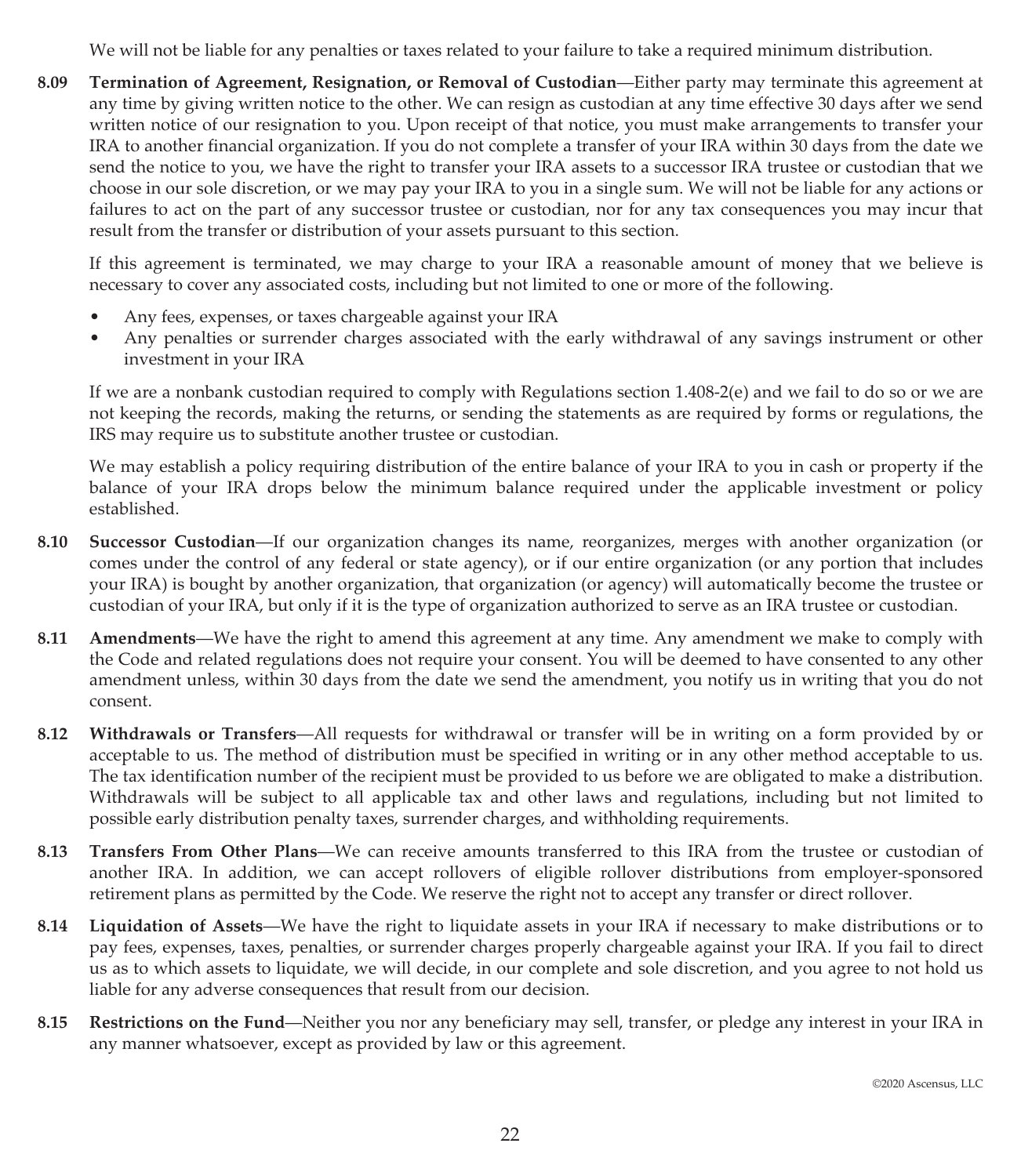We will not be liable for any penalties or taxes related to your failure to take a required minimum distribution.

**8.09 Termination of Agreement, Resignation, or Removal of Custodian**—Either party may terminate this agreement at any time by giving written notice to the other. We can resign as custodian at any time effective 30 days after we send written notice of our resignation to you. Upon receipt of that notice, you must make arrangements to transfer your IRA to another financial organization. If you do not complete a transfer of your IRA within 30 days from the date we send the notice to you, we have the right to transfer your IRA assets to a successor IRA trustee or custodian that we choose in our sole discretion, or we may pay your IRA to you in a single sum. We will not be liable for any actions or failures to act on the part of any successor trustee or custodian, nor for any tax consequences you may incur that result from the transfer or distribution of your assets pursuant to this section.

If this agreement is terminated, we may charge to your IRA a reasonable amount of money that we believe is necessary to cover any associated costs, including but not limited to one or more of the following.

- Any fees, expenses, or taxes chargeable against your IRA
- Any penalties or surrender charges associated with the early withdrawal of any savings instrument or other investment in your IRA

If we are a nonbank custodian required to comply with Regulations section 1.408-2(e) and we fail to do so or we are not keeping the records, making the returns, or sending the statements as are required by forms or regulations, the IRS may require us to substitute another trustee or custodian.

We may establish a policy requiring distribution of the entire balance of your IRA to you in cash or property if the balance of your IRA drops below the minimum balance required under the applicable investment or policy established.

**8.10 Successor Custodian**—If our organization changes its name, reorganizes, merges with another organization (or comes under the control of any federal or state agency), or if our entire organization (or any portion that includes your IRA) is bought by another organization, that organization (or agency) will automatically become the trustee or custodian of your IRA, but only if it is the type of organization authorized to serve as an IRA trustee or custodian.

**8.11 Amendments**—We have the right to amend this agreement at any time. Any amendment we make to comply with the Code and related regulations does not require your consent. You will be deemed to have consented to any other amendment unless, within 30 days from the date we send the amendment, you notify us in writing that you do not consent.

**8.12 Withdrawals or Transfers**—All requests for withdrawal or transfer will be in writing on a form provided by or acceptable to us. The method of distribution must be specified in writing or in any other method acceptable to us. The tax identification number of the recipient must be provided to us before we are obligated to make a distribution. Withdrawals will be subject to all applicable tax and other laws and regulations, including but not limited to possible early distribution penalty taxes, surrender charges, and withholding requirements.

**8.13 Transfers From Other Plans**—We can receive amounts transferred to this IRA from the trustee or custodian of another IRA. In addition, we can accept rollovers of eligible rollover distributions from employer-sponsored retirement plans as permitted by the Code. We reserve the right not to accept any transfer or direct rollover.

**8.14 Liquidation of Assets**—We have the right to liquidate assets in your IRA if necessary to make distributions or to pay fees, expenses, taxes, penalties, or surrender charges properly chargeable against your IRA. If you fail to direct us as to which assets to liquidate, we will decide, in our complete and sole discretion, and you agree to not hold us liable for any adverse consequences that result from our decision.

**8.15 Restrictions on the Fund**—Neither you nor any beneficiary may sell, transfer, or pledge any interest in your IRA in any manner whatsoever, except as provided by law or this agreement.

©2020 Ascensus, LLC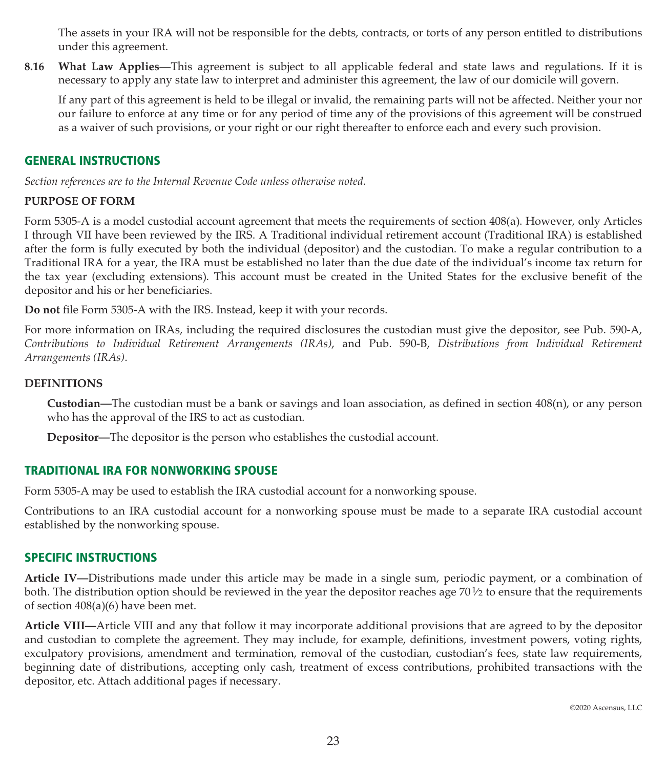The assets in your IRA will not be responsible for the debts, contracts, or torts of any person entitled to distributions under this agreement.

**8.16 What Law Applies**—This agreement is subject to all applicable federal and state laws and regulations. If it is necessary to apply any state law to interpret and administer this agreement, the law of our domicile will govern.

If any part of this agreement is held to be illegal or invalid, the remaining parts will not be affected. Neither your nor our failure to enforce at any time or for any period of time any of the provisions of this agreement will be construed as a waiver of such provisions, or your right or our right thereafter to enforce each and every such provision.

## GENERAL INSTRUCTIONS

*Section references are to the Internal Revenue Code unless otherwise noted.*

### PURPOSE OF FORM

Form 5305-A is a model custodial account agreement that meets the requirements of section 408(a). However, only Articles I through VII have been reviewed by the IRS. A Traditional individual retirement account (Traditional IRA) is established after the form is fully executed by both the individual (depositor) and the custodian. To make a regular contribution to a Traditional IRA for a year, the IRA must be established no later than the due date of the individual's income tax return for the tax year (excluding extensions). This account must be created in the United States for the exclusive benefit of the depositor and his or her beneficiaries.

**Do not** file Form 5305-A with the IRS. Instead, keep it with your records.

For more information on IRAs, including the required disclosures the custodian must give the depositor, see Pub. 590-A, *Contributions to Individual Retirement Arrangements (IRAs)*, and Pub. 590-B, *Distributions from Individual Retirement Arrangements (IRAs)*.

### DEFINITIONS

**Custodian—**The custodian must be a bank or savings and loan association, as defined in section 408(n), or any person who has the approval of the IRS to act as custodian.

**Depositor—**The depositor is the person who establishes the custodial account.

## TRADITIONAL IRA FOR NONWORKING SPOUSE

Form 5305-A may be used to establish the IRA custodial account for a nonworking spouse.

Contributions to an IRA custodial account for a nonworking spouse must be made to a separate IRA custodial account established by the nonworking spouse.

## SPECIFIC INSTRUCTIONS

**Article IV—**Distributions made under this article may be made in a single sum, periodic payment, or a combination of both. The distribution option should be reviewed in the year the depositor reaches age 70½ to ensure that the requirements of section 408(a)(6) have been met.

**Article VIII—**Article VIII and any that follow it may incorporate additional provisions that are agreed to by the depositor and custodian to complete the agreement. They may include, for example, definitions, investment powers, voting rights, exculpatory provisions, amendment and termination, removal of the custodian, custodian's fees, state law requirements, beginning date of distributions, accepting only cash, treatment of excess contributions, prohibited transactions with the depositor, etc. Attach additional pages if necessary.

©2020 Ascensus, LLC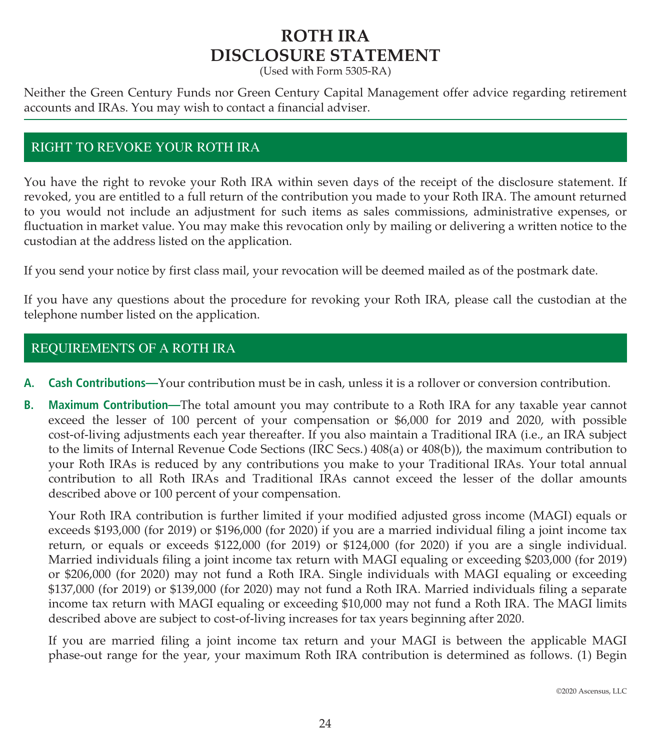# ROTH IRA DISCLOSURE STATEMENT

(Used with Form 5305-RA)

Neither the Green Century Funds nor Green Century Capital Management offer advice regarding retirement accounts and IRAs. You may wish to contact a financial adviser.

## RIGHT TO REVOKE YOUR ROTH IRA

You have the right to revoke your Roth IRA within seven days of the receipt of the disclosure statement. If revoked, you are entitled to a full return of the contribution you made to your Roth IRA. The amount returned to you would not include an adjustment for such items as sales commissions, administrative expenses, or fluctuation in market value. You may make this revocation only by mailing or delivering a written notice to the custodian at the address listed on the application.

If you send your notice by first class mail, your revocation will be deemed mailed as of the postmark date.

If you have any questions about the procedure for revoking your Roth IRA, please call the custodian at the telephone number listed on the application.

## REQUIREMENTS OF A ROTH IRA

**A. Cash Contributions—**Your contribution must be in cash, unless it is a rollover or conversion contribution.

**B. Maximum Contribution—**The total amount you may contribute to a Roth IRA for any taxable year cannot exceed the lesser of 100 percent of your compensation or $6,000 for 2019 and 2020, with possible cost-of-living adjustments each year thereafter. If you also maintain a Traditional IRA (i.e., an IRA subject to the limits of Internal Revenue Code Sections (IRC Secs.) 408(a) or 408(b)), the maximum contribution to your Roth IRAs is reduced by any contributions you make to your Traditional IRAs. Your total annual contribution to all Roth IRAs and Traditional IRAs cannot exceed the lesser of the dollar amounts described above or 100 percent of your compensation.

Your Roth IRA contribution is further limited if your modified adjusted gross income (MAGI) equals or exceeds $193,000 (for 2019) or $196,000 (for 2020) if you are a married individual filing a joint income tax return, or equals or exceeds $122,000 (for 2019) or $124,000 (for 2020) if you are a single individual. Married individuals filing a joint income tax return with MAGI equaling or exceeding $203,000 (for 2019) or $206,000 (for 2020) may not fund a Roth IRA. Single individuals with MAGI equaling or exceeding $137,000 (for 2019) or $139,000 (for 2020) may not fund a Roth IRA. Married individuals filing a separate income tax return with MAGI equaling or exceeding $10,000 may not fund a Roth IRA. The MAGI limits described above are subject to cost-of-living increases for tax years beginning after 2020.

If you are married filing a joint income tax return and your MAGI is between the applicable MAGI phase-out range for the year, your maximum Roth IRA contribution is determined as follows. (1) Begin

©2020 Ascensus, LLC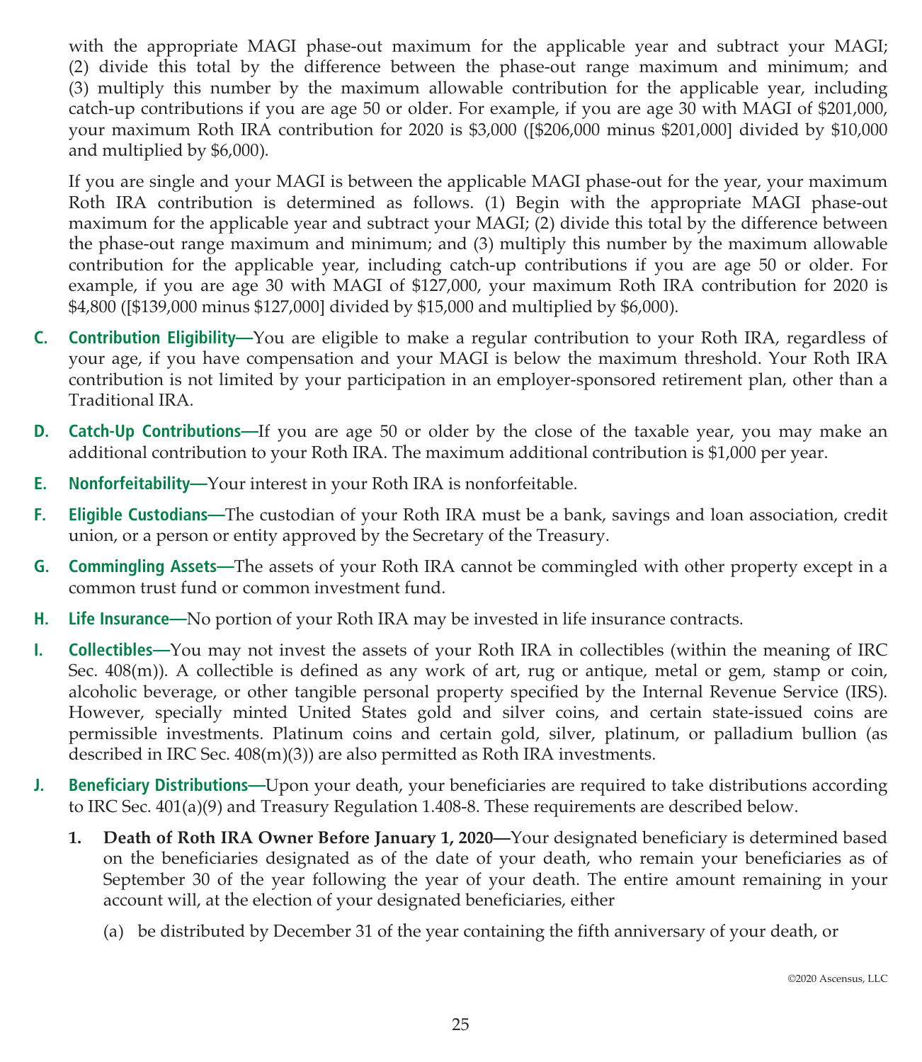with the appropriate MAGI phase-out maximum for the applicable year and subtract your MAGI; (2) divide this total by the difference between the phase-out range maximum and minimum; and (3) multiply this number by the maximum allowable contribution for the applicable year, including catch-up contributions if you are age 50 or older. For example, if you are age 30 with MAGI of $201,000, your maximum Roth IRA contribution for 2020 is $3,000 ([$206,000 minus $201,000] divided by $10,000 and multiplied by $6,000).

If you are single and your MAGI is between the applicable MAGI phase-out for the year, your maximum Roth IRA contribution is determined as follows. (1) Begin with the appropriate MAGI phase-out maximum for the applicable year and subtract your MAGI; (2) divide this total by the difference between the phase-out range maximum and minimum; and (3) multiply this number by the maximum allowable contribution for the applicable year, including catch-up contributions if you are age 50 or older. For example, if you are age 30 with MAGI of $127,000, your maximum Roth IRA contribution for 2020 is $4,800 ([$139,000 minus $127,000] divided by $15,000 and multiplied by $6,000).

**C. Contribution Eligibility—**You are eligible to make a regular contribution to your Roth IRA, regardless of your age, if you have compensation and your MAGI is below the maximum threshold. Your Roth IRA contribution is not limited by your participation in an employer-sponsored retirement plan, other than a Traditional IRA.

**D. Catch-Up Contributions—**If you are age 50 or older by the close of the taxable year, you may make an additional contribution to your Roth IRA. The maximum additional contribution is $1,000 per year.

**E. Nonforfeitability—**Your interest in your Roth IRA is nonforfeitable.

**F. Eligible Custodians—**The custodian of your Roth IRA must be a bank, savings and loan association, credit union, or a person or entity approved by the Secretary of the Treasury.

**G. Commingling Assets—**The assets of your Roth IRA cannot be commingled with other property except in a common trust fund or common investment fund.

**H. Life Insurance—**No portion of your Roth IRA may be invested in life insurance contracts.

**I. Collectibles—**You may not invest the assets of your Roth IRA in collectibles (within the meaning of IRC Sec. 408(m)). A collectible is defined as any work of art, rug or antique, metal or gem, stamp or coin, alcoholic beverage, or other tangible personal property specified by the Internal Revenue Service (IRS). However, specially minted United States gold and silver coins, and certain state-issued coins are permissible investments. Platinum coins and certain gold, silver, platinum, or palladium bullion (as described in IRC Sec. 408(m)(3)) are also permitted as Roth IRA investments.

**J. Beneficiary Distributions—**Upon your death, your beneficiaries are required to take distributions according to IRC Sec. 401(a)(9) and Treasury Regulation 1.408-8. These requirements are described below.

1. **Death of Roth IRA Owner Before January 1, 2020—**Your designated beneficiary is determined based on the beneficiaries designated as of the date of your death, who remain your beneficiaries as of September 30 of the year following the year of your death. The entire amount remaining in your account will, at the election of your designated beneficiaries, either

   (a) be distributed by December 31 of the year containing the fifth anniversary of your death, or

©2020 Ascensus, LLC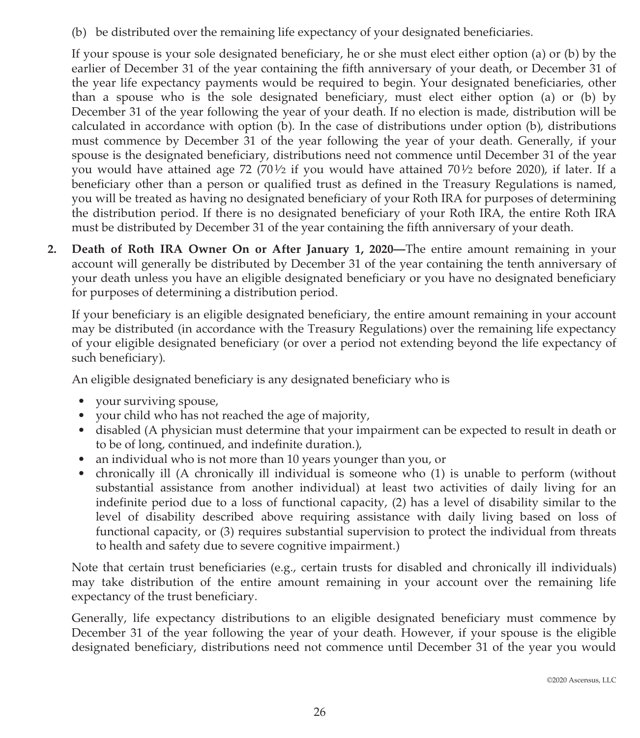(b) be distributed over the remaining life expectancy of your designated beneficiaries.

If your spouse is your sole designated beneficiary, he or she must elect either option (a) or (b) by the earlier of December 31 of the year containing the fifth anniversary of your death, or December 31 of the year life expectancy payments would be required to begin. Your designated beneficiaries, other than a spouse who is the sole designated beneficiary, must elect either option (a) or (b) by December 31 of the year following the year of your death. If no election is made, distribution will be calculated in accordance with option (b). In the case of distributions under option (b), distributions must commence by December 31 of the year following the year of your death. Generally, if your spouse is the designated beneficiary, distributions need not commence until December 31 of the year you would have attained age 72 (70½ if you would have attained 70½ before 2020), if later. If a beneficiary other than a person or qualified trust as defined in the Treasury Regulations is named, you will be treated as having no designated beneficiary of your Roth IRA for purposes of determining the distribution period. If there is no designated beneficiary of your Roth IRA, the entire Roth IRA must be distributed by December 31 of the year containing the fifth anniversary of your death.

2. **Death of Roth IRA Owner On or After January 1, 2020—**The entire amount remaining in your account will generally be distributed by December 31 of the year containing the tenth anniversary of your death unless you have an eligible designated beneficiary or you have no designated beneficiary for purposes of determining a distribution period.

   If your beneficiary is an eligible designated beneficiary, the entire amount remaining in your account may be distributed (in accordance with the Treasury Regulations) over the remaining life expectancy of your eligible designated beneficiary (or over a period not extending beyond the life expectancy of such beneficiary).

   An eligible designated beneficiary is any designated beneficiary who is

   - your surviving spouse,
   - your child who has not reached the age of majority,
   - disabled (A physician must determine that your impairment can be expected to result in death or to be of long, continued, and indefinite duration.),
   - an individual who is not more than 10 years younger than you, or
   - chronically ill (A chronically ill individual is someone who (1) is unable to perform (without substantial assistance from another individual) at least two activities of daily living for an indefinite period due to a loss of functional capacity, (2) has a level of disability similar to the level of disability described above requiring assistance with daily living based on loss of functional capacity, or (3) requires substantial supervision to protect the individual from threats to health and safety due to severe cognitive impairment.)

   Note that certain trust beneficiaries (e.g., certain trusts for disabled and chronically ill individuals) may take distribution of the entire amount remaining in your account over the remaining life expectancy of the trust beneficiary.

   Generally, life expectancy distributions to an eligible designated beneficiary must commence by December 31 of the year following the year of your death. However, if your spouse is the eligible designated beneficiary, distributions need not commence until December 31 of the year you would

©2020 Ascensus, LLC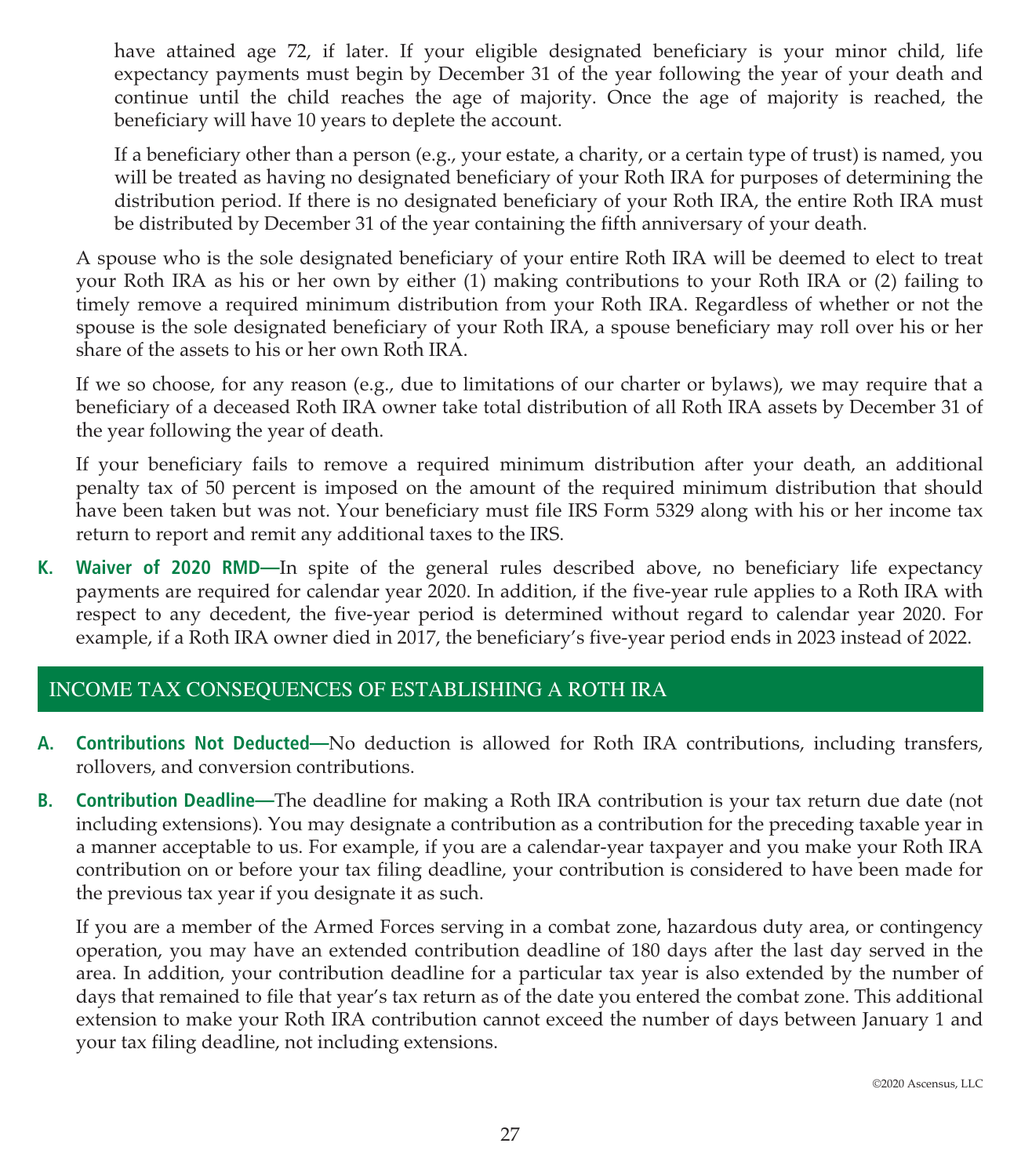have attained age 72, if later. If your eligible designated beneficiary is your minor child, life expectancy payments must begin by December 31 of the year following the year of your death and continue until the child reaches the age of majority. Once the age of majority is reached, the beneficiary will have 10 years to deplete the account.

If a beneficiary other than a person (e.g., your estate, a charity, or a certain type of trust) is named, you will be treated as having no designated beneficiary of your Roth IRA for purposes of determining the distribution period. If there is no designated beneficiary of your Roth IRA, the entire Roth IRA must be distributed by December 31 of the year containing the fifth anniversary of your death.

A spouse who is the sole designated beneficiary of your entire Roth IRA will be deemed to elect to treat your Roth IRA as his or her own by either (1) making contributions to your Roth IRA or (2) failing to timely remove a required minimum distribution from your Roth IRA. Regardless of whether or not the spouse is the sole designated beneficiary of your Roth IRA, a spouse beneficiary may roll over his or her share of the assets to his or her own Roth IRA.

If we so choose, for any reason (e.g., due to limitations of our charter or bylaws), we may require that a beneficiary of a deceased Roth IRA owner take total distribution of all Roth IRA assets by December 31 of the year following the year of death.

If your beneficiary fails to remove a required minimum distribution after your death, an additional penalty tax of 50 percent is imposed on the amount of the required minimum distribution that should have been taken but was not. Your beneficiary must file IRS Form 5329 along with his or her income tax return to report and remit any additional taxes to the IRS.

K. **Waiver of 2020 RMD—**In spite of the general rules described above, no beneficiary life expectancy payments are required for calendar year 2020. In addition, if the five-year rule applies to a Roth IRA with respect to any decedent, the five-year period is determined without regard to calendar year 2020. For example, if a Roth IRA owner died in 2017, the beneficiary's five-year period ends in 2023 instead of 2022.

## INCOME TAX CONSEQUENCES OF ESTABLISHING A ROTH IRA

A. **Contributions Not Deducted—**No deduction is allowed for Roth IRA contributions, including transfers, rollovers, and conversion contributions.

B. **Contribution Deadline—**The deadline for making a Roth IRA contribution is your tax return due date (not including extensions). You may designate a contribution as a contribution for the preceding taxable year in a manner acceptable to us. For example, if you are a calendar-year taxpayer and you make your Roth IRA contribution on or before your tax filing deadline, your contribution is considered to have been made for the previous tax year if you designate it as such.

If you are a member of the Armed Forces serving in a combat zone, hazardous duty area, or contingency operation, you may have an extended contribution deadline of 180 days after the last day served in the area. In addition, your contribution deadline for a particular tax year is also extended by the number of days that remained to file that year's tax return as of the date you entered the combat zone. This additional extension to make your Roth IRA contribution cannot exceed the number of days between January 1 and your tax filing deadline, not including extensions.

©2020 Ascensus, LLC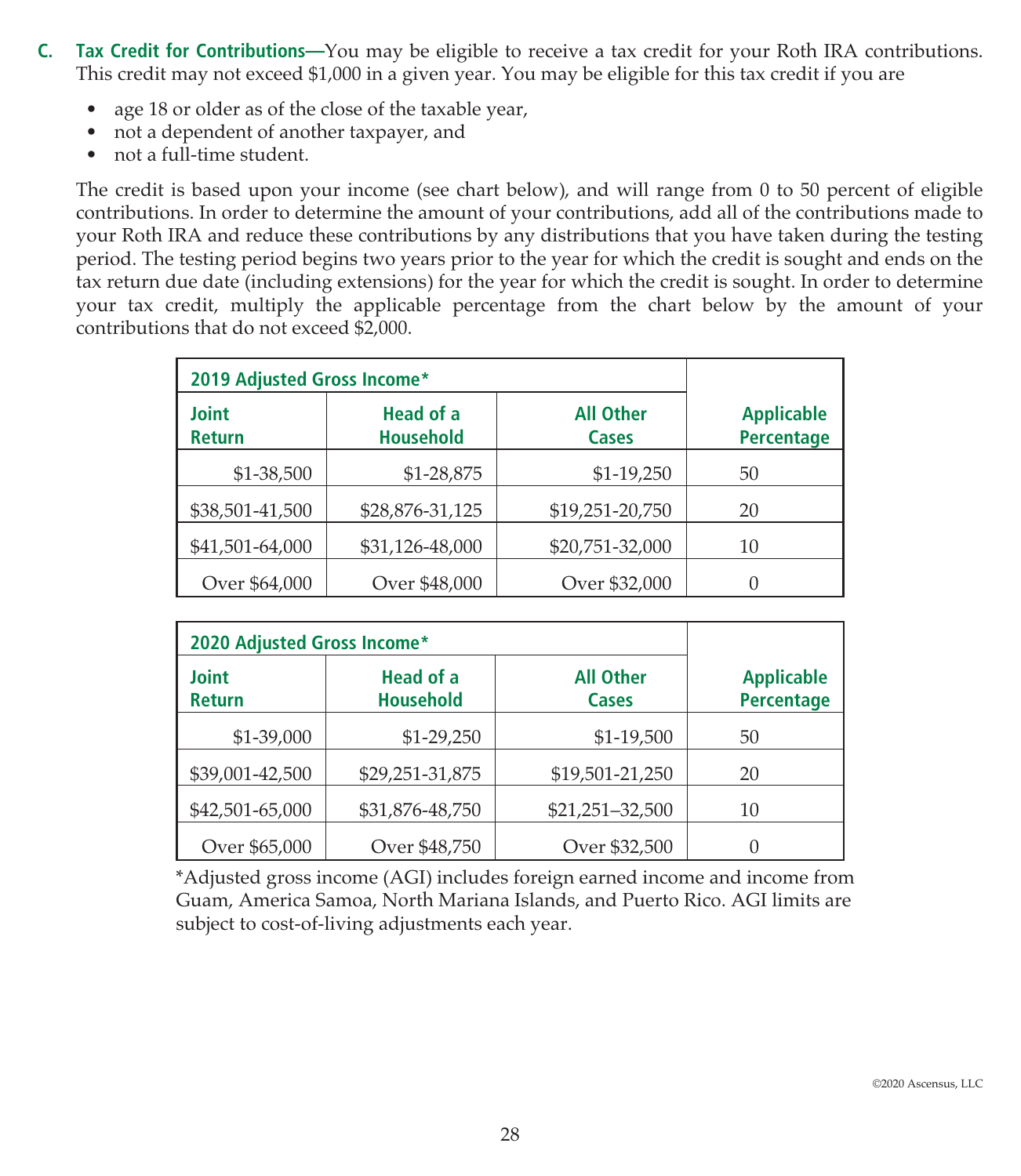**C. Tax Credit for Contributions—**You may be eligible to receive a tax credit for your Roth IRA contributions. This credit may not exceed $1,000 in a given year. You may be eligible for this tax credit if you are

- age 18 or older as of the close of the taxable year,
- not a dependent of another taxpayer, and
- not a full-time student.

The credit is based upon your income (see chart below), and will range from 0 to 50 percent of eligible contributions. In order to determine the amount of your contributions, add all of the contributions made to your Roth IRA and reduce these contributions by any distributions that you have taken during the testing period. The testing period begins two years prior to the year for which the credit is sought and ends on the tax return due date (including extensions) for the year for which the credit is sought. In order to determine your tax credit, multiply the applicable percentage from the chart below by the amount of your contributions that do not exceed $2,000.

| 2019 Adjusted Gross Income* | | | |
|---|---|---|---|
| Joint Return | Head of a Household | All Other Cases | Applicable Percentage |
| $1-38,500 | $1-28,875 | $1-19,250 | 50 |
| $38,501-41,500 | $28,876-31,125 | $19,251-20,750 | 20 |
| $41,501-64,000 | $31,126-48,000 | $20,751-32,000 | 10 |
| Over $64,000 | Over $48,000 | Over $32,000 | 0 |

| 2020 Adjusted Gross Income* | | | |
|---|---|---|---|
| Joint Return | Head of a Household | All Other Cases | Applicable Percentage |
| $1-39,000 | $1-29,250 | $1-19,500 | 50 |
| $39,001-42,500 | $29,251-31,875 | $19,501-21,250 | 20 |
| $42,501-65,000 | $31,876-48,750 | $21,251–32,500 | 10 |
| Over $65,000 | Over $48,750 | Over $32,500 | 0 |

*Adjusted gross income (AGI) includes foreign earned income and income from Guam, America Samoa, North Mariana Islands, and Puerto Rico. AGI limits are subject to cost-of-living adjustments each year.

©2020 Ascensus, LLC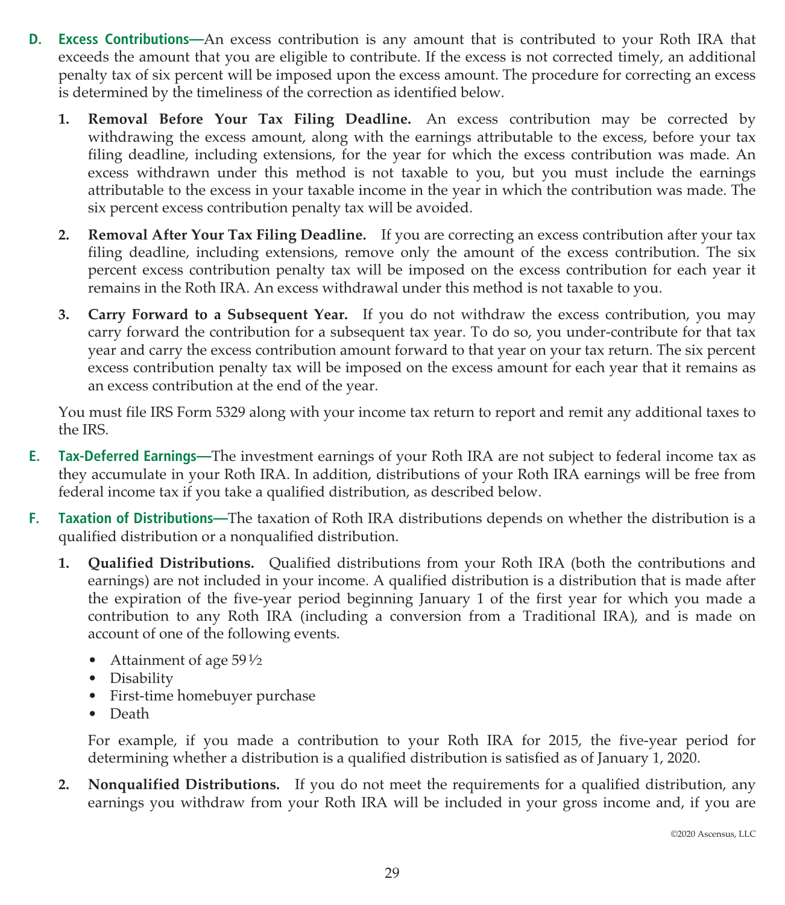**D. Excess Contributions—**An excess contribution is any amount that is contributed to your Roth IRA that exceeds the amount that you are eligible to contribute. If the excess is not corrected timely, an additional penalty tax of six percent will be imposed upon the excess amount. The procedure for correcting an excess is determined by the timeliness of the correction as identified below.

1. **Removal Before Your Tax Filing Deadline.** An excess contribution may be corrected by withdrawing the excess amount, along with the earnings attributable to the excess, before your tax filing deadline, including extensions, for the year for which the excess contribution was made. An excess withdrawn under this method is not taxable to you, but you must include the earnings attributable to the excess in your taxable income in the year in which the contribution was made. The six percent excess contribution penalty tax will be avoided.

2. **Removal After Your Tax Filing Deadline.** If you are correcting an excess contribution after your tax filing deadline, including extensions, remove only the amount of the excess contribution. The six percent excess contribution penalty tax will be imposed on the excess contribution for each year it remains in the Roth IRA. An excess withdrawal under this method is not taxable to you.

3. **Carry Forward to a Subsequent Year.** If you do not withdraw the excess contribution, you may carry forward the contribution for a subsequent tax year. To do so, you under-contribute for that tax year and carry the excess contribution amount forward to that year on your tax return. The six percent excess contribution penalty tax will be imposed on the excess amount for each year that it remains as an excess contribution at the end of the year.

You must file IRS Form 5329 along with your income tax return to report and remit any additional taxes to the IRS.

**E. Tax-Deferred Earnings—**The investment earnings of your Roth IRA are not subject to federal income tax as they accumulate in your Roth IRA. In addition, distributions of your Roth IRA earnings will be free from federal income tax if you take a qualified distribution, as described below.

**F. Taxation of Distributions—**The taxation of Roth IRA distributions depends on whether the distribution is a qualified distribution or a nonqualified distribution.

1. **Qualified Distributions.** Qualified distributions from your Roth IRA (both the contributions and earnings) are not included in your income. A qualified distribution is a distribution that is made after the expiration of the five-year period beginning January 1 of the first year for which you made a contribution to any Roth IRA (including a conversion from a Traditional IRA), and is made on account of one of the following events.

   - Attainment of age 59½
   - Disability
   - First-time homebuyer purchase
   - Death

   For example, if you made a contribution to your Roth IRA for 2015, the five-year period for determining whether a distribution is a qualified distribution is satisfied as of January 1, 2020.

2. **Nonqualified Distributions.** If you do not meet the requirements for a qualified distribution, any earnings you withdraw from your Roth IRA will be included in your gross income and, if you are

©2020 Ascensus, LLC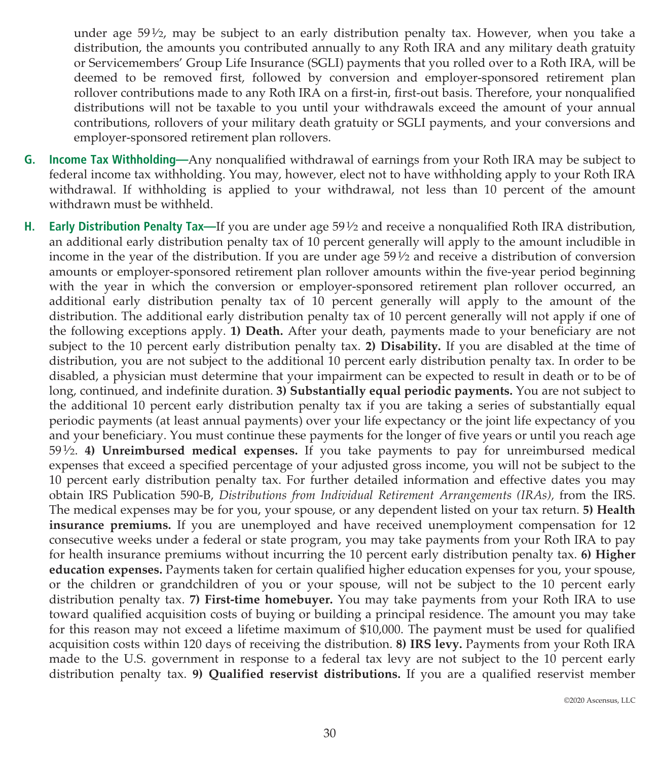under age 59½, may be subject to an early distribution penalty tax. However, when you take a distribution, the amounts you contributed annually to any Roth IRA and any military death gratuity or Servicemembers' Group Life Insurance (SGLI) payments that you rolled over to a Roth IRA, will be deemed to be removed first, followed by conversion and employer-sponsored retirement plan rollover contributions made to any Roth IRA on a first-in, first-out basis. Therefore, your nonqualified distributions will not be taxable to you until your withdrawals exceed the amount of your annual contributions, rollovers of your military death gratuity or SGLI payments, and your conversions and employer-sponsored retirement plan rollovers.

**G. Income Tax Withholding—**Any nonqualified withdrawal of earnings from your Roth IRA may be subject to federal income tax withholding. You may, however, elect not to have withholding apply to your Roth IRA withdrawal. If withholding is applied to your withdrawal, not less than 10 percent of the amount withdrawn must be withheld.

**H. Early Distribution Penalty Tax—**If you are under age 59½ and receive a nonqualified Roth IRA distribution, an additional early distribution penalty tax of 10 percent generally will apply to the amount includible in income in the year of the distribution. If you are under age 59½ and receive a distribution of conversion amounts or employer-sponsored retirement plan rollover amounts within the five-year period beginning with the year in which the conversion or employer-sponsored retirement plan rollover occurred, an additional early distribution penalty tax of 10 percent generally will apply to the amount of the distribution. The additional early distribution penalty tax of 10 percent generally will not apply if one of the following exceptions apply. **1) Death.** After your death, payments made to your beneficiary are not subject to the 10 percent early distribution penalty tax. **2) Disability.** If you are disabled at the time of distribution, you are not subject to the additional 10 percent early distribution penalty tax. In order to be disabled, a physician must determine that your impairment can be expected to result in death or to be of long, continued, and indefinite duration. **3) Substantially equal periodic payments.** You are not subject to the additional 10 percent early distribution penalty tax if you are taking a series of substantially equal periodic payments (at least annual payments) over your life expectancy or the joint life expectancy of you and your beneficiary. You must continue these payments for the longer of five years or until you reach age 59½. **4) Unreimbursed medical expenses.** If you take payments to pay for unreimbursed medical expenses that exceed a specified percentage of your adjusted gross income, you will not be subject to the 10 percent early distribution penalty tax. For further detailed information and effective dates you may obtain IRS Publication 590-B, *Distributions from Individual Retirement Arrangements (IRAs),* from the IRS. The medical expenses may be for you, your spouse, or any dependent listed on your tax return. **5) Health insurance premiums.** If you are unemployed and have received unemployment compensation for 12 consecutive weeks under a federal or state program, you may take payments from your Roth IRA to pay for health insurance premiums without incurring the 10 percent early distribution penalty tax. **6) Higher education expenses.** Payments taken for certain qualified higher education expenses for you, your spouse, or the children or grandchildren of you or your spouse, will not be subject to the 10 percent early distribution penalty tax. **7) First-time homebuyer.** You may take payments from your Roth IRA to use toward qualified acquisition costs of buying or building a principal residence. The amount you may take for this reason may not exceed a lifetime maximum of $10,000. The payment must be used for qualified acquisition costs within 120 days of receiving the distribution. **8) IRS levy.** Payments from your Roth IRA made to the U.S. government in response to a federal tax levy are not subject to the 10 percent early distribution penalty tax. **9) Qualified reservist distributions.** If you are a qualified reservist member

©2020 Ascensus, LLC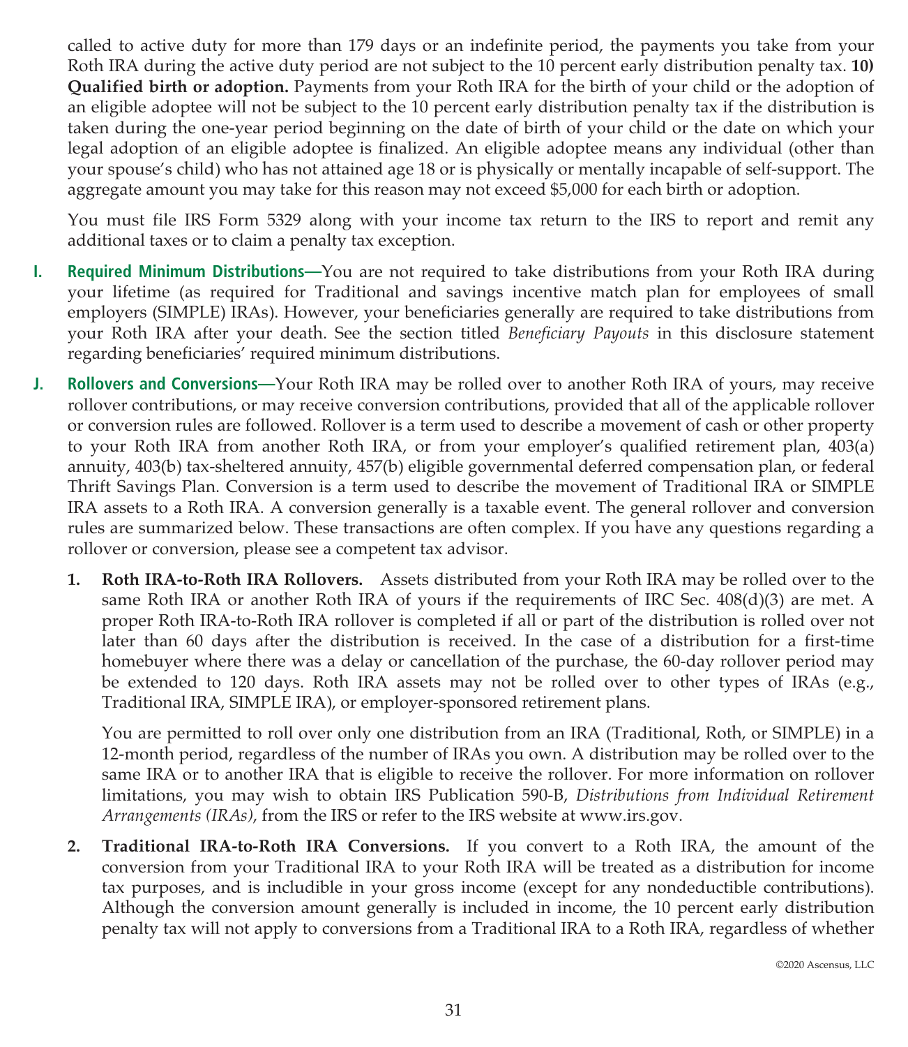called to active duty for more than 179 days or an indefinite period, the payments you take from your Roth IRA during the active duty period are not subject to the 10 percent early distribution penalty tax. **10) Qualified birth or adoption.** Payments from your Roth IRA for the birth of your child or the adoption of an eligible adoptee will not be subject to the 10 percent early distribution penalty tax if the distribution is taken during the one-year period beginning on the date of birth of your child or the date on which your legal adoption of an eligible adoptee is finalized. An eligible adoptee means any individual (other than your spouse's child) who has not attained age 18 or is physically or mentally incapable of self-support. The aggregate amount you may take for this reason may not exceed $5,000 for each birth or adoption.

You must file IRS Form 5329 along with your income tax return to the IRS to report and remit any additional taxes or to claim a penalty tax exception.

**I. Required Minimum Distributions—**You are not required to take distributions from your Roth IRA during your lifetime (as required for Traditional and savings incentive match plan for employees of small employers (SIMPLE) IRAs). However, your beneficiaries generally are required to take distributions from your Roth IRA after your death. See the section titled *Beneficiary Payouts* in this disclosure statement regarding beneficiaries' required minimum distributions.

**J. Rollovers and Conversions—**Your Roth IRA may be rolled over to another Roth IRA of yours, may receive rollover contributions, or may receive conversion contributions, provided that all of the applicable rollover or conversion rules are followed. Rollover is a term used to describe a movement of cash or other property to your Roth IRA from another Roth IRA, or from your employer's qualified retirement plan, 403(a) annuity, 403(b) tax-sheltered annuity, 457(b) eligible governmental deferred compensation plan, or federal Thrift Savings Plan. Conversion is a term used to describe the movement of Traditional IRA or SIMPLE IRA assets to a Roth IRA. A conversion generally is a taxable event. The general rollover and conversion rules are summarized below. These transactions are often complex. If you have any questions regarding a rollover or conversion, please see a competent tax advisor.

1. **Roth IRA-to-Roth IRA Rollovers.** Assets distributed from your Roth IRA may be rolled over to the same Roth IRA or another Roth IRA of yours if the requirements of IRC Sec. 408(d)(3) are met. A proper Roth IRA-to-Roth IRA rollover is completed if all or part of the distribution is rolled over not later than 60 days after the distribution is received. In the case of a distribution for a first-time homebuyer where there was a delay or cancellation of the purchase, the 60-day rollover period may be extended to 120 days. Roth IRA assets may not be rolled over to other types of IRAs (e.g., Traditional IRA, SIMPLE IRA), or employer-sponsored retirement plans.

   You are permitted to roll over only one distribution from an IRA (Traditional, Roth, or SIMPLE) in a 12-month period, regardless of the number of IRAs you own. A distribution may be rolled over to the same IRA or to another IRA that is eligible to receive the rollover. For more information on rollover limitations, you may wish to obtain IRS Publication 590-B, *Distributions from Individual Retirement Arrangements (IRAs)*, from the IRS or refer to the IRS website at www.irs.gov.

2. **Traditional IRA-to-Roth IRA Conversions.** If you convert to a Roth IRA, the amount of the conversion from your Traditional IRA to your Roth IRA will be treated as a distribution for income tax purposes, and is includible in your gross income (except for any nondeductible contributions). Although the conversion amount generally is included in income, the 10 percent early distribution penalty tax will not apply to conversions from a Traditional IRA to a Roth IRA, regardless of whether

©2020 Ascensus, LLC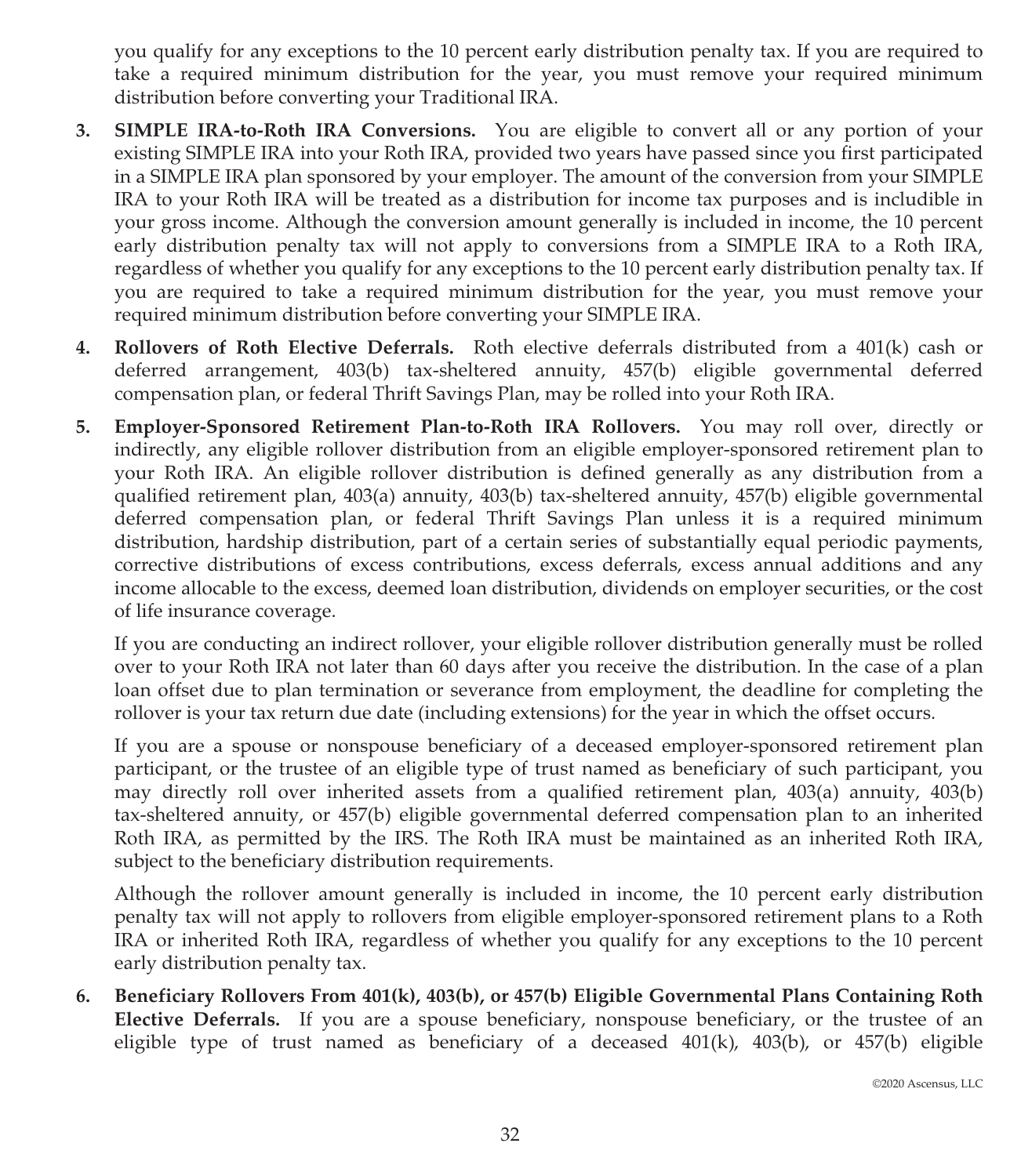you qualify for any exceptions to the 10 percent early distribution penalty tax. If you are required to take a required minimum distribution for the year, you must remove your required minimum distribution before converting your Traditional IRA.

3. **SIMPLE IRA-to-Roth IRA Conversions.** You are eligible to convert all or any portion of your existing SIMPLE IRA into your Roth IRA, provided two years have passed since you first participated in a SIMPLE IRA plan sponsored by your employer. The amount of the conversion from your SIMPLE IRA to your Roth IRA will be treated as a distribution for income tax purposes and is includible in your gross income. Although the conversion amount generally is included in income, the 10 percent early distribution penalty tax will not apply to conversions from a SIMPLE IRA to a Roth IRA, regardless of whether you qualify for any exceptions to the 10 percent early distribution penalty tax. If you are required to take a required minimum distribution for the year, you must remove your required minimum distribution before converting your SIMPLE IRA.

4. **Rollovers of Roth Elective Deferrals.** Roth elective deferrals distributed from a 401(k) cash or deferred arrangement, 403(b) tax-sheltered annuity, 457(b) eligible governmental deferred compensation plan, or federal Thrift Savings Plan, may be rolled into your Roth IRA.

5. **Employer-Sponsored Retirement Plan-to-Roth IRA Rollovers.** You may roll over, directly or indirectly, any eligible rollover distribution from an eligible employer-sponsored retirement plan to your Roth IRA. An eligible rollover distribution is defined generally as any distribution from a qualified retirement plan, 403(a) annuity, 403(b) tax-sheltered annuity, 457(b) eligible governmental deferred compensation plan, or federal Thrift Savings Plan unless it is a required minimum distribution, hardship distribution, part of a certain series of substantially equal periodic payments, corrective distributions of excess contributions, excess deferrals, excess annual additions and any income allocable to the excess, deemed loan distribution, dividends on employer securities, or the cost of life insurance coverage.

   If you are conducting an indirect rollover, your eligible rollover distribution generally must be rolled over to your Roth IRA not later than 60 days after you receive the distribution. In the case of a plan loan offset due to plan termination or severance from employment, the deadline for completing the rollover is your tax return due date (including extensions) for the year in which the offset occurs.

   If you are a spouse or nonspouse beneficiary of a deceased employer-sponsored retirement plan participant, or the trustee of an eligible type of trust named as beneficiary of such participant, you may directly roll over inherited assets from a qualified retirement plan, 403(a) annuity, 403(b) tax-sheltered annuity, or 457(b) eligible governmental deferred compensation plan to an inherited Roth IRA, as permitted by the IRS. The Roth IRA must be maintained as an inherited Roth IRA, subject to the beneficiary distribution requirements.

   Although the rollover amount generally is included in income, the 10 percent early distribution penalty tax will not apply to rollovers from eligible employer-sponsored retirement plans to a Roth IRA or inherited Roth IRA, regardless of whether you qualify for any exceptions to the 10 percent early distribution penalty tax.

6. **Beneficiary Rollovers From 401(k), 403(b), or 457(b) Eligible Governmental Plans Containing Roth Elective Deferrals.** If you are a spouse beneficiary, nonspouse beneficiary, or the trustee of an eligible type of trust named as beneficiary of a deceased 401(k), 403(b), or 457(b) eligible

©2020 Ascensus, LLC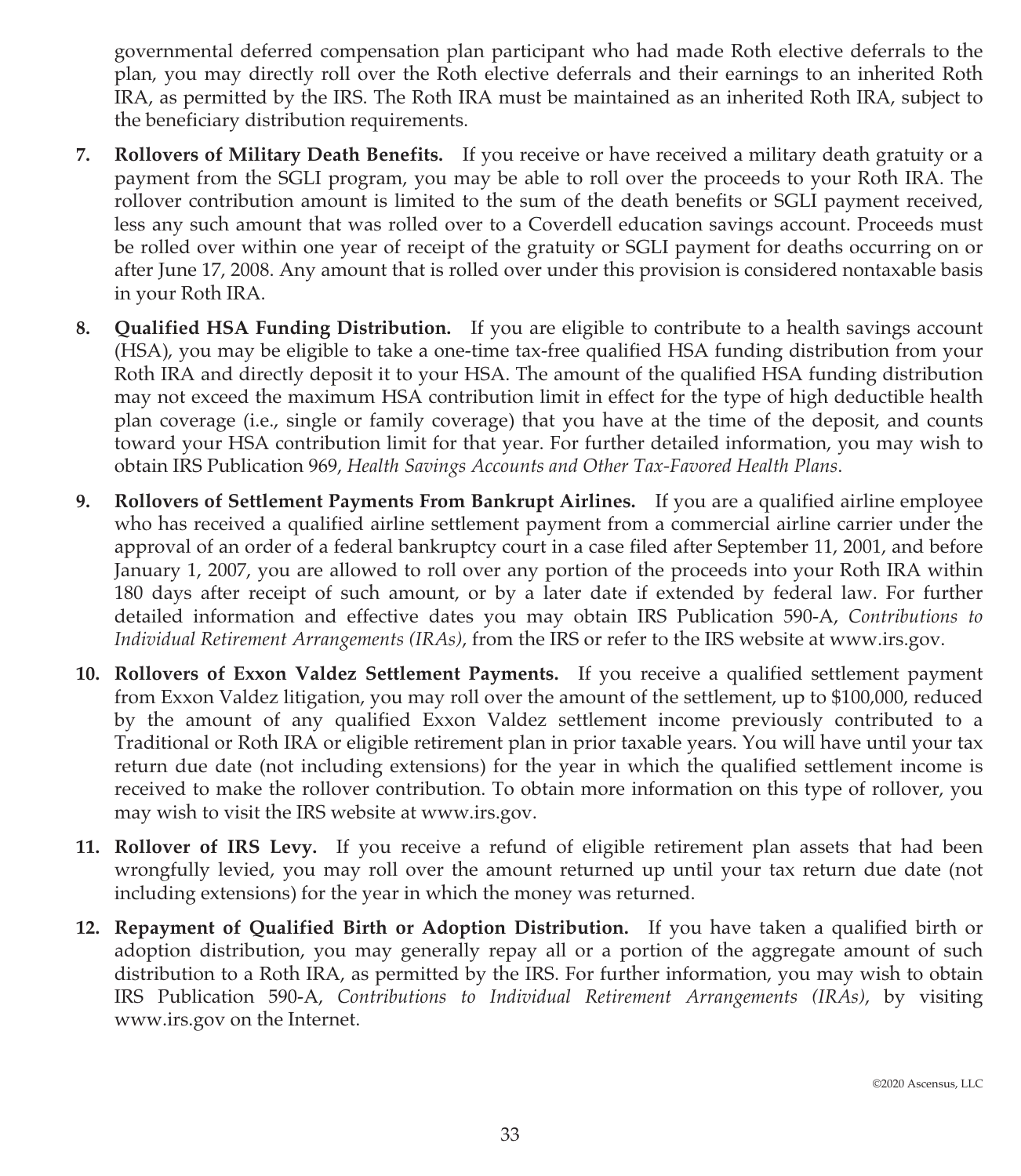governmental deferred compensation plan participant who had made Roth elective deferrals to the plan, you may directly roll over the Roth elective deferrals and their earnings to an inherited Roth IRA, as permitted by the IRS. The Roth IRA must be maintained as an inherited Roth IRA, subject to the beneficiary distribution requirements.

7. **Rollovers of Military Death Benefits.** If you receive or have received a military death gratuity or a payment from the SGLI program, you may be able to roll over the proceeds to your Roth IRA. The rollover contribution amount is limited to the sum of the death benefits or SGLI payment received, less any such amount that was rolled over to a Coverdell education savings account. Proceeds must be rolled over within one year of receipt of the gratuity or SGLI payment for deaths occurring on or after June 17, 2008. Any amount that is rolled over under this provision is considered nontaxable basis in your Roth IRA.

8. **Qualified HSA Funding Distribution.** If you are eligible to contribute to a health savings account (HSA), you may be eligible to take a one-time tax-free qualified HSA funding distribution from your Roth IRA and directly deposit it to your HSA. The amount of the qualified HSA funding distribution may not exceed the maximum HSA contribution limit in effect for the type of high deductible health plan coverage (i.e., single or family coverage) that you have at the time of the deposit, and counts toward your HSA contribution limit for that year. For further detailed information, you may wish to obtain IRS Publication 969, *Health Savings Accounts and Other Tax-Favored Health Plans*.

9. **Rollovers of Settlement Payments From Bankrupt Airlines.** If you are a qualified airline employee who has received a qualified airline settlement payment from a commercial airline carrier under the approval of an order of a federal bankruptcy court in a case filed after September 11, 2001, and before January 1, 2007, you are allowed to roll over any portion of the proceeds into your Roth IRA within 180 days after receipt of such amount, or by a later date if extended by federal law. For further detailed information and effective dates you may obtain IRS Publication 590-A, *Contributions to Individual Retirement Arrangements (IRAs)*, from the IRS or refer to the IRS website at www.irs.gov.

10. **Rollovers of Exxon Valdez Settlement Payments.** If you receive a qualified settlement payment from Exxon Valdez litigation, you may roll over the amount of the settlement, up to $100,000, reduced by the amount of any qualified Exxon Valdez settlement income previously contributed to a Traditional or Roth IRA or eligible retirement plan in prior taxable years. You will have until your tax return due date (not including extensions) for the year in which the qualified settlement income is received to make the rollover contribution. To obtain more information on this type of rollover, you may wish to visit the IRS website at www.irs.gov.

11. **Rollover of IRS Levy.** If you receive a refund of eligible retirement plan assets that had been wrongfully levied, you may roll over the amount returned up until your tax return due date (not including extensions) for the year in which the money was returned.

12. **Repayment of Qualified Birth or Adoption Distribution.** If you have taken a qualified birth or adoption distribution, you may generally repay all or a portion of the aggregate amount of such distribution to a Roth IRA, as permitted by the IRS. For further information, you may wish to obtain IRS Publication 590-A, *Contributions to Individual Retirement Arrangements (IRAs)*, by visiting www.irs.gov on the Internet.

©2020 Ascensus, LLC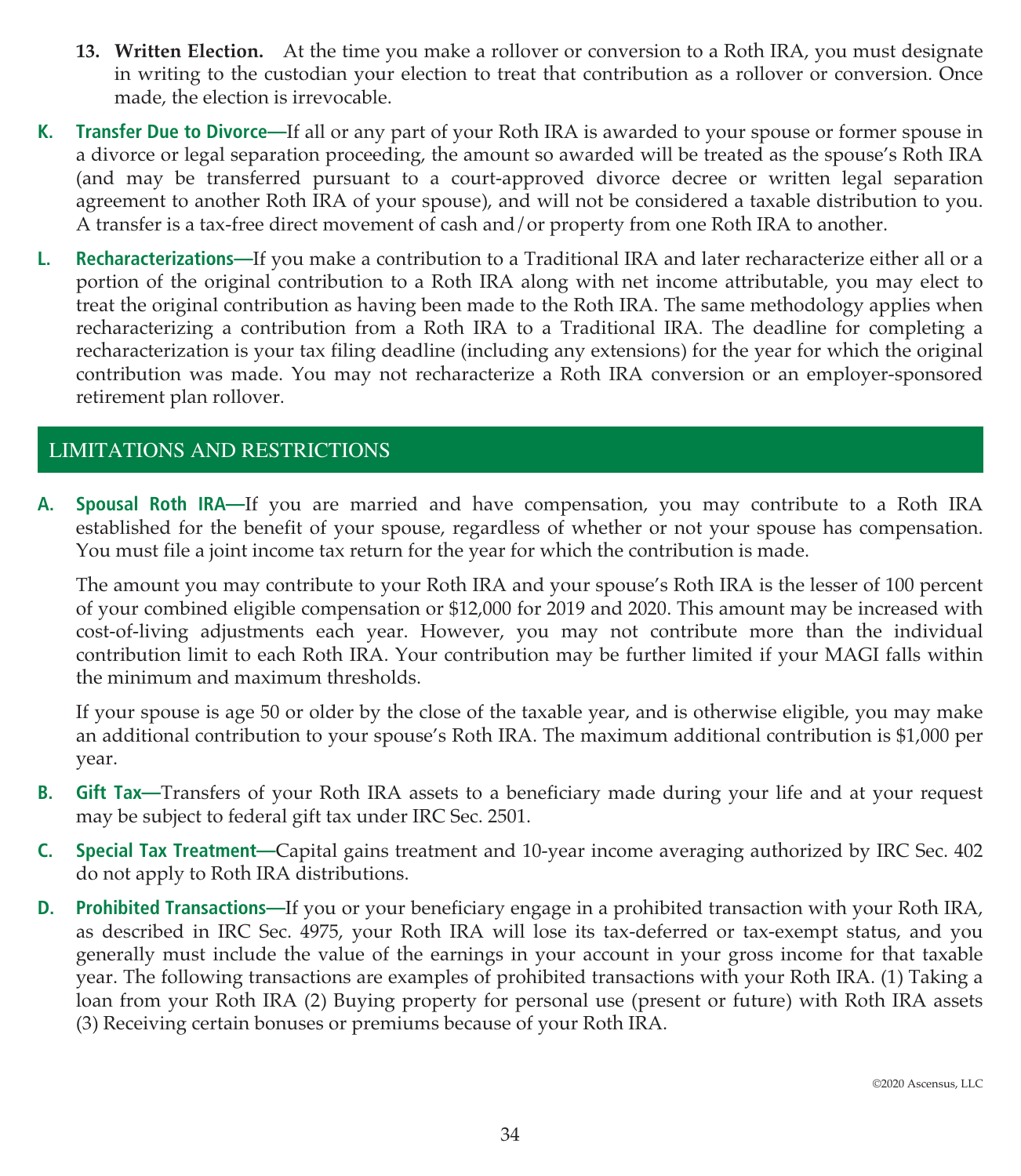13. **Written Election.** At the time you make a rollover or conversion to a Roth IRA, you must designate in writing to the custodian your election to treat that contribution as a rollover or conversion. Once made, the election is irrevocable.

**K. Transfer Due to Divorce—**If all or any part of your Roth IRA is awarded to your spouse or former spouse in a divorce or legal separation proceeding, the amount so awarded will be treated as the spouse's Roth IRA (and may be transferred pursuant to a court-approved divorce decree or written legal separation agreement to another Roth IRA of your spouse), and will not be considered a taxable distribution to you. A transfer is a tax-free direct movement of cash and/or property from one Roth IRA to another.

**L. Recharacterizations—**If you make a contribution to a Traditional IRA and later recharacterize either all or a portion of the original contribution to a Roth IRA along with net income attributable, you may elect to treat the original contribution as having been made to the Roth IRA. The same methodology applies when recharacterizing a contribution from a Roth IRA to a Traditional IRA. The deadline for completing a recharacterization is your tax filing deadline (including any extensions) for the year for which the original contribution was made. You may not recharacterize a Roth IRA conversion or an employer-sponsored retirement plan rollover.

## LIMITATIONS AND RESTRICTIONS

**A. Spousal Roth IRA—**If you are married and have compensation, you may contribute to a Roth IRA established for the benefit of your spouse, regardless of whether or not your spouse has compensation. You must file a joint income tax return for the year for which the contribution is made.

The amount you may contribute to your Roth IRA and your spouse's Roth IRA is the lesser of 100 percent of your combined eligible compensation or $12,000 for 2019 and 2020. This amount may be increased with cost-of-living adjustments each year. However, you may not contribute more than the individual contribution limit to each Roth IRA. Your contribution may be further limited if your MAGI falls within the minimum and maximum thresholds.

If your spouse is age 50 or older by the close of the taxable year, and is otherwise eligible, you may make an additional contribution to your spouse's Roth IRA. The maximum additional contribution is $1,000 per year.

**B. Gift Tax—**Transfers of your Roth IRA assets to a beneficiary made during your life and at your request may be subject to federal gift tax under IRC Sec. 2501.

**C. Special Tax Treatment—**Capital gains treatment and 10-year income averaging authorized by IRC Sec. 402 do not apply to Roth IRA distributions.

**D. Prohibited Transactions—**If you or your beneficiary engage in a prohibited transaction with your Roth IRA, as described in IRC Sec. 4975, your Roth IRA will lose its tax-deferred or tax-exempt status, and you generally must include the value of the earnings in your account in your gross income for that taxable year. The following transactions are examples of prohibited transactions with your Roth IRA. (1) Taking a loan from your Roth IRA (2) Buying property for personal use (present or future) with Roth IRA assets (3) Receiving certain bonuses or premiums because of your Roth IRA.

©2020 Ascensus, LLC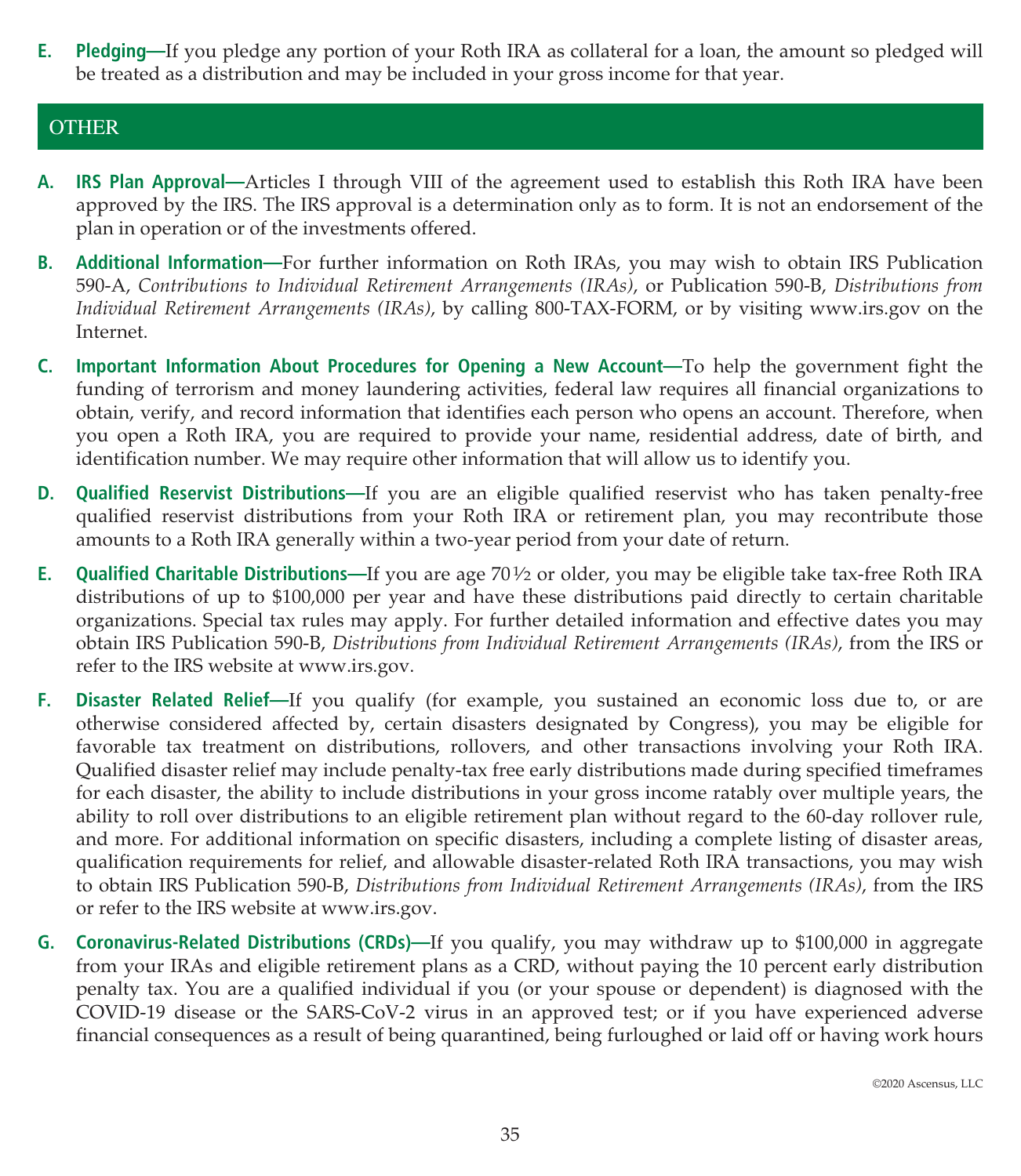**E. Pledging**—If you pledge any portion of your Roth IRA as collateral for a loan, the amount so pledged will be treated as a distribution and may be included in your gross income for that year.

## OTHER

**A. IRS Plan Approval**—Articles I through VIII of the agreement used to establish this Roth IRA have been approved by the IRS. The IRS approval is a determination only as to form. It is not an endorsement of the plan in operation or of the investments offered.

**B. Additional Information**—For further information on Roth IRAs, you may wish to obtain IRS Publication 590-A, *Contributions to Individual Retirement Arrangements (IRAs)*, or Publication 590-B, *Distributions from Individual Retirement Arrangements (IRAs)*, by calling 800-TAX-FORM, or by visiting www.irs.gov on the Internet.

**C. Important Information About Procedures for Opening a New Account**—To help the government fight the funding of terrorism and money laundering activities, federal law requires all financial organizations to obtain, verify, and record information that identifies each person who opens an account. Therefore, when you open a Roth IRA, you are required to provide your name, residential address, date of birth, and identification number. We may require other information that will allow us to identify you.

**D. Qualified Reservist Distributions**—If you are an eligible qualified reservist who has taken penalty-free qualified reservist distributions from your Roth IRA or retirement plan, you may recontribute those amounts to a Roth IRA generally within a two-year period from your date of return.

**E. Qualified Charitable Distributions**—If you are age 70½ or older, you may be eligible take tax-free Roth IRA distributions of up to $100,000 per year and have these distributions paid directly to certain charitable organizations. Special tax rules may apply. For further detailed information and effective dates you may obtain IRS Publication 590-B, *Distributions from Individual Retirement Arrangements (IRAs)*, from the IRS or refer to the IRS website at www.irs.gov.

**F. Disaster Related Relief**—If you qualify (for example, you sustained an economic loss due to, or are otherwise considered affected by, certain disasters designated by Congress), you may be eligible for favorable tax treatment on distributions, rollovers, and other transactions involving your Roth IRA. Qualified disaster relief may include penalty-tax free early distributions made during specified timeframes for each disaster, the ability to include distributions in your gross income ratably over multiple years, the ability to roll over distributions to an eligible retirement plan without regard to the 60-day rollover rule, and more. For additional information on specific disasters, including a complete listing of disaster areas, qualification requirements for relief, and allowable disaster-related Roth IRA transactions, you may wish to obtain IRS Publication 590-B, *Distributions from Individual Retirement Arrangements (IRAs)*, from the IRS or refer to the IRS website at www.irs.gov.

**G. Coronavirus-Related Distributions (CRDs)**—If you qualify, you may withdraw up to $100,000 in aggregate from your IRAs and eligible retirement plans as a CRD, without paying the 10 percent early distribution penalty tax. You are a qualified individual if you (or your spouse or dependent) is diagnosed with the COVID-19 disease or the SARS-CoV-2 virus in an approved test; or if you have experienced adverse financial consequences as a result of being quarantined, being furloughed or laid off or having work hours

©2020 Ascensus, LLC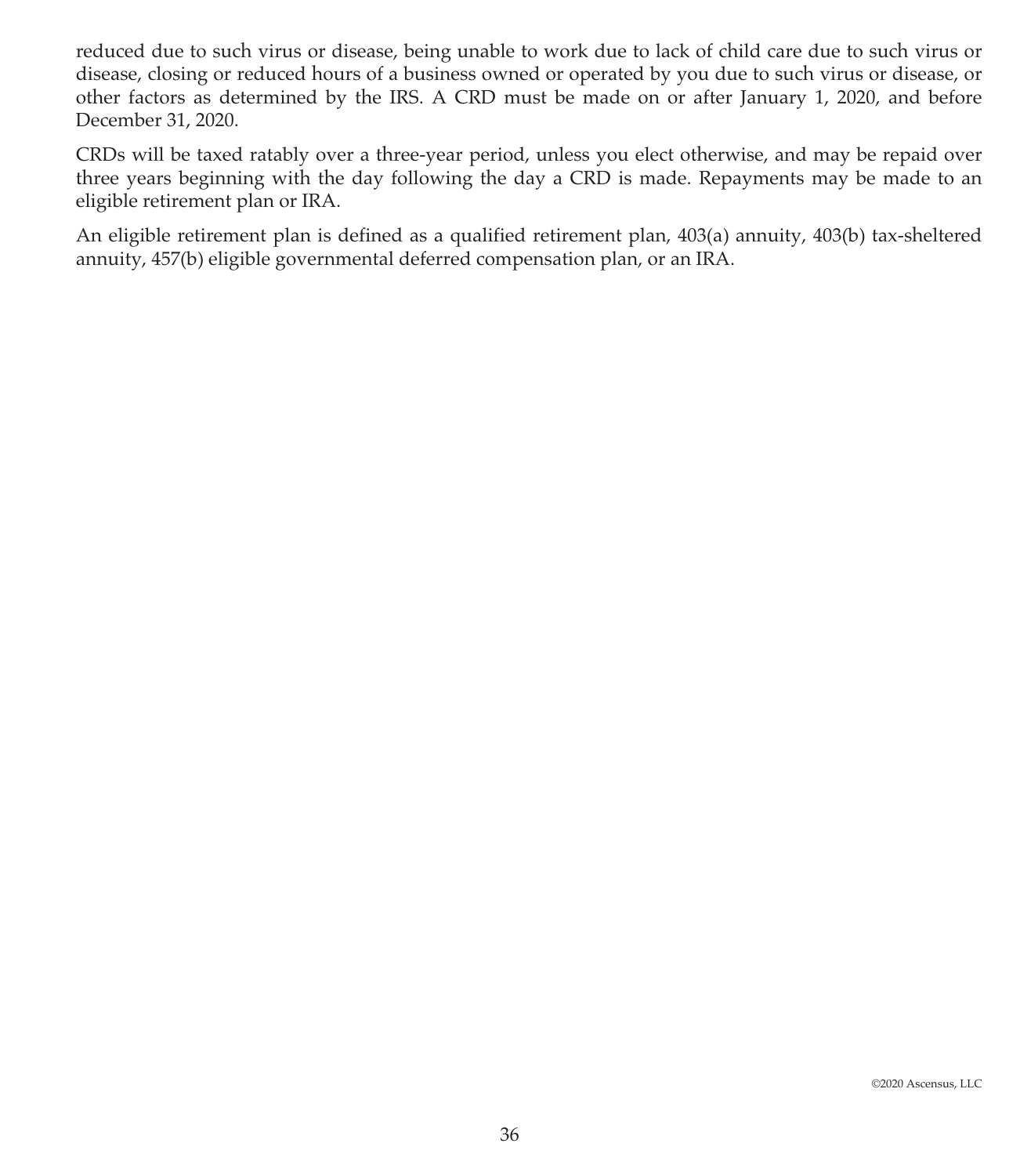reduced due to such virus or disease, being unable to work due to lack of child care due to such virus or disease, closing or reduced hours of a business owned or operated by you due to such virus or disease, or other factors as determined by the IRS. A CRD must be made on or after January 1, 2020, and before December 31, 2020.

CRDs will be taxed ratably over a three-year period, unless you elect otherwise, and may be repaid over three years beginning with the day following the day a CRD is made. Repayments may be made to an eligible retirement plan or IRA.

An eligible retirement plan is defined as a qualified retirement plan, 403(a) annuity, 403(b) tax-sheltered annuity, 457(b) eligible governmental deferred compensation plan, or an IRA.

©2020 Ascensus, LLC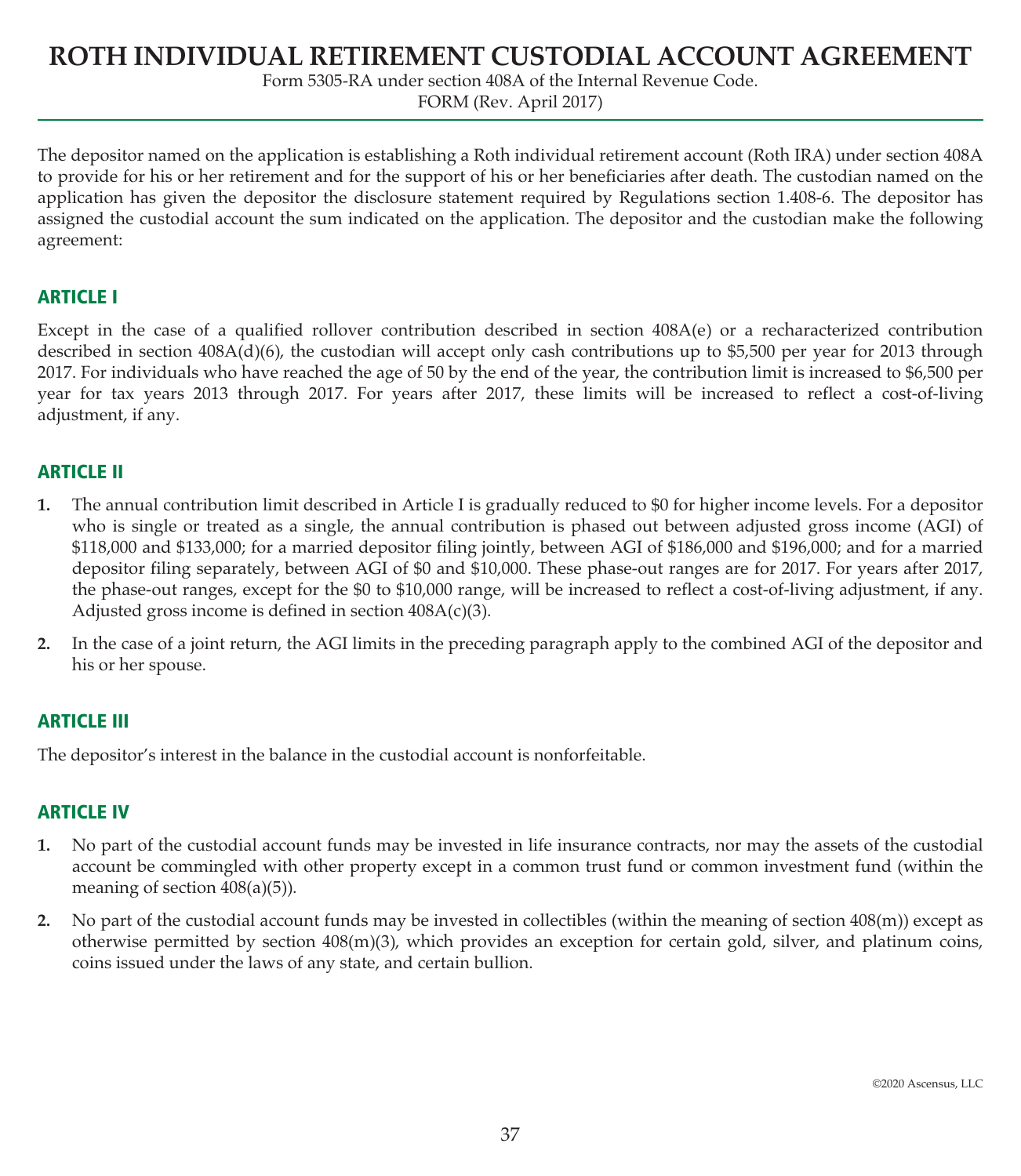# ROTH INDIVIDUAL RETIREMENT CUSTODIAL ACCOUNT AGREEMENT

Form 5305-RA under section 408A of the Internal Revenue Code.
FORM (Rev. April 2017)

The depositor named on the application is establishing a Roth individual retirement account (Roth IRA) under section 408A to provide for his or her retirement and for the support of his or her beneficiaries after death. The custodian named on the application has given the depositor the disclosure statement required by Regulations section 1.408-6. The depositor has assigned the custodial account the sum indicated on the application. The depositor and the custodian make the following agreement:

## ARTICLE I

Except in the case of a qualified rollover contribution described in section 408A(e) or a recharacterized contribution described in section 408A(d)(6), the custodian will accept only cash contributions up to $5,500 per year for 2013 through 2017. For individuals who have reached the age of 50 by the end of the year, the contribution limit is increased to $6,500 per year for tax years 2013 through 2017. For years after 2017, these limits will be increased to reflect a cost-of-living adjustment, if any.

## ARTICLE II

1. The annual contribution limit described in Article I is gradually reduced to $0 for higher income levels. For a depositor who is single or treated as a single, the annual contribution is phased out between adjusted gross income (AGI) of $118,000 and $133,000; for a married depositor filing jointly, between AGI of $186,000 and $196,000; and for a married depositor filing separately, between AGI of $0 and $10,000. These phase-out ranges are for 2017. For years after 2017, the phase-out ranges, except for the $0 to $10,000 range, will be increased to reflect a cost-of-living adjustment, if any. Adjusted gross income is defined in section 408A(c)(3).
2. In the case of a joint return, the AGI limits in the preceding paragraph apply to the combined AGI of the depositor and his or her spouse.

## ARTICLE III

The depositor's interest in the balance in the custodial account is nonforfeitable.

## ARTICLE IV

1. No part of the custodial account funds may be invested in life insurance contracts, nor may the assets of the custodial account be commingled with other property except in a common trust fund or common investment fund (within the meaning of section 408(a)(5)).
2. No part of the custodial account funds may be invested in collectibles (within the meaning of section 408(m)) except as otherwise permitted by section 408(m)(3), which provides an exception for certain gold, silver, and platinum coins, coins issued under the laws of any state, and certain bullion.

©2020 Ascensus, LLC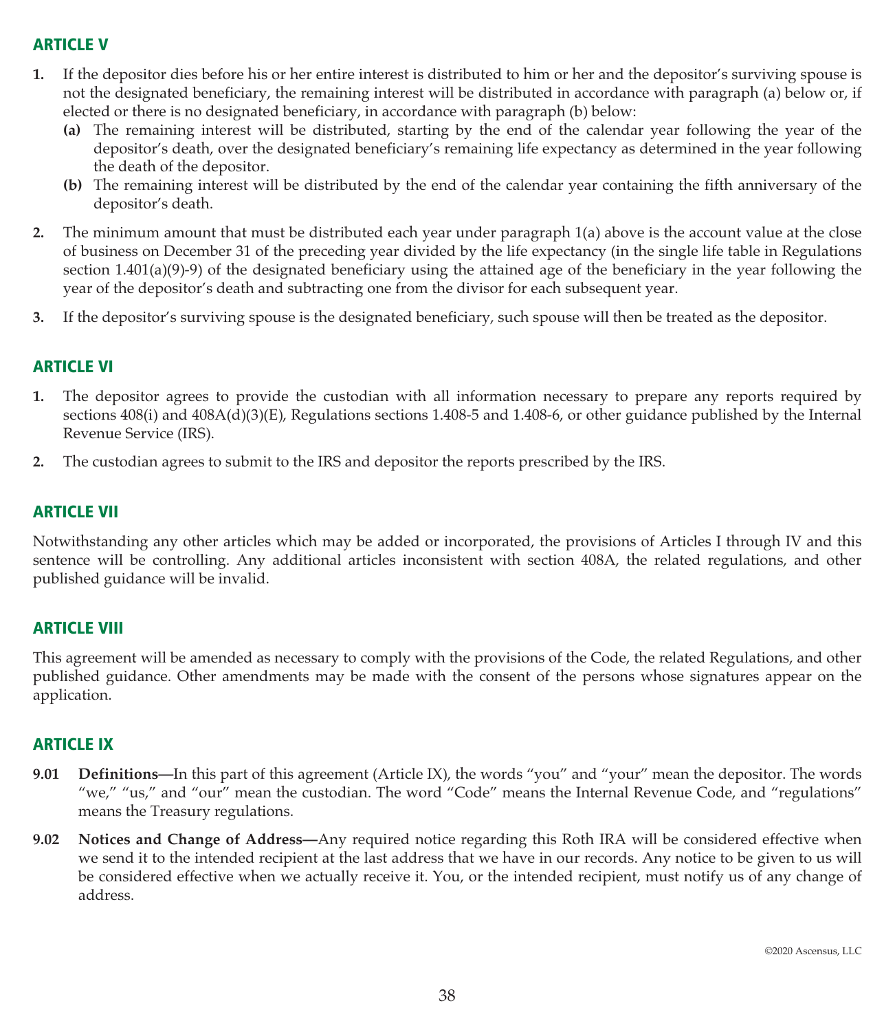## ARTICLE V

1. If the depositor dies before his or her entire interest is distributed to him or her and the depositor's surviving spouse is not the designated beneficiary, the remaining interest will be distributed in accordance with paragraph (a) below or, if elected or there is no designated beneficiary, in accordance with paragraph (b) below:
   - **(a)** The remaining interest will be distributed, starting by the end of the calendar year following the year of the depositor's death, over the designated beneficiary's remaining life expectancy as determined in the year following the death of the depositor.
   - **(b)** The remaining interest will be distributed by the end of the calendar year containing the fifth anniversary of the depositor's death.
2. The minimum amount that must be distributed each year under paragraph 1(a) above is the account value at the close of business on December 31 of the preceding year divided by the life expectancy (in the single life table in Regulations section 1.401(a)(9)-9) of the designated beneficiary using the attained age of the beneficiary in the year following the year of the depositor's death and subtracting one from the divisor for each subsequent year.
3. If the depositor's surviving spouse is the designated beneficiary, such spouse will then be treated as the depositor.

## ARTICLE VI

1. The depositor agrees to provide the custodian with all information necessary to prepare any reports required by sections 408(i) and 408A(d)(3)(E), Regulations sections 1.408-5 and 1.408-6, or other guidance published by the Internal Revenue Service (IRS).
2. The custodian agrees to submit to the IRS and depositor the reports prescribed by the IRS.

## ARTICLE VII

Notwithstanding any other articles which may be added or incorporated, the provisions of Articles I through IV and this sentence will be controlling. Any additional articles inconsistent with section 408A, the related regulations, and other published guidance will be invalid.

## ARTICLE VIII

This agreement will be amended as necessary to comply with the provisions of the Code, the related Regulations, and other published guidance. Other amendments may be made with the consent of the persons whose signatures appear on the application.

## ARTICLE IX

**9.01 Definitions—**In this part of this agreement (Article IX), the words "you" and "your" mean the depositor. The words "we," "us," and "our" mean the custodian. The word "Code" means the Internal Revenue Code, and "regulations" means the Treasury regulations.

**9.02 Notices and Change of Address—**Any required notice regarding this Roth IRA will be considered effective when we send it to the intended recipient at the last address that we have in our records. Any notice to be given to us will be considered effective when we actually receive it. You, or the intended recipient, must notify us of any change of address.

©2020 Ascensus, LLC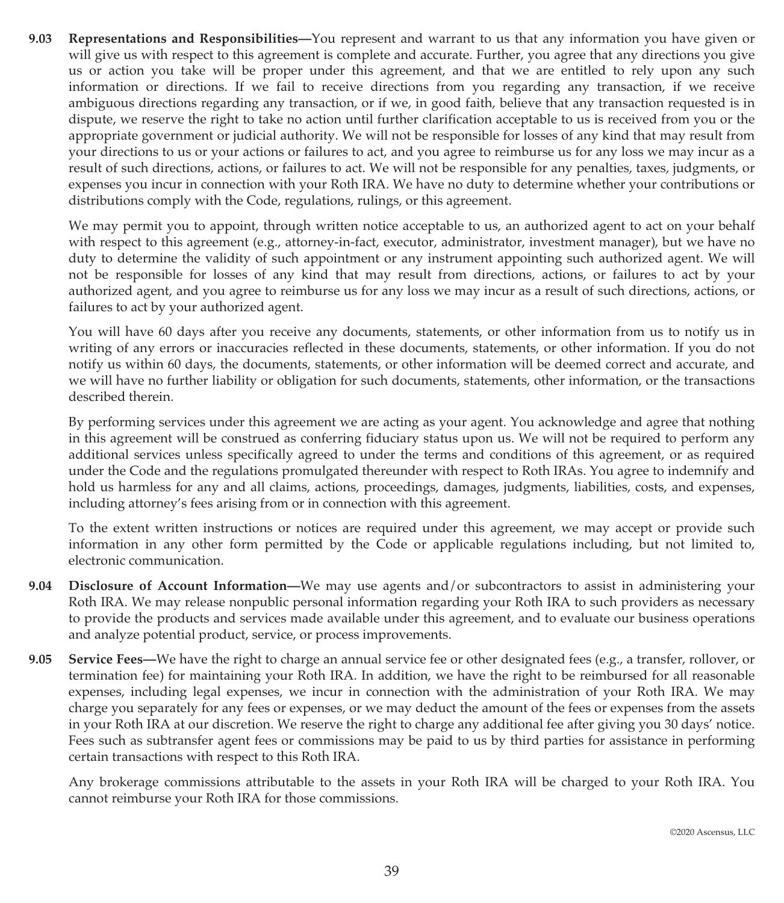**9.03 Representations and Responsibilities—**You represent and warrant to us that any information you have given or will give us with respect to this agreement is complete and accurate. Further, you agree that any directions you give us or action you take will be proper under this agreement, and that we are entitled to rely upon any such information or directions. If we fail to receive directions from you regarding any transaction, if we receive ambiguous directions regarding any transaction, or if we, in good faith, believe that any transaction requested is in dispute, we reserve the right to take no action until further clarification acceptable to us is received from you or the appropriate government or judicial authority. We will not be responsible for losses of any kind that may result from your directions to us or your actions or failures to act, and you agree to reimburse us for any loss we may incur as a result of such directions, actions, or failures to act. We will not be responsible for any penalties, taxes, judgments, or expenses you incur in connection with your Roth IRA. We have no duty to determine whether your contributions or distributions comply with the Code, regulations, rulings, or this agreement.

We may permit you to appoint, through written notice acceptable to us, an authorized agent to act on your behalf with respect to this agreement (e.g., attorney-in-fact, executor, administrator, investment manager), but we have no duty to determine the validity of such appointment or any instrument appointing such authorized agent. We will not be responsible for losses of any kind that may result from directions, actions, or failures to act by your authorized agent, and you agree to reimburse us for any loss we may incur as a result of such directions, actions, or failures to act by your authorized agent.

You will have 60 days after you receive any documents, statements, or other information from us to notify us in writing of any errors or inaccuracies reflected in these documents, statements, or other information. If you do not notify us within 60 days, the documents, statements, or other information will be deemed correct and accurate, and we will have no further liability or obligation for such documents, statements, other information, or the transactions described therein.

By performing services under this agreement we are acting as your agent. You acknowledge and agree that nothing in this agreement will be construed as conferring fiduciary status upon us. We will not be required to perform any additional services unless specifically agreed to under the terms and conditions of this agreement, or as required under the Code and the regulations promulgated thereunder with respect to Roth IRAs. You agree to indemnify and hold us harmless for any and all claims, actions, proceedings, damages, judgments, liabilities, costs, and expenses, including attorney's fees arising from or in connection with this agreement.

To the extent written instructions or notices are required under this agreement, we may accept or provide such information in any other form permitted by the Code or applicable regulations including, but not limited to, electronic communication.

**9.04 Disclosure of Account Information—**We may use agents and/or subcontractors to assist in administering your Roth IRA. We may release nonpublic personal information regarding your Roth IRA to such providers as necessary to provide the products and services made available under this agreement, and to evaluate our business operations and analyze potential product, service, or process improvements.

**9.05 Service Fees—**We have the right to charge an annual service fee or other designated fees (e.g., a transfer, rollover, or termination fee) for maintaining your Roth IRA. In addition, we have the right to be reimbursed for all reasonable expenses, including legal expenses, we incur in connection with the administration of your Roth IRA. We may charge you separately for any fees or expenses, or we may deduct the amount of the fees or expenses from the assets in your Roth IRA at our discretion. We reserve the right to charge any additional fee after giving you 30 days' notice. Fees such as subtransfer agent fees or commissions may be paid to us by third parties for assistance in performing certain transactions with respect to this Roth IRA.

Any brokerage commissions attributable to the assets in your Roth IRA will be charged to your Roth IRA. You cannot reimburse your Roth IRA for those commissions.

©2020 Ascensus, LLC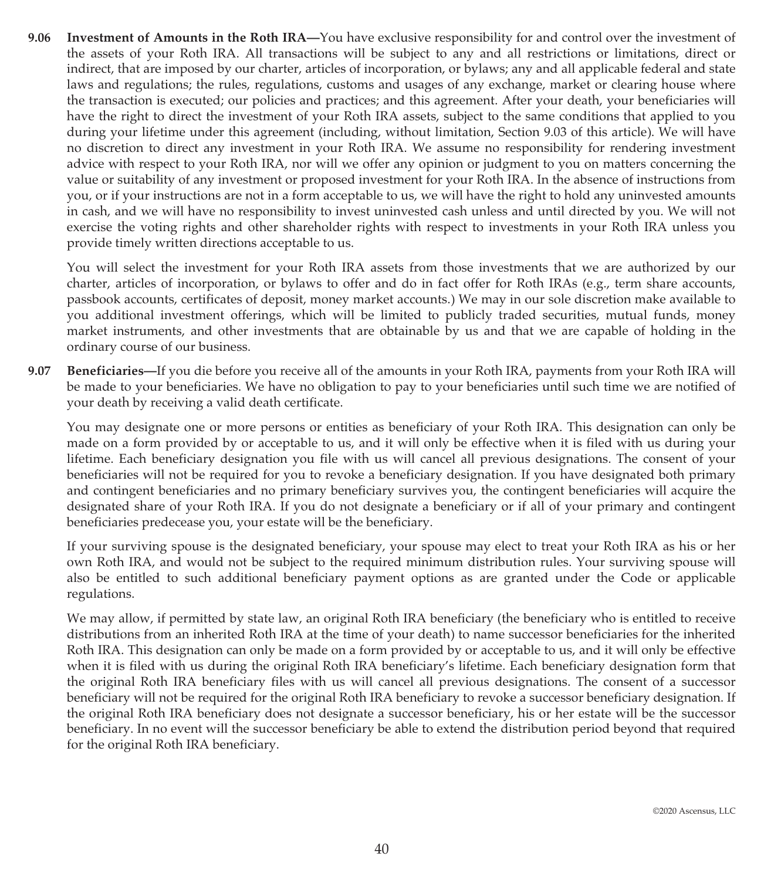**9.06 Investment of Amounts in the Roth IRA—**You have exclusive responsibility for and control over the investment of the assets of your Roth IRA. All transactions will be subject to any and all restrictions or limitations, direct or indirect, that are imposed by our charter, articles of incorporation, or bylaws; any and all applicable federal and state laws and regulations; the rules, regulations, customs and usages of any exchange, market or clearing house where the transaction is executed; our policies and practices; and this agreement. After your death, your beneficiaries will have the right to direct the investment of your Roth IRA assets, subject to the same conditions that applied to you during your lifetime under this agreement (including, without limitation, Section 9.03 of this article). We will have no discretion to direct any investment in your Roth IRA. We assume no responsibility for rendering investment advice with respect to your Roth IRA, nor will we offer any opinion or judgment to you on matters concerning the value or suitability of any investment or proposed investment for your Roth IRA. In the absence of instructions from you, or if your instructions are not in a form acceptable to us, we will have the right to hold any uninvested amounts in cash, and we will have no responsibility to invest uninvested cash unless and until directed by you. We will not exercise the voting rights and other shareholder rights with respect to investments in your Roth IRA unless you provide timely written directions acceptable to us.

You will select the investment for your Roth IRA assets from those investments that we are authorized by our charter, articles of incorporation, or bylaws to offer and do in fact offer for Roth IRAs (e.g., term share accounts, passbook accounts, certificates of deposit, money market accounts.) We may in our sole discretion make available to you additional investment offerings, which will be limited to publicly traded securities, mutual funds, money market instruments, and other investments that are obtainable by us and that we are capable of holding in the ordinary course of our business.

**9.07 Beneficiaries—**If you die before you receive all of the amounts in your Roth IRA, payments from your Roth IRA will be made to your beneficiaries. We have no obligation to pay to your beneficiaries until such time we are notified of your death by receiving a valid death certificate.

You may designate one or more persons or entities as beneficiary of your Roth IRA. This designation can only be made on a form provided by or acceptable to us, and it will only be effective when it is filed with us during your lifetime. Each beneficiary designation you file with us will cancel all previous designations. The consent of your beneficiaries will not be required for you to revoke a beneficiary designation. If you have designated both primary and contingent beneficiaries and no primary beneficiary survives you, the contingent beneficiaries will acquire the designated share of your Roth IRA. If you do not designate a beneficiary or if all of your primary and contingent beneficiaries predecease you, your estate will be the beneficiary.

If your surviving spouse is the designated beneficiary, your spouse may elect to treat your Roth IRA as his or her own Roth IRA, and would not be subject to the required minimum distribution rules. Your surviving spouse will also be entitled to such additional beneficiary payment options as are granted under the Code or applicable regulations.

We may allow, if permitted by state law, an original Roth IRA beneficiary (the beneficiary who is entitled to receive distributions from an inherited Roth IRA at the time of your death) to name successor beneficiaries for the inherited Roth IRA. This designation can only be made on a form provided by or acceptable to us, and it will only be effective when it is filed with us during the original Roth IRA beneficiary's lifetime. Each beneficiary designation form that the original Roth IRA beneficiary files with us will cancel all previous designations. The consent of a successor beneficiary will not be required for the original Roth IRA beneficiary to revoke a successor beneficiary designation. If the original Roth IRA beneficiary does not designate a successor beneficiary, his or her estate will be the successor beneficiary. In no event will the successor beneficiary be able to extend the distribution period beyond that required for the original Roth IRA beneficiary.

©2020 Ascensus, LLC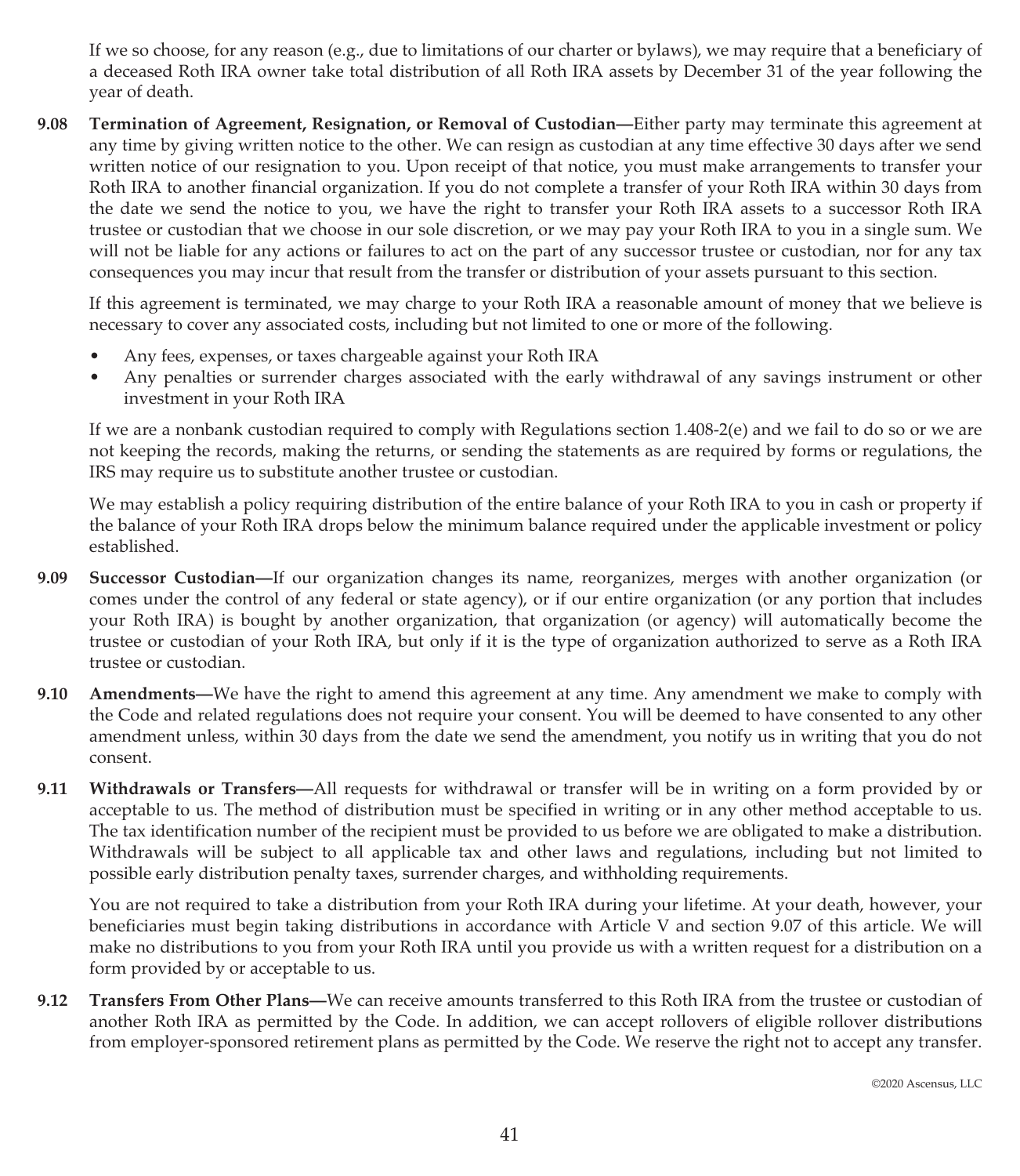If we so choose, for any reason (e.g., due to limitations of our charter or bylaws), we may require that a beneficiary of a deceased Roth IRA owner take total distribution of all Roth IRA assets by December 31 of the year following the year of death.

**9.08 Termination of Agreement, Resignation, or Removal of Custodian—**Either party may terminate this agreement at any time by giving written notice to the other. We can resign as custodian at any time effective 30 days after we send written notice of our resignation to you. Upon receipt of that notice, you must make arrangements to transfer your Roth IRA to another financial organization. If you do not complete a transfer of your Roth IRA within 30 days from the date we send the notice to you, we have the right to transfer your Roth IRA assets to a successor Roth IRA trustee or custodian that we choose in our sole discretion, or we may pay your Roth IRA to you in a single sum. We will not be liable for any actions or failures to act on the part of any successor trustee or custodian, nor for any tax consequences you may incur that result from the transfer or distribution of your assets pursuant to this section.

If this agreement is terminated, we may charge to your Roth IRA a reasonable amount of money that we believe is necessary to cover any associated costs, including but not limited to one or more of the following.

- Any fees, expenses, or taxes chargeable against your Roth IRA
- Any penalties or surrender charges associated with the early withdrawal of any savings instrument or other investment in your Roth IRA

If we are a nonbank custodian required to comply with Regulations section 1.408-2(e) and we fail to do so or we are not keeping the records, making the returns, or sending the statements as are required by forms or regulations, the IRS may require us to substitute another trustee or custodian.

We may establish a policy requiring distribution of the entire balance of your Roth IRA to you in cash or property if the balance of your Roth IRA drops below the minimum balance required under the applicable investment or policy established.

**9.09 Successor Custodian—**If our organization changes its name, reorganizes, merges with another organization (or comes under the control of any federal or state agency), or if our entire organization (or any portion that includes your Roth IRA) is bought by another organization, that organization (or agency) will automatically become the trustee or custodian of your Roth IRA, but only if it is the type of organization authorized to serve as a Roth IRA trustee or custodian.

**9.10 Amendments—**We have the right to amend this agreement at any time. Any amendment we make to comply with the Code and related regulations does not require your consent. You will be deemed to have consented to any other amendment unless, within 30 days from the date we send the amendment, you notify us in writing that you do not consent.

**9.11 Withdrawals or Transfers—**All requests for withdrawal or transfer will be in writing on a form provided by or acceptable to us. The method of distribution must be specified in writing or in any other method acceptable to us. The tax identification number of the recipient must be provided to us before we are obligated to make a distribution. Withdrawals will be subject to all applicable tax and other laws and regulations, including but not limited to possible early distribution penalty taxes, surrender charges, and withholding requirements.

You are not required to take a distribution from your Roth IRA during your lifetime. At your death, however, your beneficiaries must begin taking distributions in accordance with Article V and section 9.07 of this article. We will make no distributions to you from your Roth IRA until you provide us with a written request for a distribution on a form provided by or acceptable to us.

**9.12 Transfers From Other Plans—**We can receive amounts transferred to this Roth IRA from the trustee or custodian of another Roth IRA as permitted by the Code. In addition, we can accept rollovers of eligible rollover distributions from employer-sponsored retirement plans as permitted by the Code. We reserve the right not to accept any transfer.

©2020 Ascensus, LLC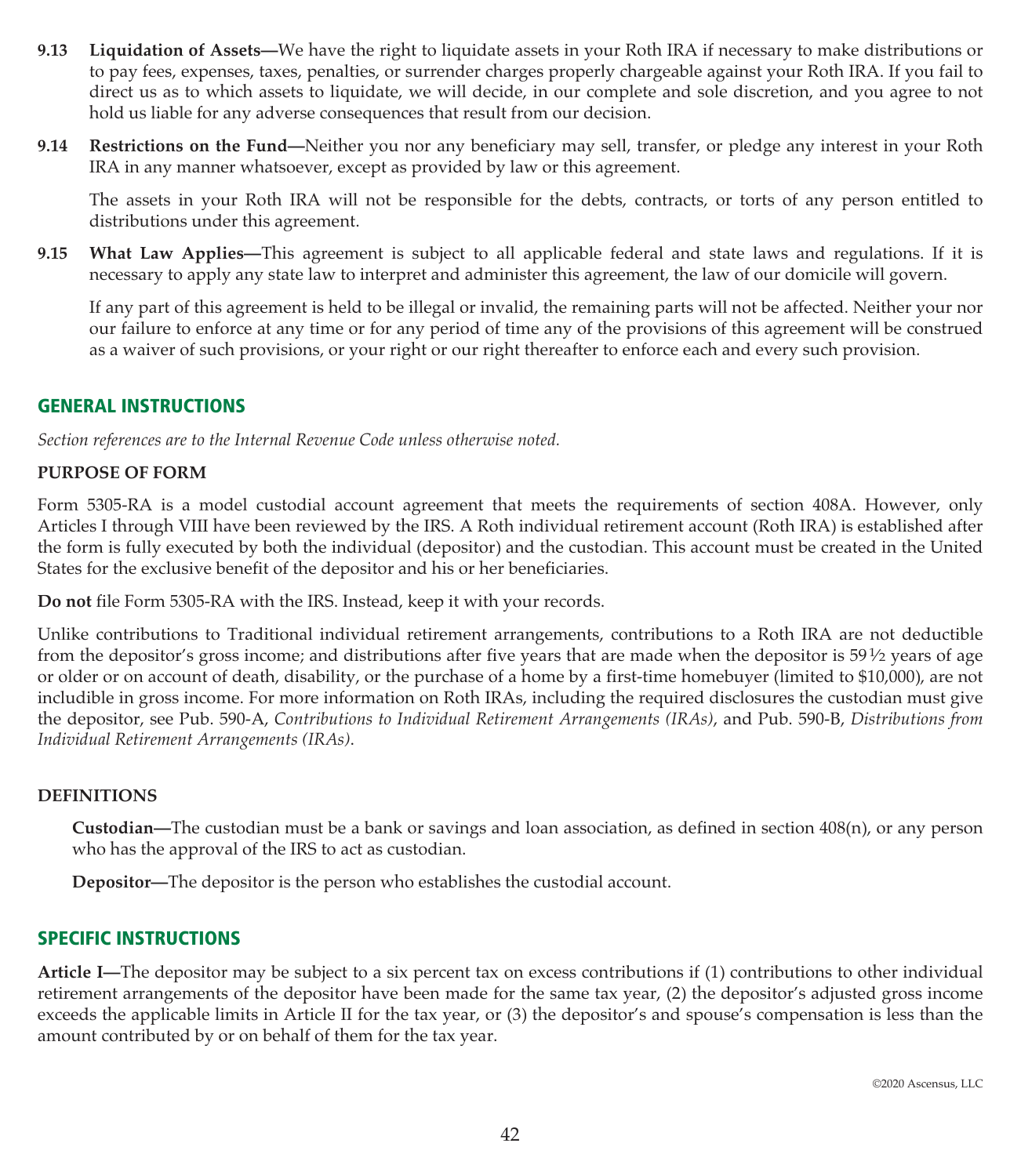**9.13 Liquidation of Assets—**We have the right to liquidate assets in your Roth IRA if necessary to make distributions or to pay fees, expenses, taxes, penalties, or surrender charges properly chargeable against your Roth IRA. If you fail to direct us as to which assets to liquidate, we will decide, in our complete and sole discretion, and you agree to not hold us liable for any adverse consequences that result from our decision.

**9.14 Restrictions on the Fund—**Neither you nor any beneficiary may sell, transfer, or pledge any interest in your Roth IRA in any manner whatsoever, except as provided by law or this agreement.

The assets in your Roth IRA will not be responsible for the debts, contracts, or torts of any person entitled to distributions under this agreement.

**9.15 What Law Applies—**This agreement is subject to all applicable federal and state laws and regulations. If it is necessary to apply any state law to interpret and administer this agreement, the law of our domicile will govern.

If any part of this agreement is held to be illegal or invalid, the remaining parts will not be affected. Neither your nor our failure to enforce at any time or for any period of time any of the provisions of this agreement will be construed as a waiver of such provisions, or your right or our right thereafter to enforce each and every such provision.

## GENERAL INSTRUCTIONS

*Section references are to the Internal Revenue Code unless otherwise noted.*

### PURPOSE OF FORM

Form 5305-RA is a model custodial account agreement that meets the requirements of section 408A. However, only Articles I through VIII have been reviewed by the IRS. A Roth individual retirement account (Roth IRA) is established after the form is fully executed by both the individual (depositor) and the custodian. This account must be created in the United States for the exclusive benefit of the depositor and his or her beneficiaries.

**Do not** file Form 5305-RA with the IRS. Instead, keep it with your records.

Unlike contributions to Traditional individual retirement arrangements, contributions to a Roth IRA are not deductible from the depositor's gross income; and distributions after five years that are made when the depositor is 59½ years of age or older or on account of death, disability, or the purchase of a home by a first-time homebuyer (limited to $10,000), are not includible in gross income. For more information on Roth IRAs, including the required disclosures the custodian must give the depositor, see Pub. 590-A, *Contributions to Individual Retirement Arrangements (IRAs)*, and Pub. 590-B, *Distributions from Individual Retirement Arrangements (IRAs)*.

### DEFINITIONS

**Custodian—**The custodian must be a bank or savings and loan association, as defined in section 408(n), or any person who has the approval of the IRS to act as custodian.

**Depositor—**The depositor is the person who establishes the custodial account.

## SPECIFIC INSTRUCTIONS

**Article I—**The depositor may be subject to a six percent tax on excess contributions if (1) contributions to other individual retirement arrangements of the depositor have been made for the same tax year, (2) the depositor's adjusted gross income exceeds the applicable limits in Article II for the tax year, or (3) the depositor's and spouse's compensation is less than the amount contributed by or on behalf of them for the tax year.

©2020 Ascensus, LLC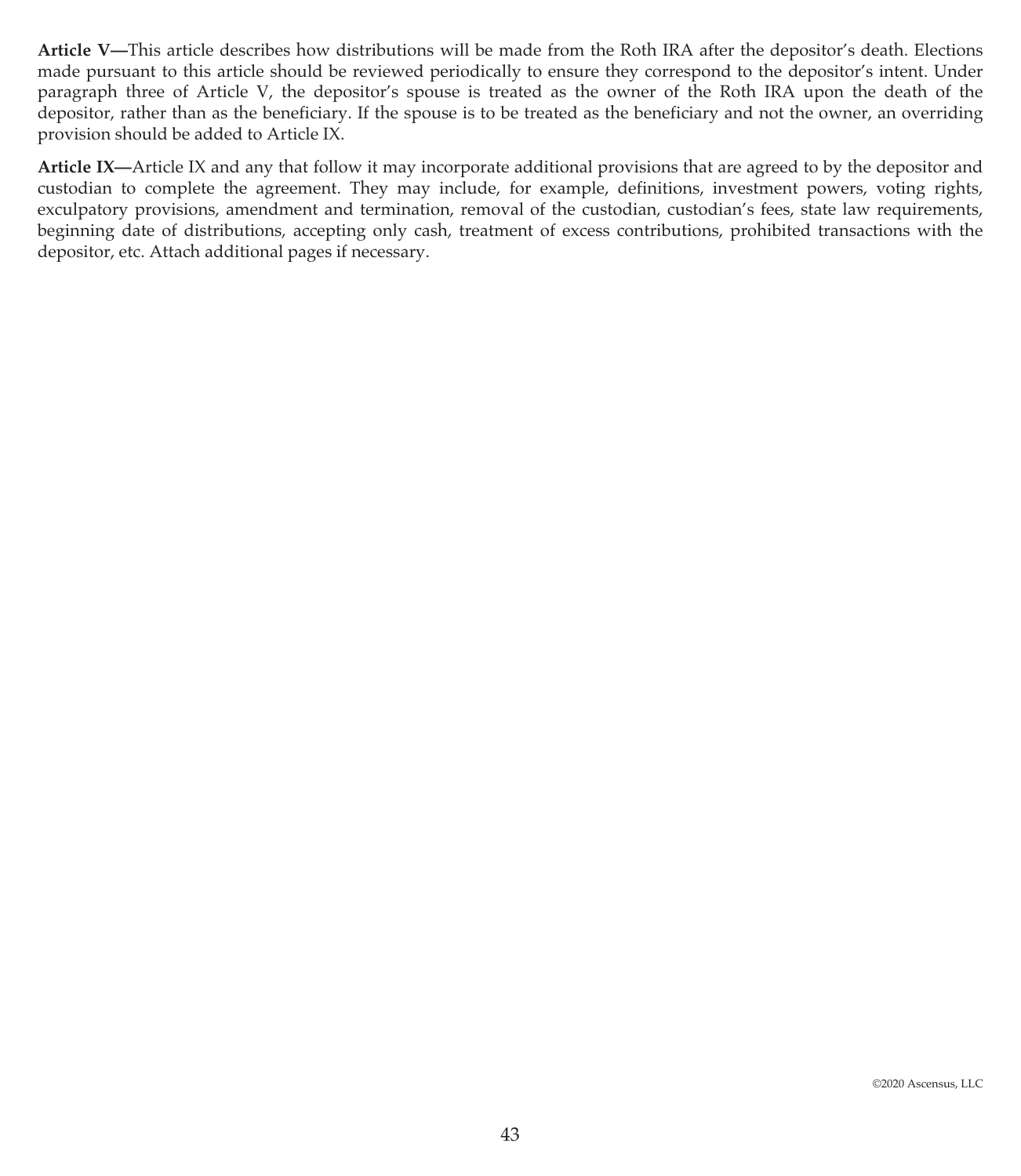**Article V—**This article describes how distributions will be made from the Roth IRA after the depositor's death. Elections made pursuant to this article should be reviewed periodically to ensure they correspond to the depositor's intent. Under paragraph three of Article V, the depositor's spouse is treated as the owner of the Roth IRA upon the death of the depositor, rather than as the beneficiary. If the spouse is to be treated as the beneficiary and not the owner, an overriding provision should be added to Article IX.

**Article IX—**Article IX and any that follow it may incorporate additional provisions that are agreed to by the depositor and custodian to complete the agreement. They may include, for example, definitions, investment powers, voting rights, exculpatory provisions, amendment and termination, removal of the custodian, custodian's fees, state law requirements, beginning date of distributions, accepting only cash, treatment of excess contributions, prohibited transactions with the depositor, etc. Attach additional pages if necessary.

©2020 Ascensus, LLC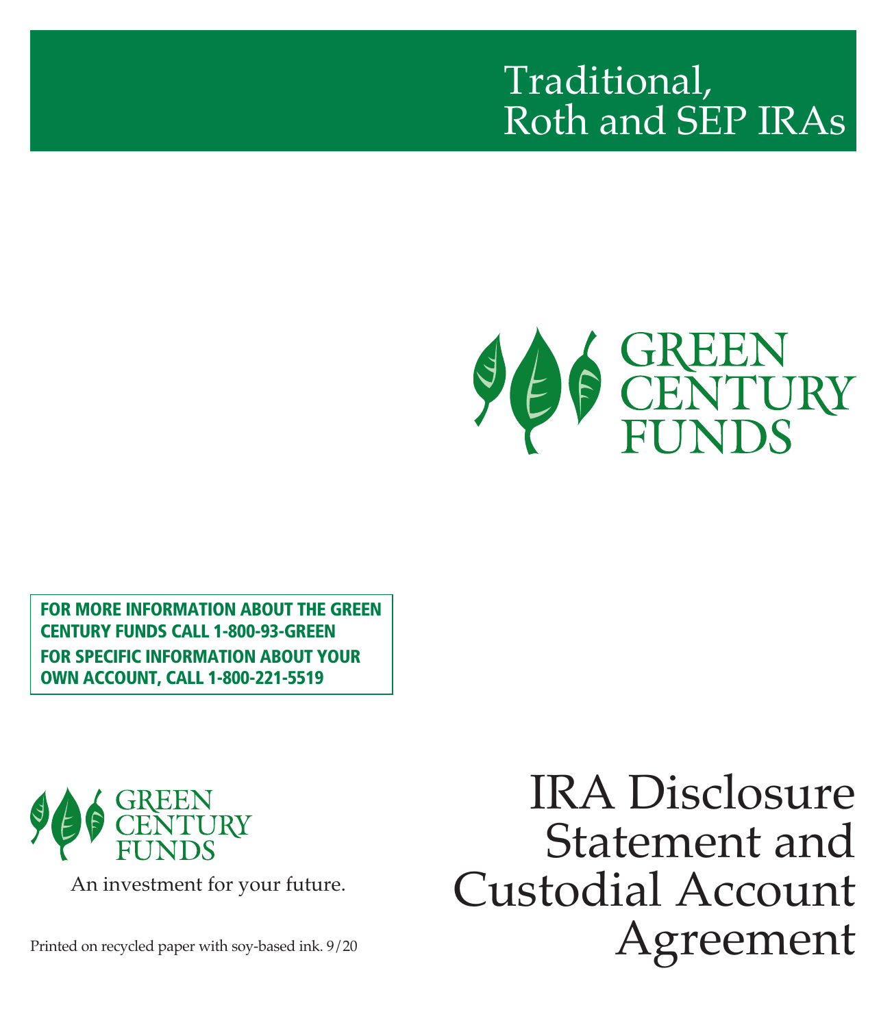# Traditional, Roth and SEP IRAs

GREEN CENTURY FUNDS

**FOR MORE INFORMATION ABOUT THE GREEN CENTURY FUNDS CALL 1-800-93-GREEN**

**FOR SPECIFIC INFORMATION ABOUT YOUR OWN ACCOUNT, CALL 1-800-221-5519**

GREEN CENTURY FUNDS

An investment for your future.

Printed on recycled paper with soy-based ink. 9/20

# IRA Disclosure Statement and Custodial Account Agreement